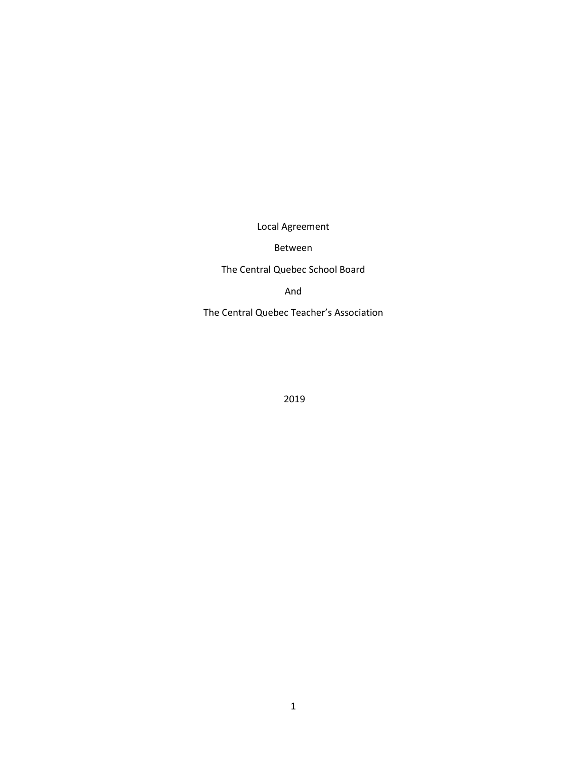Local Agreement

Between

The Central Quebec School Board

And

The Central Quebec Teacher's Association

2019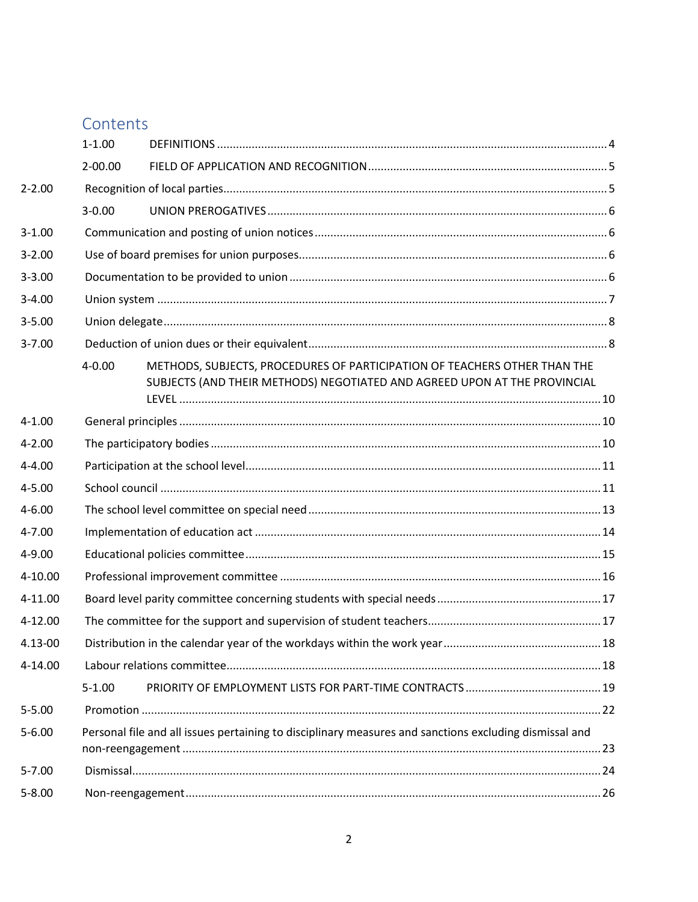# Contents

| | | |
|---|---|---|
| 1-1.00 | DEFINITIONS | 4 |
| 2-00.00 | FIELD OF APPLICATION AND RECOGNITION | 5 |
| 2-2.00 | Recognition of local parties | 5 |
| 3-0.00 | UNION PREROGATIVES | 6 |
| 3-1.00 | Communication and posting of union notices | 6 |
| 3-2.00 | Use of board premises for union purposes | 6 |
| 3-3.00 | Documentation to be provided to union | 6 |
| 3-4.00 | Union system | 7 |
| 3-5.00 | Union delegate | 8 |
| 3-7.00 | Deduction of union dues or their equivalent | 8 |
| 4-0.00 | METHODS, SUBJECTS, PROCEDURES OF PARTICIPATION OF TEACHERS OTHER THAN THE SUBJECTS (AND THEIR METHODS) NEGOTIATED AND AGREED UPON AT THE PROVINCIAL LEVEL | 10 |
| 4-1.00 | General principles | 10 |
| 4-2.00 | The participatory bodies | 10 |
| 4-4.00 | Participation at the school level | 11 |
| 4-5.00 | School council | 11 |
| 4-6.00 | The school level committee on special need | 13 |
| 4-7.00 | Implementation of education act | 14 |
| 4-9.00 | Educational policies committee | 15 |
| 4-10.00 | Professional improvement committee | 16 |
| 4-11.00 | Board level parity committee concerning students with special needs | 17 |
| 4-12.00 | The committee for the support and supervision of student teachers | 17 |
| 4.13-00 | Distribution in the calendar year of the workdays within the work year | 18 |
| 4-14.00 | Labour relations committee | 18 |
| 5-1.00 | PRIORITY OF EMPLOYMENT LISTS FOR PART-TIME CONTRACTS | 19 |
| 5-5.00 | Promotion | 22 |
| 5-6.00 | Personal file and all issues pertaining to disciplinary measures and sanctions excluding dismissal and non-reengagement | 23 |
| 5-7.00 | Dismissal | 24 |
| 5-8.00 | Non-reengagement | 26 |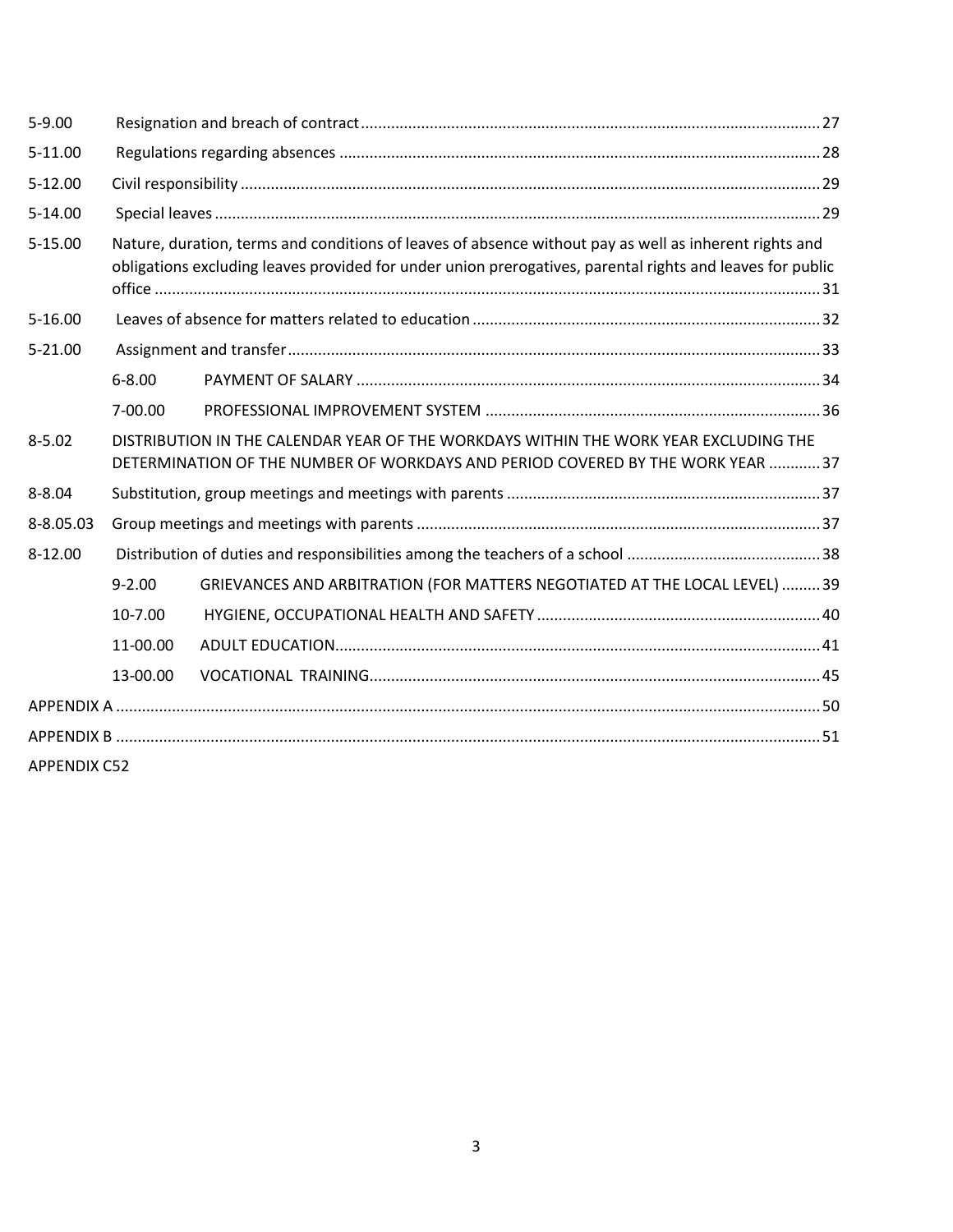| | | |
|---|---|---|
| 5-9.00 | Resignation and breach of contract | 27 |
| 5-11.00 | Regulations regarding absences | 28 |
| 5-12.00 | Civil responsibility | 29 |
| 5-14.00 | Special leaves | 29 |
| 5-15.00 | Nature, duration, terms and conditions of leaves of absence without pay as well as inherent rights and obligations excluding leaves provided for under union prerogatives, parental rights and leaves for public office | 31 |
| 5-16.00 | Leaves of absence for matters related to education | 32 |
| 5-21.00 | Assignment and transfer | 33 |
| | 6-8.00 PAYMENT OF SALARY | 34 |
| | 7-00.00 PROFESSIONAL IMPROVEMENT SYSTEM | 36 |
| 8-5.02 | DISTRIBUTION IN THE CALENDAR YEAR OF THE WORKDAYS WITHIN THE WORK YEAR EXCLUDING THE DETERMINATION OF THE NUMBER OF WORKDAYS AND PERIOD COVERED BY THE WORK YEAR | 37 |
| 8-8.04 | Substitution, group meetings and meetings with parents | 37 |
| 8-8.05.03 | Group meetings and meetings with parents | 37 |
| 8-12.00 | Distribution of duties and responsibilities among the teachers of a school | 38 |
| | 9-2.00 GRIEVANCES AND ARBITRATION (FOR MATTERS NEGOTIATED AT THE LOCAL LEVEL) | 39 |
| | 10-7.00 HYGIENE, OCCUPATIONAL HEALTH AND SAFETY | 40 |
| | 11-00.00 ADULT EDUCATION | 41 |
| | 13-00.00 VOCATIONAL TRAINING | 45 |
| APPENDIX A | | 50 |
| APPENDIX B | | 51 |
| APPENDIX C | | 52 |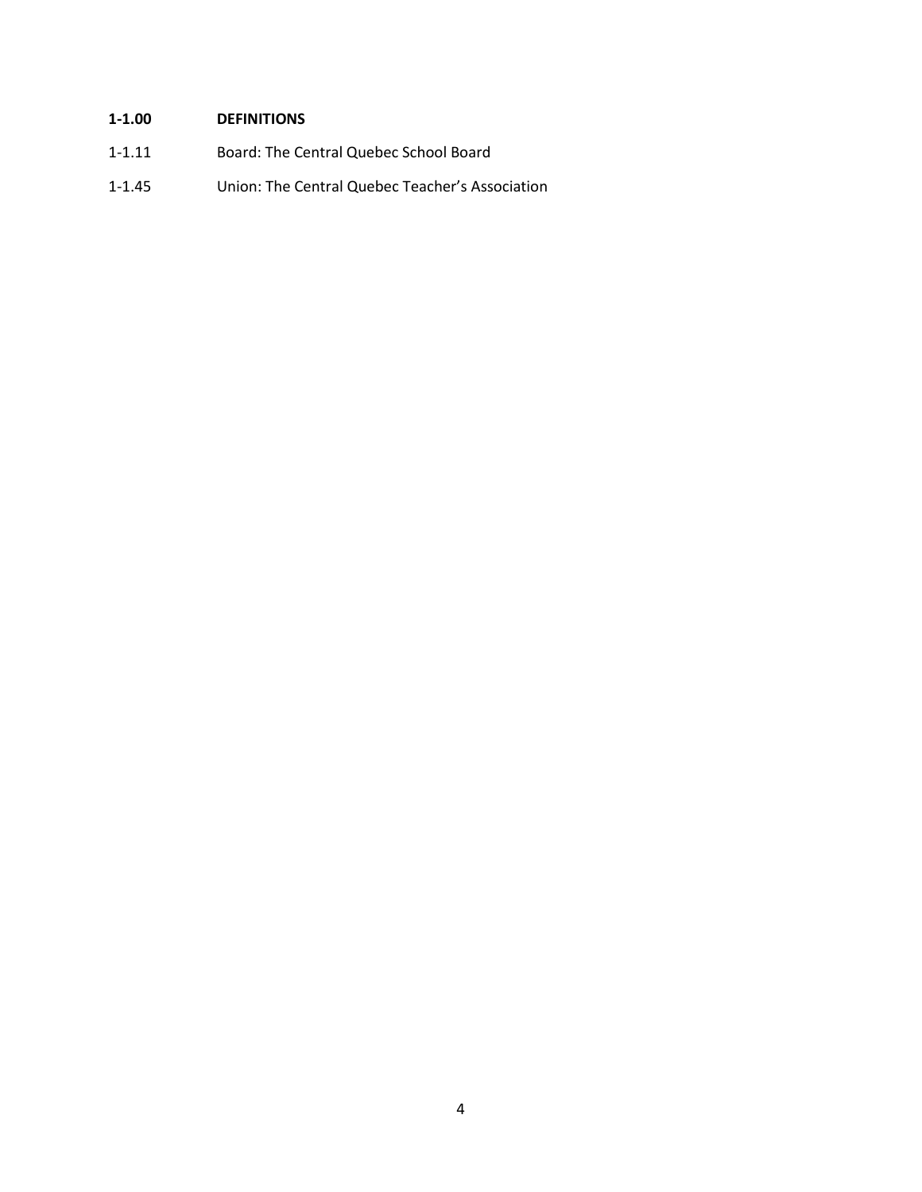**1-1.00 DEFINITIONS**

1-1.11 Board: The Central Quebec School Board

1-1.45 Union: The Central Quebec Teacher's Association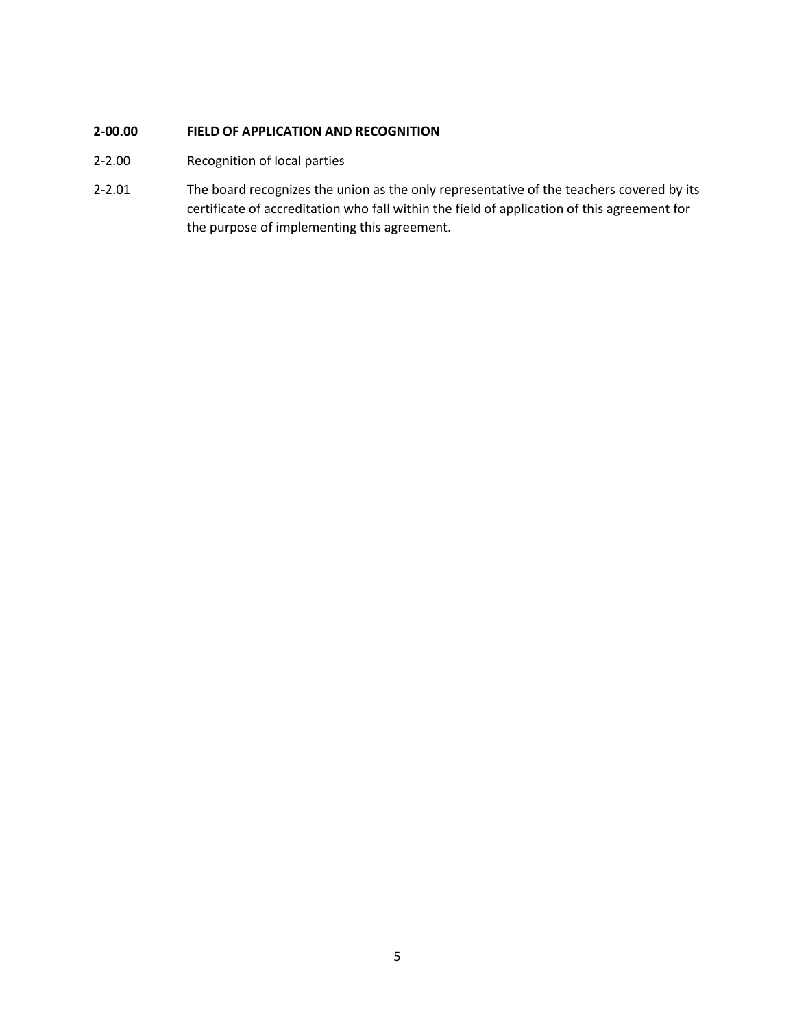## 2-00.00 FIELD OF APPLICATION AND RECOGNITION

2-2.00 Recognition of local parties

2-2.01 The board recognizes the union as the only representative of the teachers covered by its certificate of accreditation who fall within the field of application of this agreement for the purpose of implementing this agreement.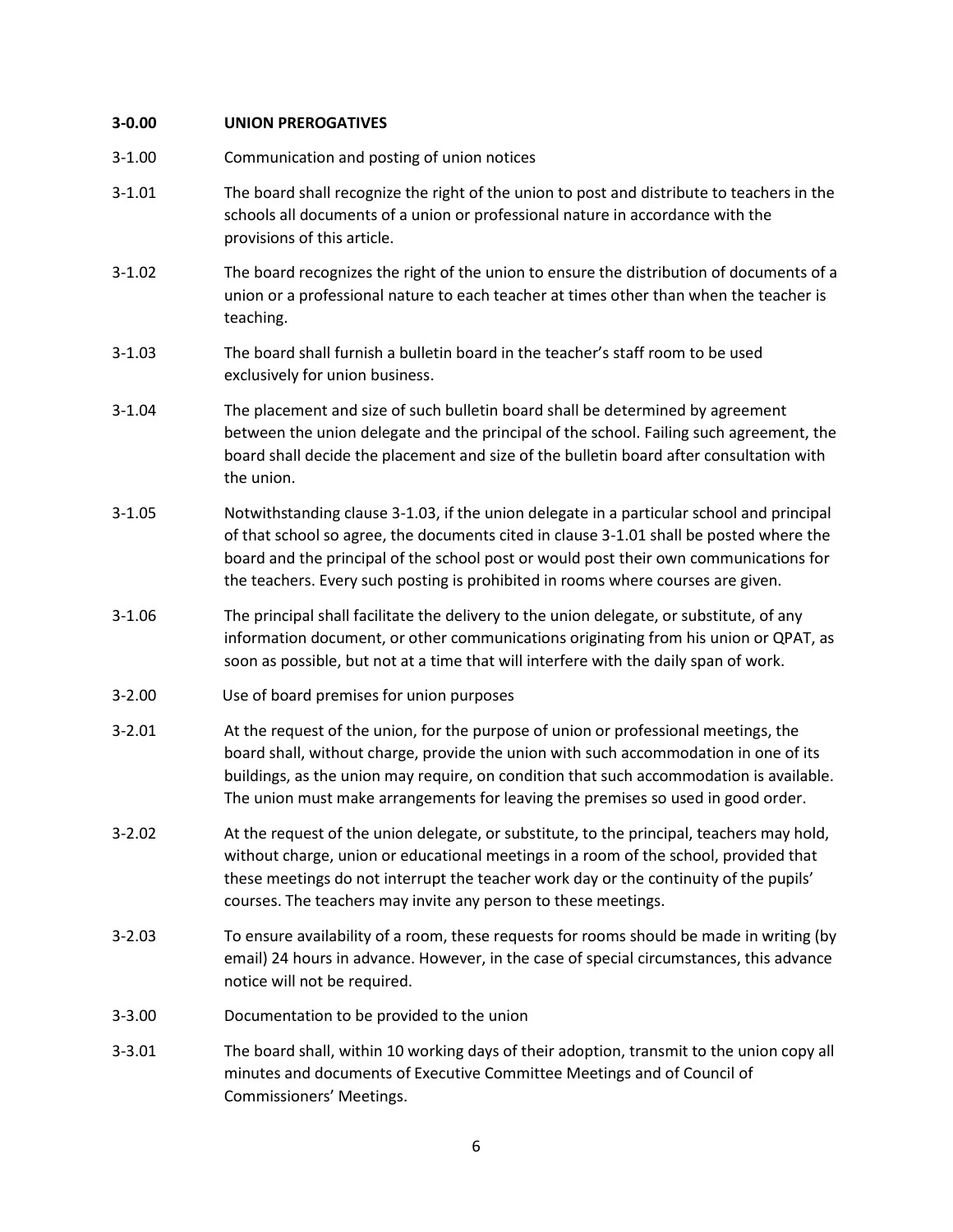**3-0.00 UNION PREROGATIVES**

3-1.00 Communication and posting of union notices

3-1.01 The board shall recognize the right of the union to post and distribute to teachers in the schools all documents of a union or professional nature in accordance with the provisions of this article.

3-1.02 The board recognizes the right of the union to ensure the distribution of documents of a union or a professional nature to each teacher at times other than when the teacher is teaching.

3-1.03 The board shall furnish a bulletin board in the teacher's staff room to be used exclusively for union business.

3-1.04 The placement and size of such bulletin board shall be determined by agreement between the union delegate and the principal of the school. Failing such agreement, the board shall decide the placement and size of the bulletin board after consultation with the union.

3-1.05 Notwithstanding clause 3-1.03, if the union delegate in a particular school and principal of that school so agree, the documents cited in clause 3-1.01 shall be posted where the board and the principal of the school post or would post their own communications for the teachers. Every such posting is prohibited in rooms where courses are given.

3-1.06 The principal shall facilitate the delivery to the union delegate, or substitute, of any information document, or other communications originating from his union or QPAT, as soon as possible, but not at a time that will interfere with the daily span of work.

3-2.00 Use of board premises for union purposes

3-2.01 At the request of the union, for the purpose of union or professional meetings, the board shall, without charge, provide the union with such accommodation in one of its buildings, as the union may require, on condition that such accommodation is available. The union must make arrangements for leaving the premises so used in good order.

3-2.02 At the request of the union delegate, or substitute, to the principal, teachers may hold, without charge, union or educational meetings in a room of the school, provided that these meetings do not interrupt the teacher work day or the continuity of the pupils' courses. The teachers may invite any person to these meetings.

3-2.03 To ensure availability of a room, these requests for rooms should be made in writing (by email) 24 hours in advance. However, in the case of special circumstances, this advance notice will not be required.

3-3.00 Documentation to be provided to the union

3-3.01 The board shall, within 10 working days of their adoption, transmit to the union copy all minutes and documents of Executive Committee Meetings and of Council of Commissioners' Meetings.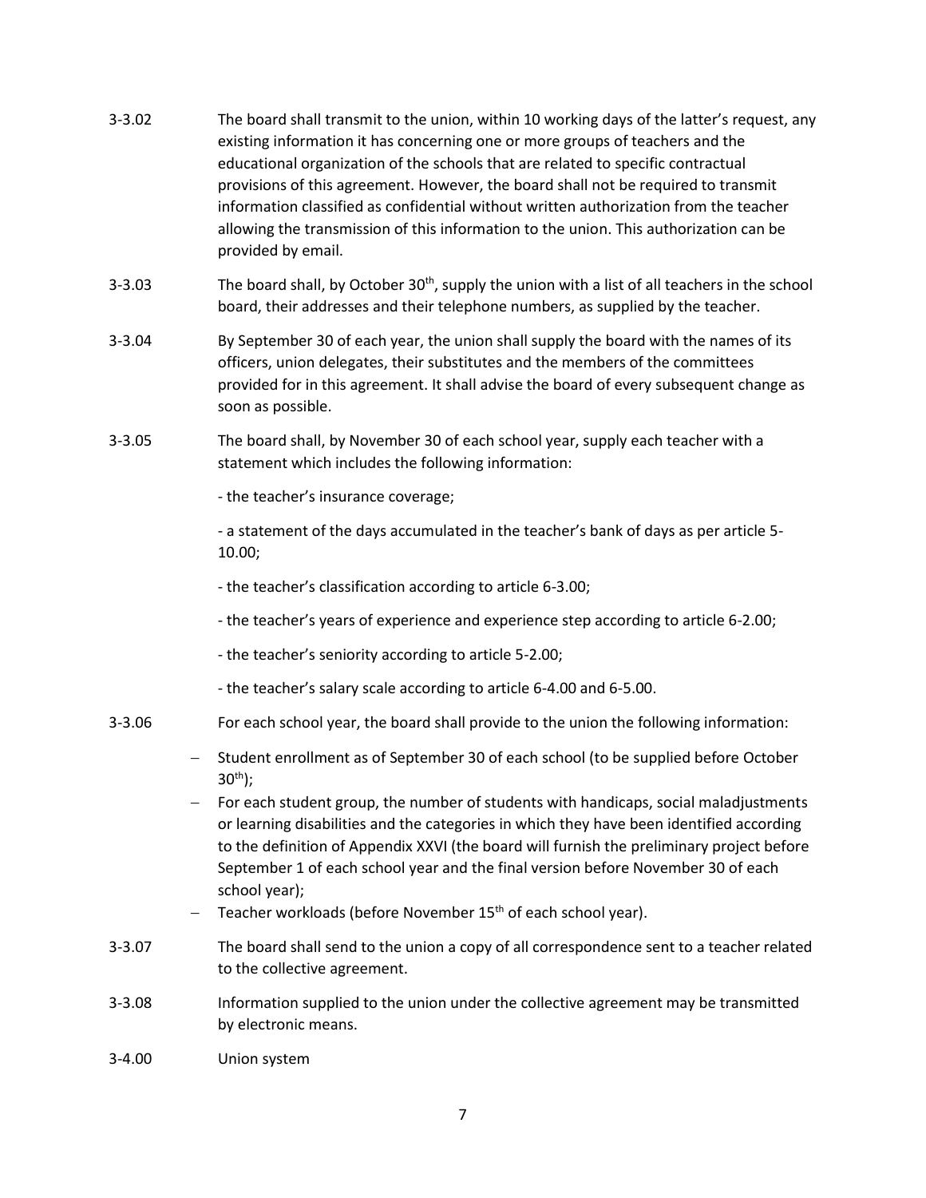3-3.02 The board shall transmit to the union, within 10 working days of the latter's request, any existing information it has concerning one or more groups of teachers and the educational organization of the schools that are related to specific contractual provisions of this agreement. However, the board shall not be required to transmit information classified as confidential without written authorization from the teacher allowing the transmission of this information to the union. This authorization can be provided by email.

3-3.03 The board shall, by October 30th, supply the union with a list of all teachers in the school board, their addresses and their telephone numbers, as supplied by the teacher.

3-3.04 By September 30 of each year, the union shall supply the board with the names of its officers, union delegates, their substitutes and the members of the committees provided for in this agreement. It shall advise the board of every subsequent change as soon as possible.

3-3.05 The board shall, by November 30 of each school year, supply each teacher with a statement which includes the following information:

- the teacher's insurance coverage;

- a statement of the days accumulated in the teacher's bank of days as per article 5-10.00;

- the teacher's classification according to article 6-3.00;

- the teacher's years of experience and experience step according to article 6-2.00;

- the teacher's seniority according to article 5-2.00;

- the teacher's salary scale according to article 6-4.00 and 6-5.00.

3-3.06 For each school year, the board shall provide to the union the following information:

- Student enrollment as of September 30 of each school (to be supplied before October 30th);
- For each student group, the number of students with handicaps, social maladjustments or learning disabilities and the categories in which they have been identified according to the definition of Appendix XXVI (the board will furnish the preliminary project before September 1 of each school year and the final version before November 30 of each school year);
- Teacher workloads (before November 15th of each school year).

3-3.07 The board shall send to the union a copy of all correspondence sent to a teacher related to the collective agreement.

3-3.08 Information supplied to the union under the collective agreement may be transmitted by electronic means.

3-4.00 Union system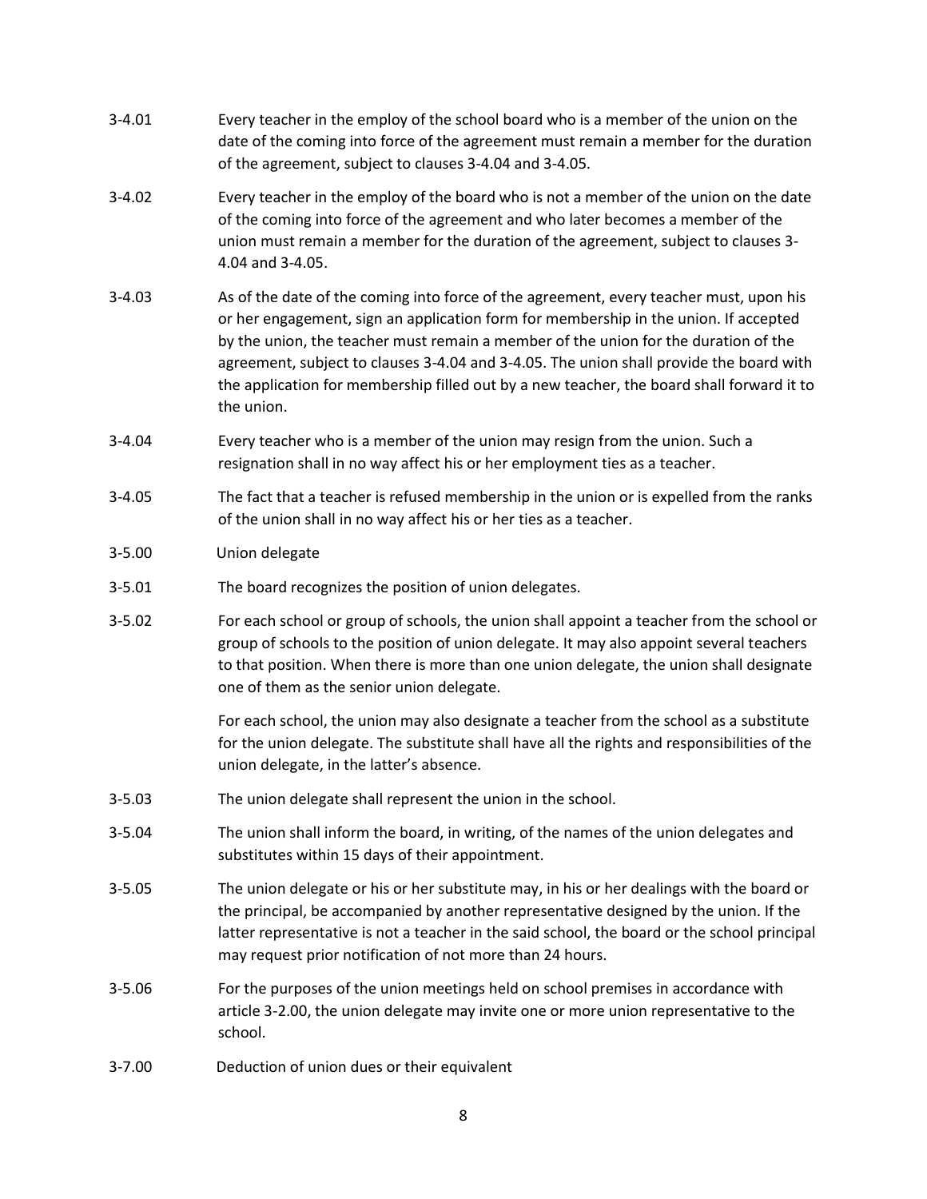3-4.01 Every teacher in the employ of the school board who is a member of the union on the date of the coming into force of the agreement must remain a member for the duration of the agreement, subject to clauses 3-4.04 and 3-4.05.

3-4.02 Every teacher in the employ of the board who is not a member of the union on the date of the coming into force of the agreement and who later becomes a member of the union must remain a member for the duration of the agreement, subject to clauses 3-4.04 and 3-4.05.

3-4.03 As of the date of the coming into force of the agreement, every teacher must, upon his or her engagement, sign an application form for membership in the union. If accepted by the union, the teacher must remain a member of the union for the duration of the agreement, subject to clauses 3-4.04 and 3-4.05. The union shall provide the board with the application for membership filled out by a new teacher, the board shall forward it to the union.

3-4.04 Every teacher who is a member of the union may resign from the union. Such a resignation shall in no way affect his or her employment ties as a teacher.

3-4.05 The fact that a teacher is refused membership in the union or is expelled from the ranks of the union shall in no way affect his or her ties as a teacher.

3-5.00 Union delegate

3-5.01 The board recognizes the position of union delegates.

3-5.02 For each school or group of schools, the union shall appoint a teacher from the school or group of schools to the position of union delegate. It may also appoint several teachers to that position. When there is more than one union delegate, the union shall designate one of them as the senior union delegate.

For each school, the union may also designate a teacher from the school as a substitute for the union delegate. The substitute shall have all the rights and responsibilities of the union delegate, in the latter's absence.

3-5.03 The union delegate shall represent the union in the school.

3-5.04 The union shall inform the board, in writing, of the names of the union delegates and substitutes within 15 days of their appointment.

3-5.05 The union delegate or his or her substitute may, in his or her dealings with the board or the principal, be accompanied by another representative designed by the union. If the latter representative is not a teacher in the said school, the board or the school principal may request prior notification of not more than 24 hours.

3-5.06 For the purposes of the union meetings held on school premises in accordance with article 3-2.00, the union delegate may invite one or more union representative to the school.

3-7.00 Deduction of union dues or their equivalent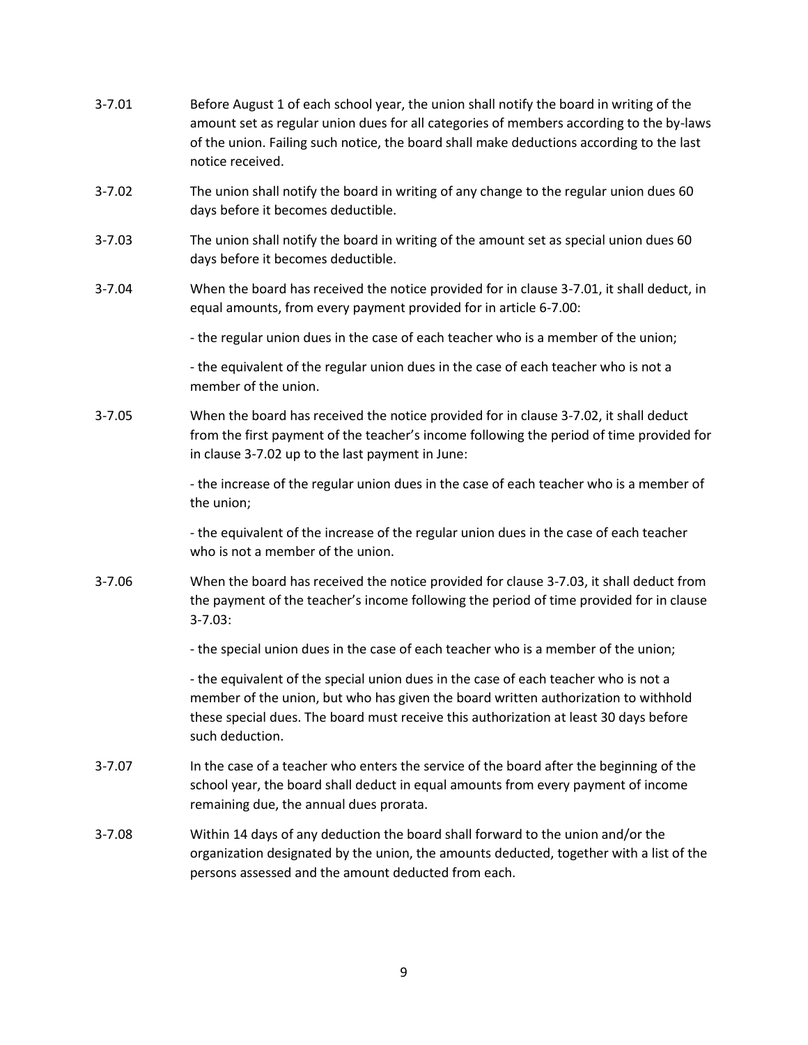3-7.01 Before August 1 of each school year, the union shall notify the board in writing of the amount set as regular union dues for all categories of members according to the by-laws of the union. Failing such notice, the board shall make deductions according to the last notice received.

3-7.02 The union shall notify the board in writing of any change to the regular union dues 60 days before it becomes deductible.

3-7.03 The union shall notify the board in writing of the amount set as special union dues 60 days before it becomes deductible.

3-7.04 When the board has received the notice provided for in clause 3-7.01, it shall deduct, in equal amounts, from every payment provided for in article 6-7.00:

- the regular union dues in the case of each teacher who is a member of the union;

- the equivalent of the regular union dues in the case of each teacher who is not a member of the union.

3-7.05 When the board has received the notice provided for in clause 3-7.02, it shall deduct from the first payment of the teacher's income following the period of time provided for in clause 3-7.02 up to the last payment in June:

- the increase of the regular union dues in the case of each teacher who is a member of the union;

- the equivalent of the increase of the regular union dues in the case of each teacher who is not a member of the union.

3-7.06 When the board has received the notice provided for clause 3-7.03, it shall deduct from the payment of the teacher's income following the period of time provided for in clause 3-7.03:

- the special union dues in the case of each teacher who is a member of the union;

- the equivalent of the special union dues in the case of each teacher who is not a member of the union, but who has given the board written authorization to withhold these special dues. The board must receive this authorization at least 30 days before such deduction.

3-7.07 In the case of a teacher who enters the service of the board after the beginning of the school year, the board shall deduct in equal amounts from every payment of income remaining due, the annual dues prorata.

3-7.08 Within 14 days of any deduction the board shall forward to the union and/or the organization designated by the union, the amounts deducted, together with a list of the persons assessed and the amount deducted from each.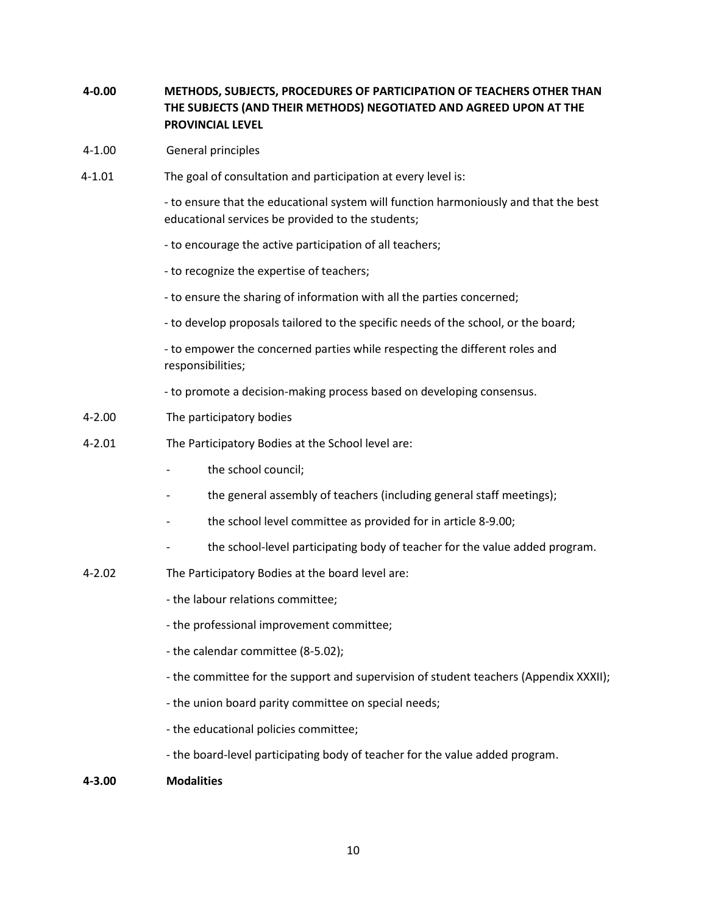**4-0.00 METHODS, SUBJECTS, PROCEDURES OF PARTICIPATION OF TEACHERS OTHER THAN THE SUBJECTS (AND THEIR METHODS) NEGOTIATED AND AGREED UPON AT THE PROVINCIAL LEVEL**

4-1.00 General principles

4-1.01 The goal of consultation and participation at every level is:

- to ensure that the educational system will function harmoniously and that the best educational services be provided to the students;
- to encourage the active participation of all teachers;
- to recognize the expertise of teachers;
- to ensure the sharing of information with all the parties concerned;
- to develop proposals tailored to the specific needs of the school, or the board;
- to empower the concerned parties while respecting the different roles and responsibilities;
- to promote a decision-making process based on developing consensus.

4-2.00 The participatory bodies

4-2.01 The Participatory Bodies at the School level are:

- the school council;
- the general assembly of teachers (including general staff meetings);
- the school level committee as provided for in article 8-9.00;
- the school-level participating body of teacher for the value added program.

4-2.02 The Participatory Bodies at the board level are:

- the labour relations committee;
- the professional improvement committee;
- the calendar committee (8-5.02);
- the committee for the support and supervision of student teachers (Appendix XXXII);
- the union board parity committee on special needs;
- the educational policies committee;
- the board-level participating body of teacher for the value added program.

**4-3.00 Modalities**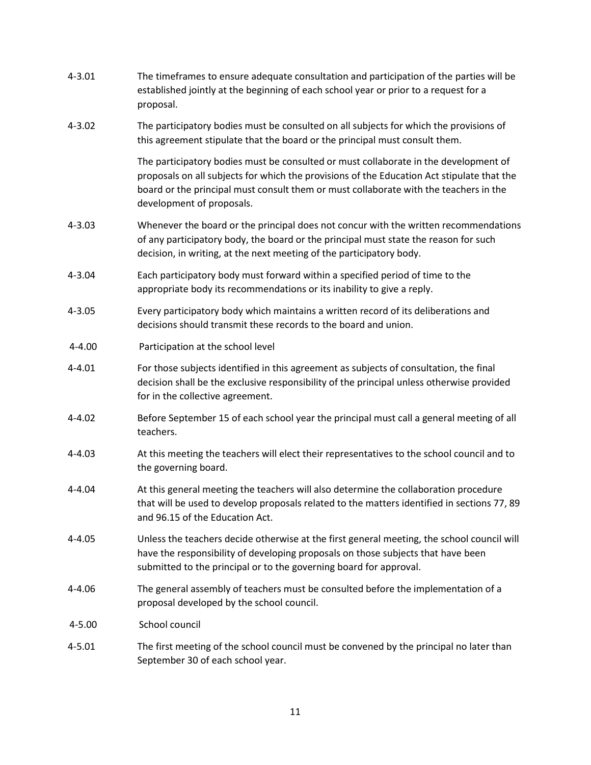4-3.01 The timeframes to ensure adequate consultation and participation of the parties will be established jointly at the beginning of each school year or prior to a request for a proposal.

4-3.02 The participatory bodies must be consulted on all subjects for which the provisions of this agreement stipulate that the board or the principal must consult them.

The participatory bodies must be consulted or must collaborate in the development of proposals on all subjects for which the provisions of the Education Act stipulate that the board or the principal must consult them or must collaborate with the teachers in the development of proposals.

4-3.03 Whenever the board or the principal does not concur with the written recommendations of any participatory body, the board or the principal must state the reason for such decision, in writing, at the next meeting of the participatory body.

4-3.04 Each participatory body must forward within a specified period of time to the appropriate body its recommendations or its inability to give a reply.

4-3.05 Every participatory body which maintains a written record of its deliberations and decisions should transmit these records to the board and union.

## 4-4.00 Participation at the school level

4-4.01 For those subjects identified in this agreement as subjects of consultation, the final decision shall be the exclusive responsibility of the principal unless otherwise provided for in the collective agreement.

4-4.02 Before September 15 of each school year the principal must call a general meeting of all teachers.

4-4.03 At this meeting the teachers will elect their representatives to the school council and to the governing board.

4-4.04 At this general meeting the teachers will also determine the collaboration procedure that will be used to develop proposals related to the matters identified in sections 77, 89 and 96.15 of the Education Act.

4-4.05 Unless the teachers decide otherwise at the first general meeting, the school council will have the responsibility of developing proposals on those subjects that have been submitted to the principal or to the governing board for approval.

4-4.06 The general assembly of teachers must be consulted before the implementation of a proposal developed by the school council.

## 4-5.00 School council

4-5.01 The first meeting of the school council must be convened by the principal no later than September 30 of each school year.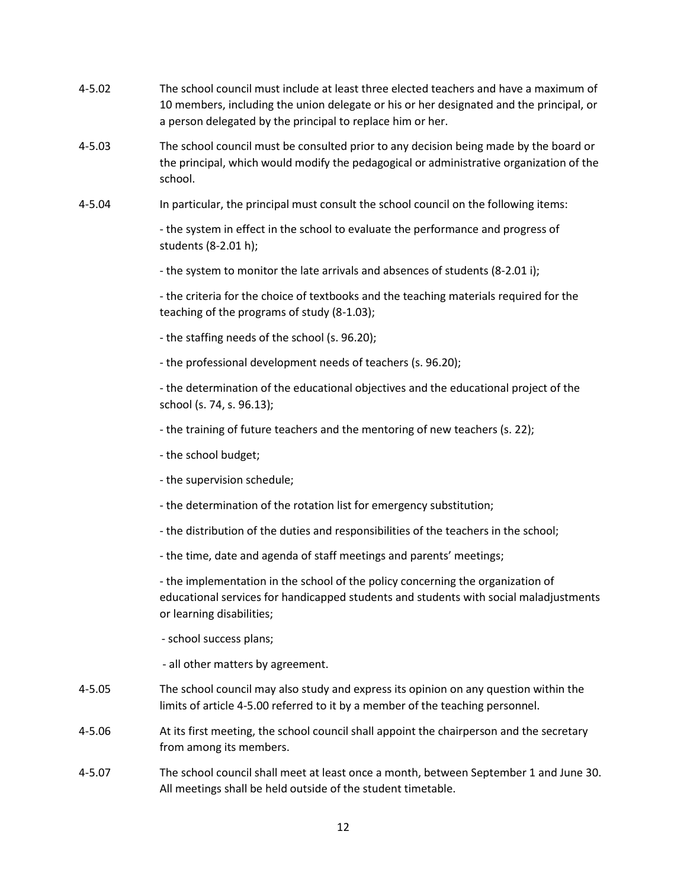4-5.02 The school council must include at least three elected teachers and have a maximum of 10 members, including the union delegate or his or her designated and the principal, or a person delegated by the principal to replace him or her.

4-5.03 The school council must be consulted prior to any decision being made by the board or the principal, which would modify the pedagogical or administrative organization of the school.

4-5.04 In particular, the principal must consult the school council on the following items:

- the system in effect in the school to evaluate the performance and progress of students (8-2.01 h);
- the system to monitor the late arrivals and absences of students (8-2.01 i);
- the criteria for the choice of textbooks and the teaching materials required for the teaching of the programs of study (8-1.03);
- the staffing needs of the school (s. 96.20);
- the professional development needs of teachers (s. 96.20);
- the determination of the educational objectives and the educational project of the school (s. 74, s. 96.13);
- the training of future teachers and the mentoring of new teachers (s. 22);
- the school budget;
- the supervision schedule;
- the determination of the rotation list for emergency substitution;
- the distribution of the duties and responsibilities of the teachers in the school;
- the time, date and agenda of staff meetings and parents' meetings;
- the implementation in the school of the policy concerning the organization of educational services for handicapped students and students with social maladjustments or learning disabilities;
- school success plans;
- all other matters by agreement.

4-5.05 The school council may also study and express its opinion on any question within the limits of article 4-5.00 referred to it by a member of the teaching personnel.

4-5.06 At its first meeting, the school council shall appoint the chairperson and the secretary from among its members.

4-5.07 The school council shall meet at least once a month, between September 1 and June 30. All meetings shall be held outside of the student timetable.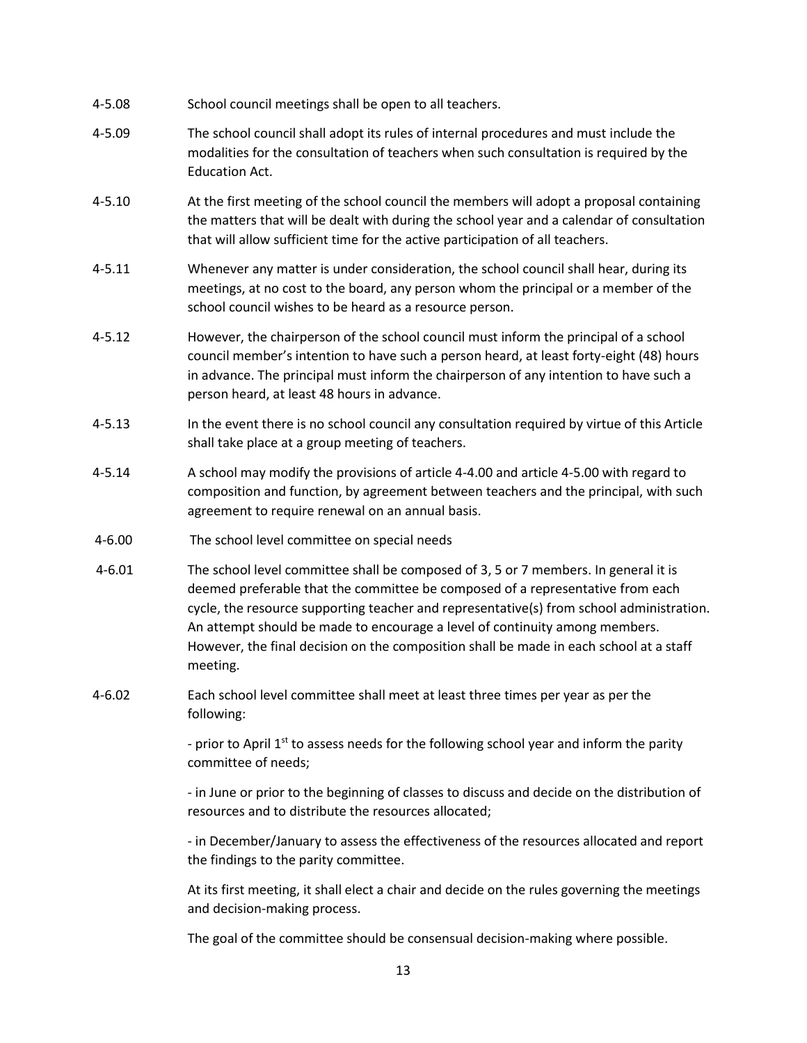4-5.08 School council meetings shall be open to all teachers.

4-5.09 The school council shall adopt its rules of internal procedures and must include the modalities for the consultation of teachers when such consultation is required by the Education Act.

4-5.10 At the first meeting of the school council the members will adopt a proposal containing the matters that will be dealt with during the school year and a calendar of consultation that will allow sufficient time for the active participation of all teachers.

4-5.11 Whenever any matter is under consideration, the school council shall hear, during its meetings, at no cost to the board, any person whom the principal or a member of the school council wishes to be heard as a resource person.

4-5.12 However, the chairperson of the school council must inform the principal of a school council member's intention to have such a person heard, at least forty-eight (48) hours in advance. The principal must inform the chairperson of any intention to have such a person heard, at least 48 hours in advance.

4-5.13 In the event there is no school council any consultation required by virtue of this Article shall take place at a group meeting of teachers.

4-5.14 A school may modify the provisions of article 4-4.00 and article 4-5.00 with regard to composition and function, by agreement between teachers and the principal, with such agreement to require renewal on an annual basis.

4-6.00 The school level committee on special needs

4-6.01 The school level committee shall be composed of 3, 5 or 7 members. In general it is deemed preferable that the committee be composed of a representative from each cycle, the resource supporting teacher and representative(s) from school administration. An attempt should be made to encourage a level of continuity among members. However, the final decision on the composition shall be made in each school at a staff meeting.

4-6.02 Each school level committee shall meet at least three times per year as per the following:

- prior to April 1st to assess needs for the following school year and inform the parity committee of needs;

- in June or prior to the beginning of classes to discuss and decide on the distribution of resources and to distribute the resources allocated;

- in December/January to assess the effectiveness of the resources allocated and report the findings to the parity committee.

At its first meeting, it shall elect a chair and decide on the rules governing the meetings and decision-making process.

The goal of the committee should be consensual decision-making where possible.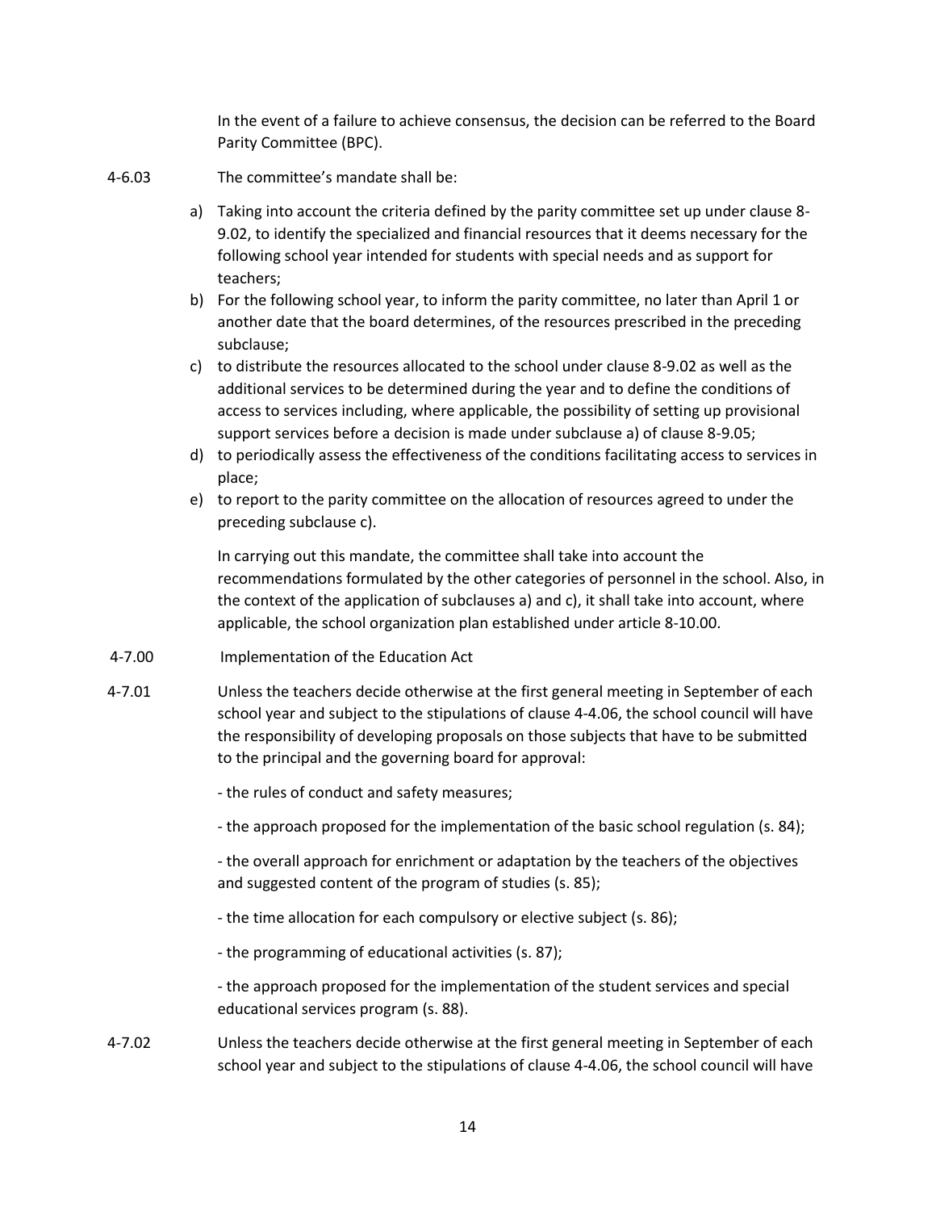In the event of a failure to achieve consensus, the decision can be referred to the Board Parity Committee (BPC).

4-6.03 The committee's mandate shall be:

a) Taking into account the criteria defined by the parity committee set up under clause 8-9.02, to identify the specialized and financial resources that it deems necessary for the following school year intended for students with special needs and as support for teachers;
b) For the following school year, to inform the parity committee, no later than April 1 or another date that the board determines, of the resources prescribed in the preceding subclause;
c) to distribute the resources allocated to the school under clause 8-9.02 as well as the additional services to be determined during the year and to define the conditions of access to services including, where applicable, the possibility of setting up provisional support services before a decision is made under subclause a) of clause 8-9.05;
d) to periodically assess the effectiveness of the conditions facilitating access to services in place;
e) to report to the parity committee on the allocation of resources agreed to under the preceding subclause c).

In carrying out this mandate, the committee shall take into account the recommendations formulated by the other categories of personnel in the school. Also, in the context of the application of subclauses a) and c), it shall take into account, where applicable, the school organization plan established under article 8-10.00.

4-7.00 Implementation of the Education Act

4-7.01 Unless the teachers decide otherwise at the first general meeting in September of each school year and subject to the stipulations of clause 4-4.06, the school council will have the responsibility of developing proposals on those subjects that have to be submitted to the principal and the governing board for approval:

- the rules of conduct and safety measures;

- the approach proposed for the implementation of the basic school regulation (s. 84);

- the overall approach for enrichment or adaptation by the teachers of the objectives and suggested content of the program of studies (s. 85);

- the time allocation for each compulsory or elective subject (s. 86);

- the programming of educational activities (s. 87);

- the approach proposed for the implementation of the student services and special educational services program (s. 88).

4-7.02 Unless the teachers decide otherwise at the first general meeting in September of each school year and subject to the stipulations of clause 4-4.06, the school council will have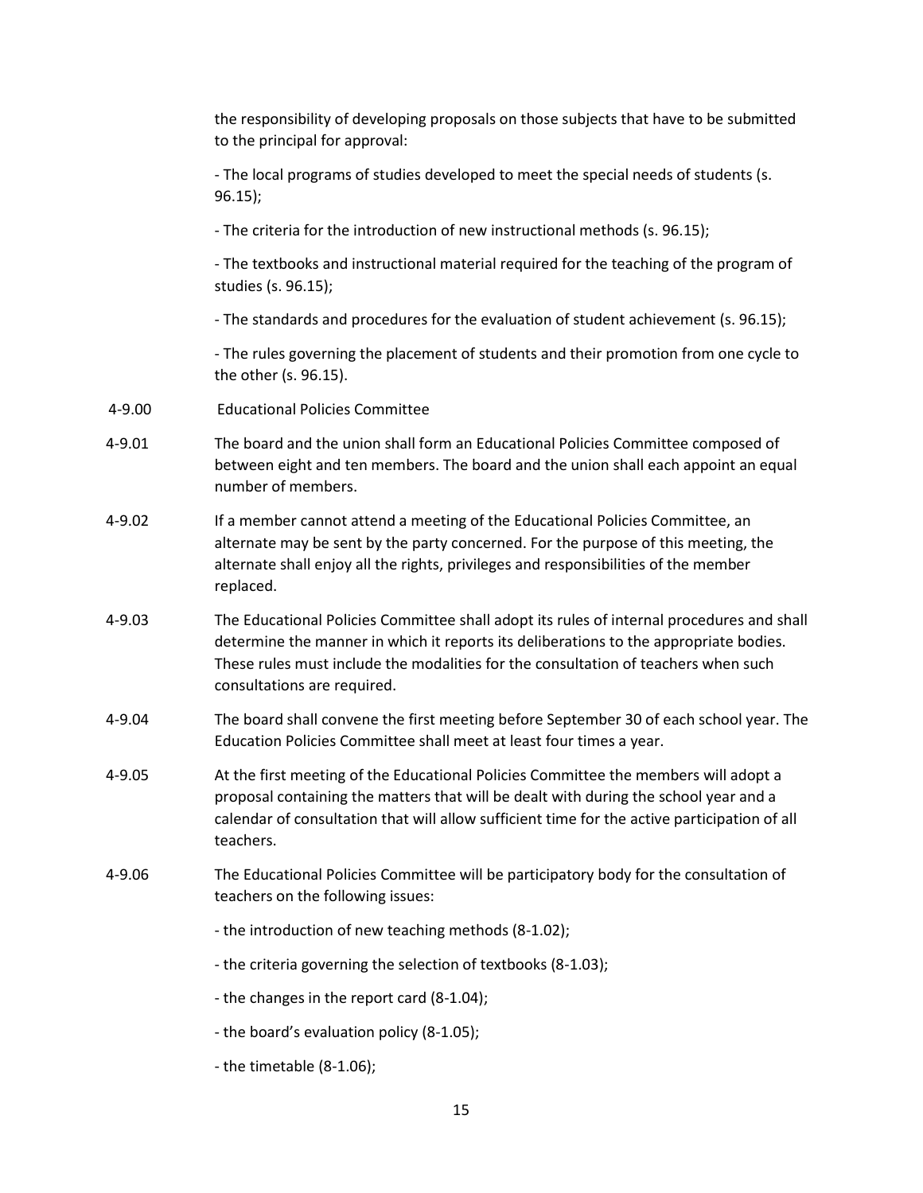the responsibility of developing proposals on those subjects that have to be submitted to the principal for approval:

- The local programs of studies developed to meet the special needs of students (s. 96.15);

- The criteria for the introduction of new instructional methods (s. 96.15);

- The textbooks and instructional material required for the teaching of the program of studies (s. 96.15);

- The standards and procedures for the evaluation of student achievement (s. 96.15);

- The rules governing the placement of students and their promotion from one cycle to the other (s. 96.15).

4-9.00 Educational Policies Committee

4-9.01 The board and the union shall form an Educational Policies Committee composed of between eight and ten members. The board and the union shall each appoint an equal number of members.

4-9.02 If a member cannot attend a meeting of the Educational Policies Committee, an alternate may be sent by the party concerned. For the purpose of this meeting, the alternate shall enjoy all the rights, privileges and responsibilities of the member replaced.

4-9.03 The Educational Policies Committee shall adopt its rules of internal procedures and shall determine the manner in which it reports its deliberations to the appropriate bodies. These rules must include the modalities for the consultation of teachers when such consultations are required.

4-9.04 The board shall convene the first meeting before September 30 of each school year. The Education Policies Committee shall meet at least four times a year.

4-9.05 At the first meeting of the Educational Policies Committee the members will adopt a proposal containing the matters that will be dealt with during the school year and a calendar of consultation that will allow sufficient time for the active participation of all teachers.

4-9.06 The Educational Policies Committee will be participatory body for the consultation of teachers on the following issues:

- the introduction of new teaching methods (8-1.02);

- the criteria governing the selection of textbooks (8-1.03);

- the changes in the report card (8-1.04);

- the board's evaluation policy (8-1.05);

- the timetable (8-1.06);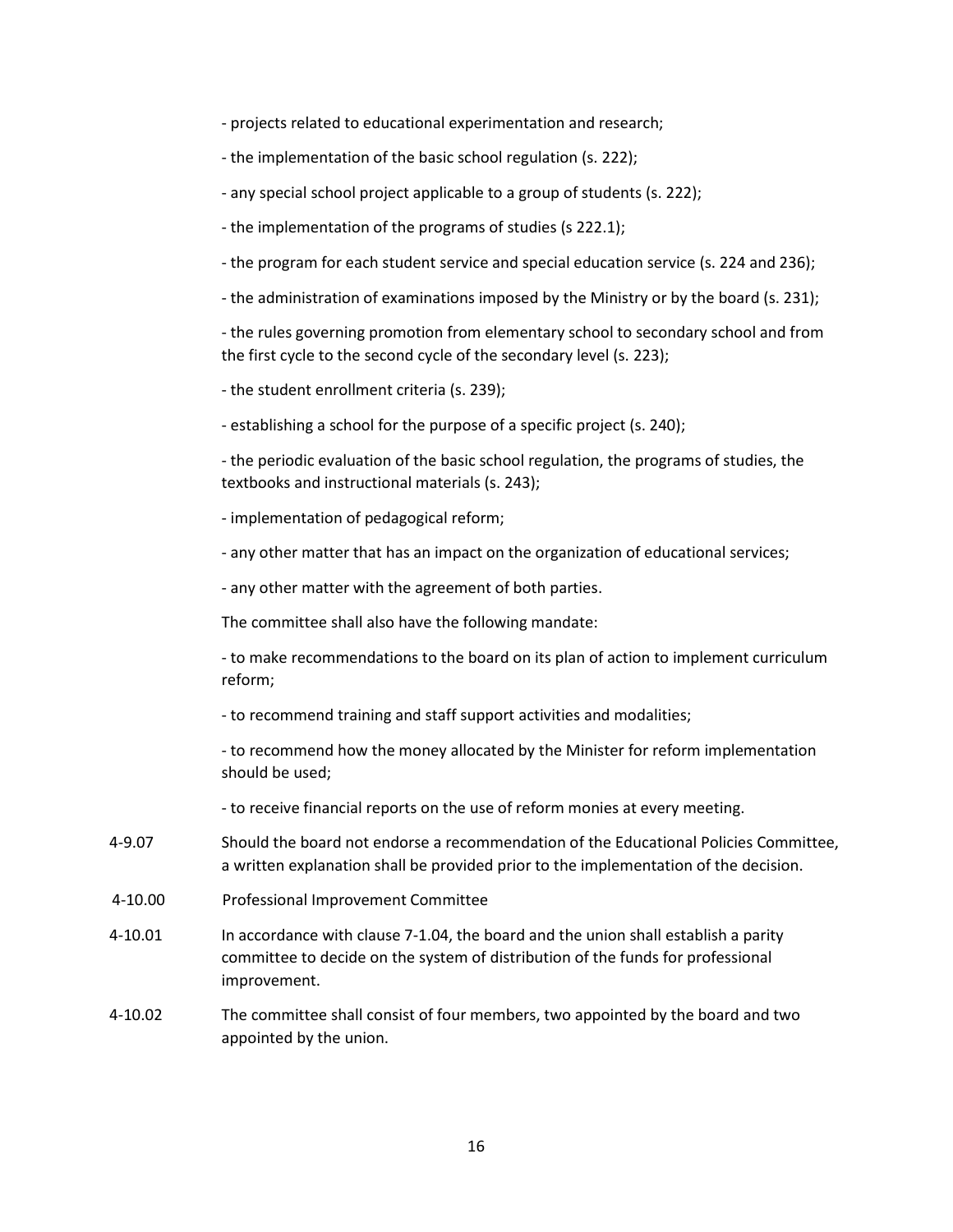- projects related to educational experimentation and research;

- the implementation of the basic school regulation (s. 222);

- any special school project applicable to a group of students (s. 222);

- the implementation of the programs of studies (s 222.1);

- the program for each student service and special education service (s. 224 and 236);

- the administration of examinations imposed by the Ministry or by the board (s. 231);

- the rules governing promotion from elementary school to secondary school and from the first cycle to the second cycle of the secondary level (s. 223);

- the student enrollment criteria (s. 239);

- establishing a school for the purpose of a specific project (s. 240);

- the periodic evaluation of the basic school regulation, the programs of studies, the textbooks and instructional materials (s. 243);

- implementation of pedagogical reform;

- any other matter that has an impact on the organization of educational services;

- any other matter with the agreement of both parties.

The committee shall also have the following mandate:

- to make recommendations to the board on its plan of action to implement curriculum reform;

- to recommend training and staff support activities and modalities;

- to recommend how the money allocated by the Minister for reform implementation should be used;

- to receive financial reports on the use of reform monies at every meeting.

4-9.07 Should the board not endorse a recommendation of the Educational Policies Committee, a written explanation shall be provided prior to the implementation of the decision.

4-10.00 Professional Improvement Committee

4-10.01 In accordance with clause 7-1.04, the board and the union shall establish a parity committee to decide on the system of distribution of the funds for professional improvement.

4-10.02 The committee shall consist of four members, two appointed by the board and two appointed by the union.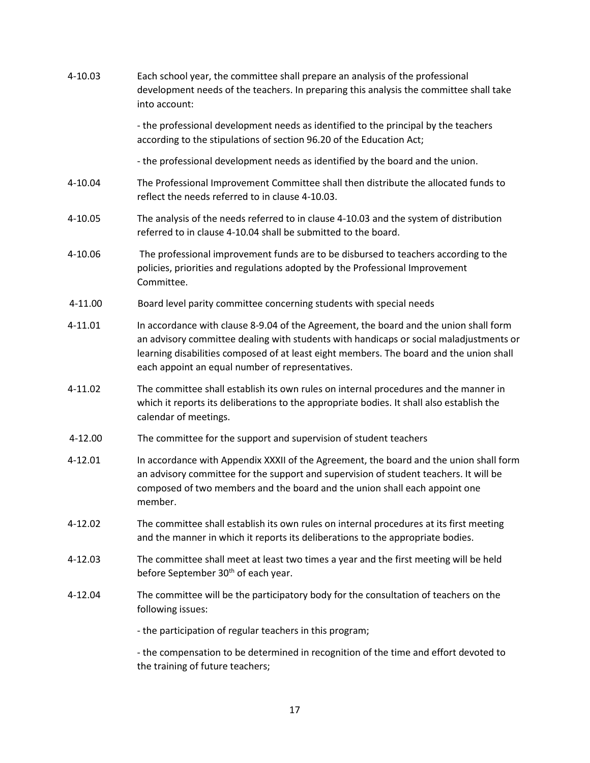4-10.03 Each school year, the committee shall prepare an analysis of the professional development needs of the teachers. In preparing this analysis the committee shall take into account:

- the professional development needs as identified to the principal by the teachers according to the stipulations of section 96.20 of the Education Act;

- the professional development needs as identified by the board and the union.

4-10.04 The Professional Improvement Committee shall then distribute the allocated funds to reflect the needs referred to in clause 4-10.03.

4-10.05 The analysis of the needs referred to in clause 4-10.03 and the system of distribution referred to in clause 4-10.04 shall be submitted to the board.

4-10.06 The professional improvement funds are to be disbursed to teachers according to the policies, priorities and regulations adopted by the Professional Improvement Committee.

4-11.00 Board level parity committee concerning students with special needs

4-11.01 In accordance with clause 8-9.04 of the Agreement, the board and the union shall form an advisory committee dealing with students with handicaps or social maladjustments or learning disabilities composed of at least eight members. The board and the union shall each appoint an equal number of representatives.

4-11.02 The committee shall establish its own rules on internal procedures and the manner in which it reports its deliberations to the appropriate bodies. It shall also establish the calendar of meetings.

4-12.00 The committee for the support and supervision of student teachers

4-12.01 In accordance with Appendix XXXII of the Agreement, the board and the union shall form an advisory committee for the support and supervision of student teachers. It will be composed of two members and the board and the union shall each appoint one member.

4-12.02 The committee shall establish its own rules on internal procedures at its first meeting and the manner in which it reports its deliberations to the appropriate bodies.

4-12.03 The committee shall meet at least two times a year and the first meeting will be held before September 30th of each year.

4-12.04 The committee will be the participatory body for the consultation of teachers on the following issues:

- the participation of regular teachers in this program;

- the compensation to be determined in recognition of the time and effort devoted to the training of future teachers;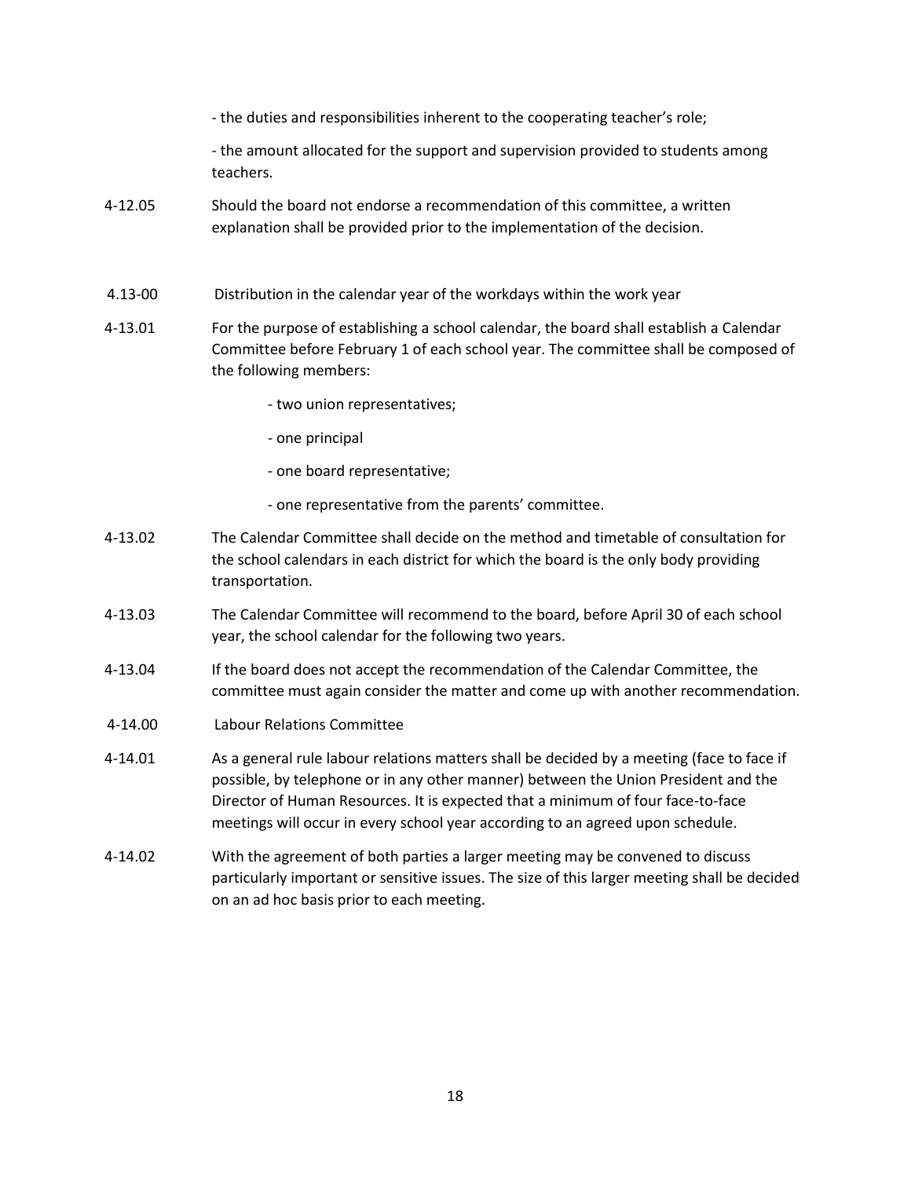- the duties and responsibilities inherent to the cooperating teacher's role;

- the amount allocated for the support and supervision provided to students among teachers.

4-12.05 Should the board not endorse a recommendation of this committee, a written explanation shall be provided prior to the implementation of the decision.

4.13-00 Distribution in the calendar year of the workdays within the work year

4-13.01 For the purpose of establishing a school calendar, the board shall establish a Calendar Committee before February 1 of each school year. The committee shall be composed of the following members:

- two union representatives;
- one principal
- one board representative;
- one representative from the parents' committee.

4-13.02 The Calendar Committee shall decide on the method and timetable of consultation for the school calendars in each district for which the board is the only body providing transportation.

4-13.03 The Calendar Committee will recommend to the board, before April 30 of each school year, the school calendar for the following two years.

4-13.04 If the board does not accept the recommendation of the Calendar Committee, the committee must again consider the matter and come up with another recommendation.

4-14.00 Labour Relations Committee

4-14.01 As a general rule labour relations matters shall be decided by a meeting (face to face if possible, by telephone or in any other manner) between the Union President and the Director of Human Resources. It is expected that a minimum of four face-to-face meetings will occur in every school year according to an agreed upon schedule.

4-14.02 With the agreement of both parties a larger meeting may be convened to discuss particularly important or sensitive issues. The size of this larger meeting shall be decided on an ad hoc basis prior to each meeting.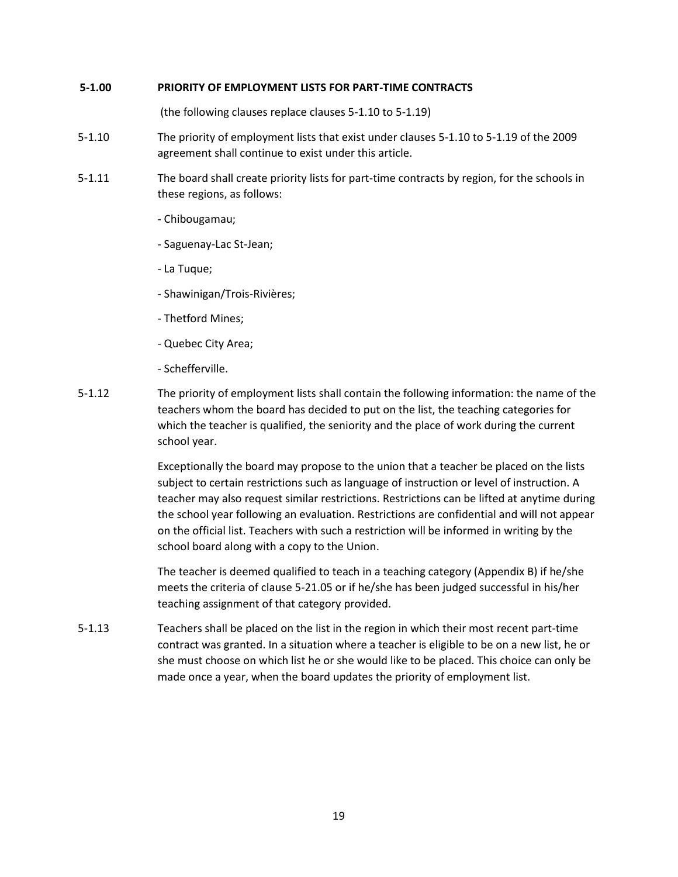**5-1.00 PRIORITY OF EMPLOYMENT LISTS FOR PART-TIME CONTRACTS**

(the following clauses replace clauses 5-1.10 to 5-1.19)

5-1.10 The priority of employment lists that exist under clauses 5-1.10 to 5-1.19 of the 2009 agreement shall continue to exist under this article.

5-1.11 The board shall create priority lists for part-time contracts by region, for the schools in these regions, as follows:

- Chibougamau;
- Saguenay-Lac St-Jean;
- La Tuque;
- Shawinigan/Trois-Rivières;
- Thetford Mines;
- Quebec City Area;
- Schefferville.

5-1.12 The priority of employment lists shall contain the following information: the name of the teachers whom the board has decided to put on the list, the teaching categories for which the teacher is qualified, the seniority and the place of work during the current school year.

Exceptionally the board may propose to the union that a teacher be placed on the lists subject to certain restrictions such as language of instruction or level of instruction. A teacher may also request similar restrictions. Restrictions can be lifted at anytime during the school year following an evaluation. Restrictions are confidential and will not appear on the official list. Teachers with such a restriction will be informed in writing by the school board along with a copy to the Union.

The teacher is deemed qualified to teach in a teaching category (Appendix B) if he/she meets the criteria of clause 5-21.05 or if he/she has been judged successful in his/her teaching assignment of that category provided.

5-1.13 Teachers shall be placed on the list in the region in which their most recent part-time contract was granted. In a situation where a teacher is eligible to be on a new list, he or she must choose on which list he or she would like to be placed. This choice can only be made once a year, when the board updates the priority of employment list.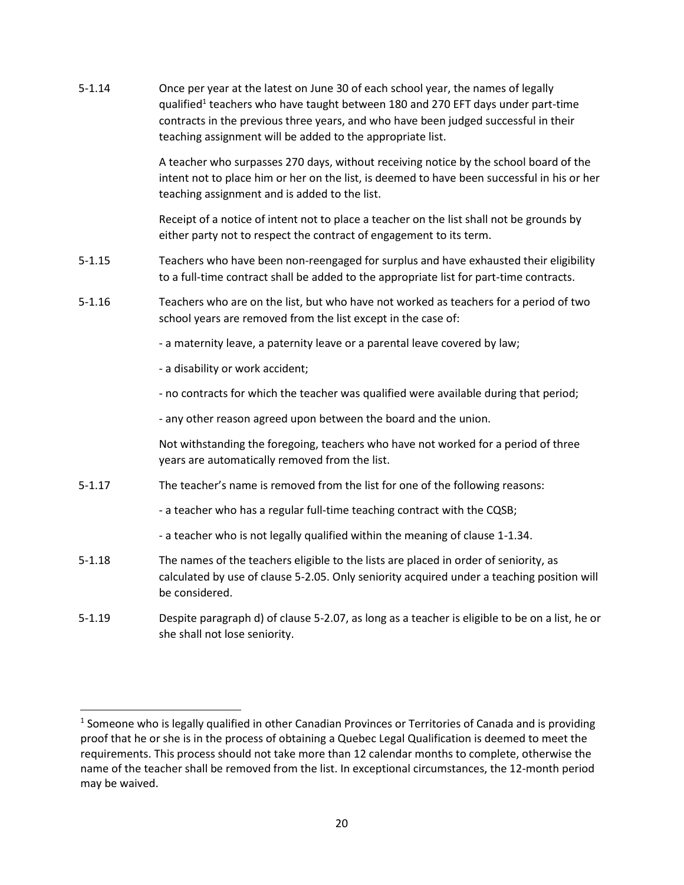5-1.14 Once per year at the latest on June 30 of each school year, the names of legally qualified[1] teachers who have taught between 180 and 270 EFT days under part-time contracts in the previous three years, and who have been judged successful in their teaching assignment will be added to the appropriate list.

A teacher who surpasses 270 days, without receiving notice by the school board of the intent not to place him or her on the list, is deemed to have been successful in his or her teaching assignment and is added to the list.

Receipt of a notice of intent not to place a teacher on the list shall not be grounds by either party not to respect the contract of engagement to its term.

5-1.15 Teachers who have been non-reengaged for surplus and have exhausted their eligibility to a full-time contract shall be added to the appropriate list for part-time contracts.

5-1.16 Teachers who are on the list, but who have not worked as teachers for a period of two school years are removed from the list except in the case of:

- a maternity leave, a paternity leave or a parental leave covered by law;
- a disability or work accident;
- no contracts for which the teacher was qualified were available during that period;
- any other reason agreed upon between the board and the union.

Not withstanding the foregoing, teachers who have not worked for a period of three years are automatically removed from the list.

5-1.17 The teacher's name is removed from the list for one of the following reasons:

- a teacher who has a regular full-time teaching contract with the CQSB;
- a teacher who is not legally qualified within the meaning of clause 1-1.34.

5-1.18 The names of the teachers eligible to the lists are placed in order of seniority, as calculated by use of clause 5-2.05. Only seniority acquired under a teaching position will be considered.

5-1.19 Despite paragraph d) of clause 5-2.07, as long as a teacher is eligible to be on a list, he or she shall not lose seniority.

---

[1] Someone who is legally qualified in other Canadian Provinces or Territories of Canada and is providing proof that he or she is in the process of obtaining a Quebec Legal Qualification is deemed to meet the requirements. This process should not take more than 12 calendar months to complete, otherwise the name of the teacher shall be removed from the list. In exceptional circumstances, the 12-month period may be waived.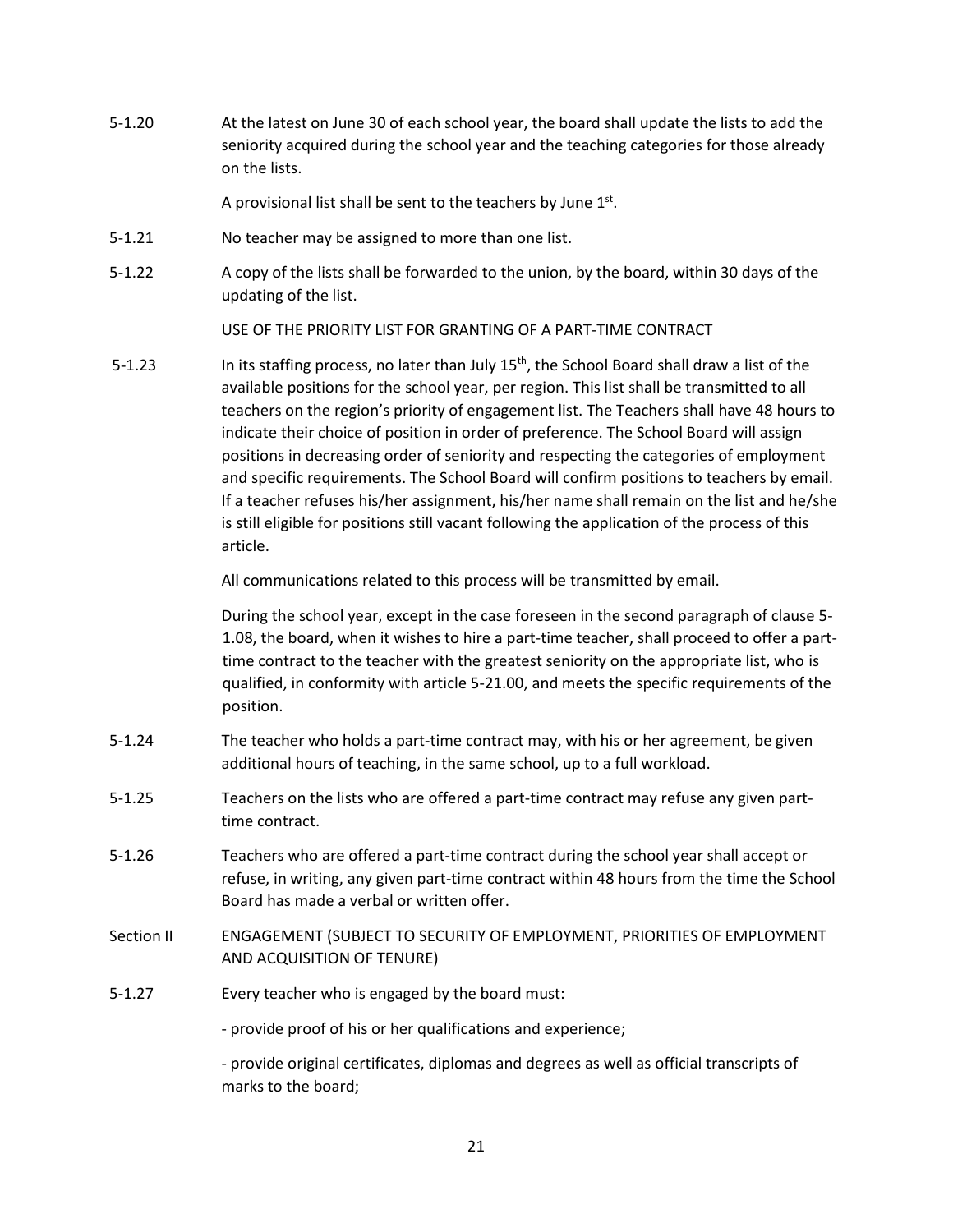5-1.20 At the latest on June 30 of each school year, the board shall update the lists to add the seniority acquired during the school year and the teaching categories for those already on the lists.

A provisional list shall be sent to the teachers by June 1st.

5-1.21 No teacher may be assigned to more than one list.

5-1.22 A copy of the lists shall be forwarded to the union, by the board, within 30 days of the updating of the list.

USE OF THE PRIORITY LIST FOR GRANTING OF A PART-TIME CONTRACT

5-1.23 In its staffing process, no later than July 15th, the School Board shall draw a list of the available positions for the school year, per region. This list shall be transmitted to all teachers on the region's priority of engagement list. The Teachers shall have 48 hours to indicate their choice of position in order of preference. The School Board will assign positions in decreasing order of seniority and respecting the categories of employment and specific requirements. The School Board will confirm positions to teachers by email. If a teacher refuses his/her assignment, his/her name shall remain on the list and he/she is still eligible for positions still vacant following the application of the process of this article.

All communications related to this process will be transmitted by email.

During the school year, except in the case foreseen in the second paragraph of clause 5-1.08, the board, when it wishes to hire a part-time teacher, shall proceed to offer a part-time contract to the teacher with the greatest seniority on the appropriate list, who is qualified, in conformity with article 5-21.00, and meets the specific requirements of the position.

5-1.24 The teacher who holds a part-time contract may, with his or her agreement, be given additional hours of teaching, in the same school, up to a full workload.

5-1.25 Teachers on the lists who are offered a part-time contract may refuse any given part-time contract.

5-1.26 Teachers who are offered a part-time contract during the school year shall accept or refuse, in writing, any given part-time contract within 48 hours from the time the School Board has made a verbal or written offer.

Section II ENGAGEMENT (SUBJECT TO SECURITY OF EMPLOYMENT, PRIORITIES OF EMPLOYMENT AND ACQUISITION OF TENURE)

5-1.27 Every teacher who is engaged by the board must:

- provide proof of his or her qualifications and experience;

- provide original certificates, diplomas and degrees as well as official transcripts of marks to the board;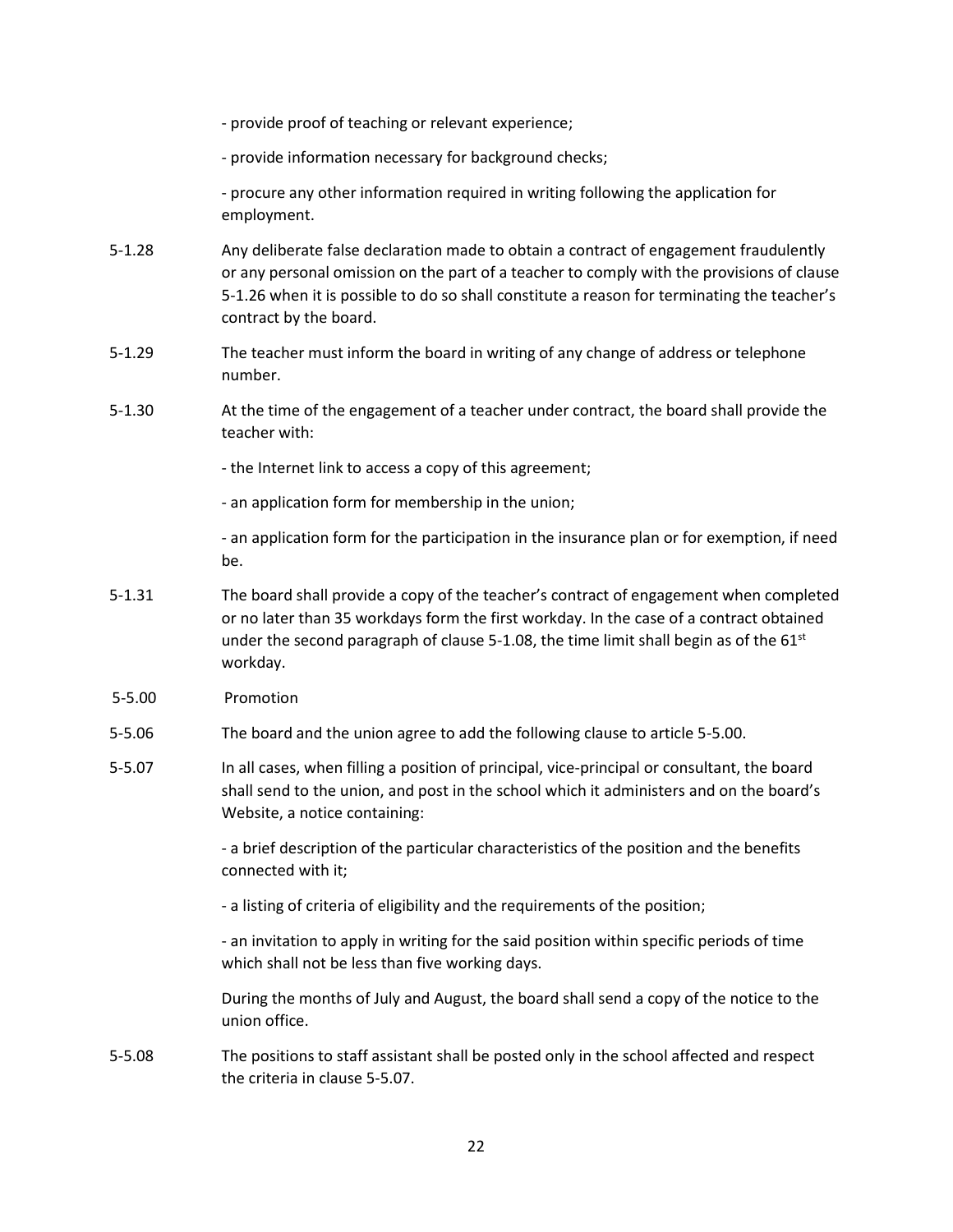- provide proof of teaching or relevant experience;

- provide information necessary for background checks;

- procure any other information required in writing following the application for employment.

5-1.28 Any deliberate false declaration made to obtain a contract of engagement fraudulently or any personal omission on the part of a teacher to comply with the provisions of clause 5-1.26 when it is possible to do so shall constitute a reason for terminating the teacher's contract by the board.

5-1.29 The teacher must inform the board in writing of any change of address or telephone number.

5-1.30 At the time of the engagement of a teacher under contract, the board shall provide the teacher with:

- the Internet link to access a copy of this agreement;

- an application form for membership in the union;

- an application form for the participation in the insurance plan or for exemption, if need be.

5-1.31 The board shall provide a copy of the teacher's contract of engagement when completed or no later than 35 workdays form the first workday. In the case of a contract obtained under the second paragraph of clause 5-1.08, the time limit shall begin as of the 61st workday.

5-5.00 Promotion

5-5.06 The board and the union agree to add the following clause to article 5-5.00.

5-5.07 In all cases, when filling a position of principal, vice-principal or consultant, the board shall send to the union, and post in the school which it administers and on the board's Website, a notice containing:

- a brief description of the particular characteristics of the position and the benefits connected with it;

- a listing of criteria of eligibility and the requirements of the position;

- an invitation to apply in writing for the said position within specific periods of time which shall not be less than five working days.

During the months of July and August, the board shall send a copy of the notice to the union office.

5-5.08 The positions to staff assistant shall be posted only in the school affected and respect the criteria in clause 5-5.07.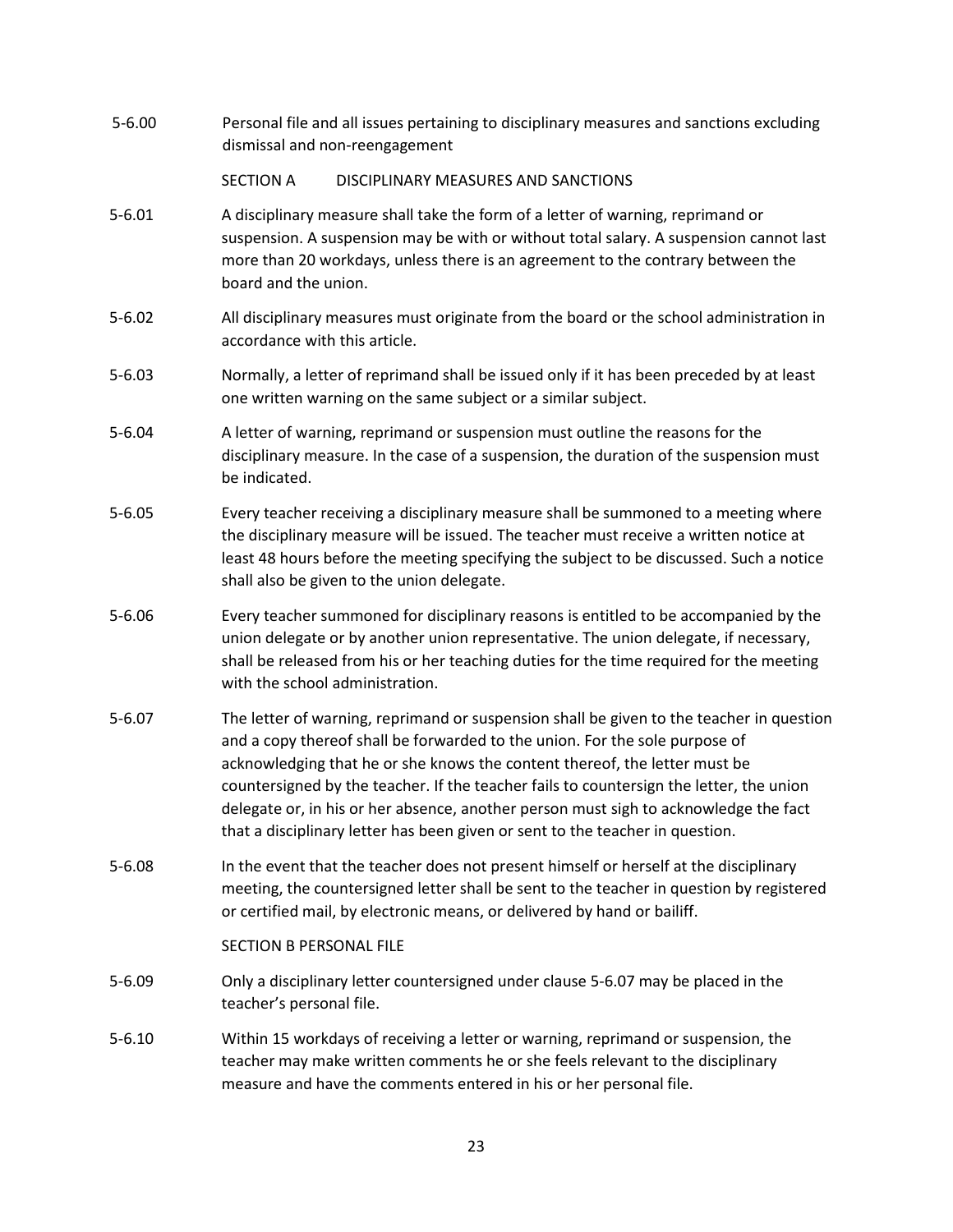5-6.00 Personal file and all issues pertaining to disciplinary measures and sanctions excluding dismissal and non-reengagement

SECTION A DISCIPLINARY MEASURES AND SANCTIONS

5-6.01 A disciplinary measure shall take the form of a letter of warning, reprimand or suspension. A suspension may be with or without total salary. A suspension cannot last more than 20 workdays, unless there is an agreement to the contrary between the board and the union.

5-6.02 All disciplinary measures must originate from the board or the school administration in accordance with this article.

5-6.03 Normally, a letter of reprimand shall be issued only if it has been preceded by at least one written warning on the same subject or a similar subject.

5-6.04 A letter of warning, reprimand or suspension must outline the reasons for the disciplinary measure. In the case of a suspension, the duration of the suspension must be indicated.

5-6.05 Every teacher receiving a disciplinary measure shall be summoned to a meeting where the disciplinary measure will be issued. The teacher must receive a written notice at least 48 hours before the meeting specifying the subject to be discussed. Such a notice shall also be given to the union delegate.

5-6.06 Every teacher summoned for disciplinary reasons is entitled to be accompanied by the union delegate or by another union representative. The union delegate, if necessary, shall be released from his or her teaching duties for the time required for the meeting with the school administration.

5-6.07 The letter of warning, reprimand or suspension shall be given to the teacher in question and a copy thereof shall be forwarded to the union. For the sole purpose of acknowledging that he or she knows the content thereof, the letter must be countersigned by the teacher. If the teacher fails to countersign the letter, the union delegate or, in his or her absence, another person must sigh to acknowledge the fact that a disciplinary letter has been given or sent to the teacher in question.

5-6.08 In the event that the teacher does not present himself or herself at the disciplinary meeting, the countersigned letter shall be sent to the teacher in question by registered or certified mail, by electronic means, or delivered by hand or bailiff.

SECTION B PERSONAL FILE

5-6.09 Only a disciplinary letter countersigned under clause 5-6.07 may be placed in the teacher's personal file.

5-6.10 Within 15 workdays of receiving a letter or warning, reprimand or suspension, the teacher may make written comments he or she feels relevant to the disciplinary measure and have the comments entered in his or her personal file.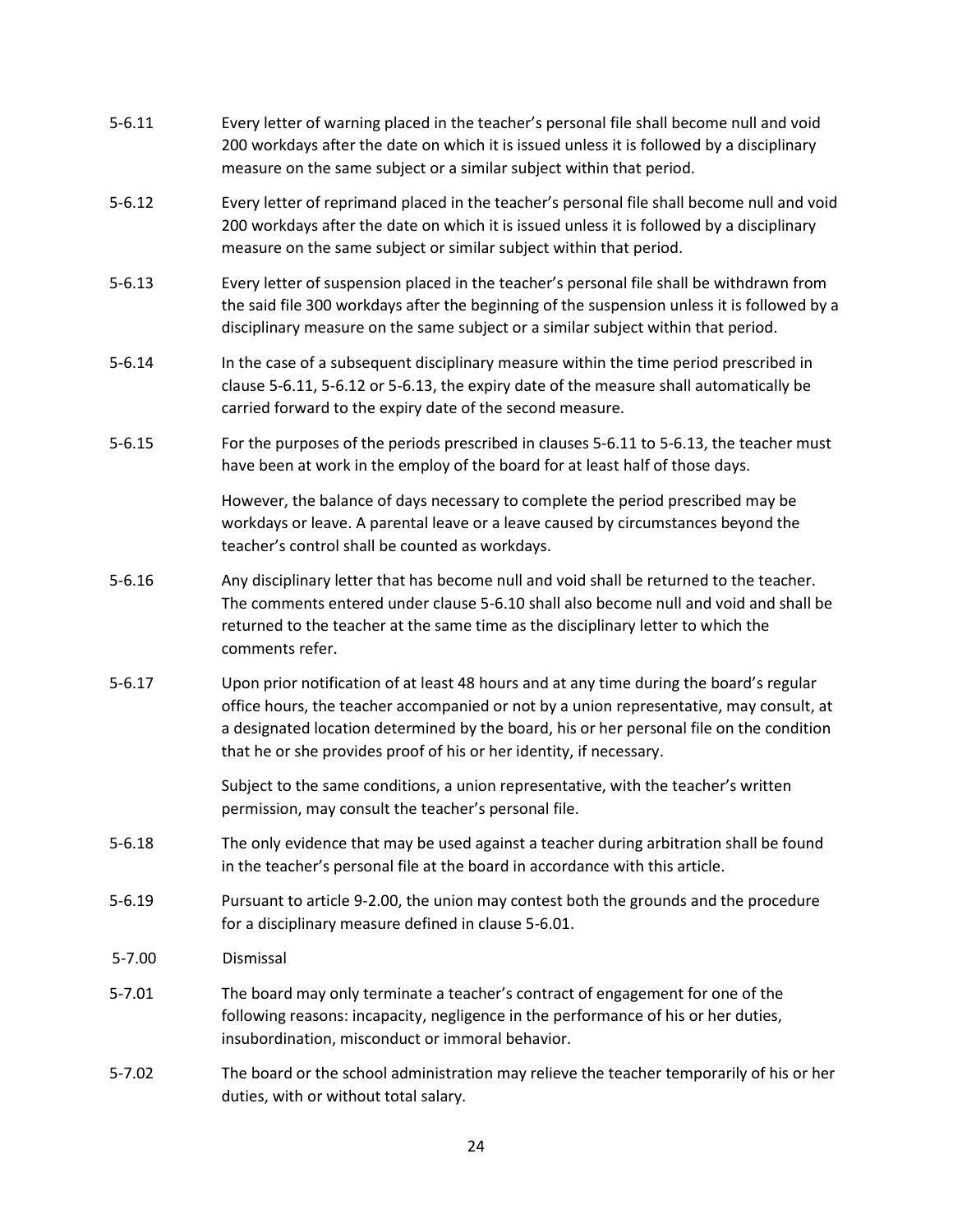5-6.11 Every letter of warning placed in the teacher's personal file shall become null and void 200 workdays after the date on which it is issued unless it is followed by a disciplinary measure on the same subject or a similar subject within that period.

5-6.12 Every letter of reprimand placed in the teacher's personal file shall become null and void 200 workdays after the date on which it is issued unless it is followed by a disciplinary measure on the same subject or similar subject within that period.

5-6.13 Every letter of suspension placed in the teacher's personal file shall be withdrawn from the said file 300 workdays after the beginning of the suspension unless it is followed by a disciplinary measure on the same subject or a similar subject within that period.

5-6.14 In the case of a subsequent disciplinary measure within the time period prescribed in clause 5-6.11, 5-6.12 or 5-6.13, the expiry date of the measure shall automatically be carried forward to the expiry date of the second measure.

5-6.15 For the purposes of the periods prescribed in clauses 5-6.11 to 5-6.13, the teacher must have been at work in the employ of the board for at least half of those days.

However, the balance of days necessary to complete the period prescribed may be workdays or leave. A parental leave or a leave caused by circumstances beyond the teacher's control shall be counted as workdays.

5-6.16 Any disciplinary letter that has become null and void shall be returned to the teacher. The comments entered under clause 5-6.10 shall also become null and void and shall be returned to the teacher at the same time as the disciplinary letter to which the comments refer.

5-6.17 Upon prior notification of at least 48 hours and at any time during the board's regular office hours, the teacher accompanied or not by a union representative, may consult, at a designated location determined by the board, his or her personal file on the condition that he or she provides proof of his or her identity, if necessary.

Subject to the same conditions, a union representative, with the teacher's written permission, may consult the teacher's personal file.

5-6.18 The only evidence that may be used against a teacher during arbitration shall be found in the teacher's personal file at the board in accordance with this article.

5-6.19 Pursuant to article 9-2.00, the union may contest both the grounds and the procedure for a disciplinary measure defined in clause 5-6.01.

## 5-7.00 Dismissal

5-7.01 The board may only terminate a teacher's contract of engagement for one of the following reasons: incapacity, negligence in the performance of his or her duties, insubordination, misconduct or immoral behavior.

5-7.02 The board or the school administration may relieve the teacher temporarily of his or her duties, with or without total salary.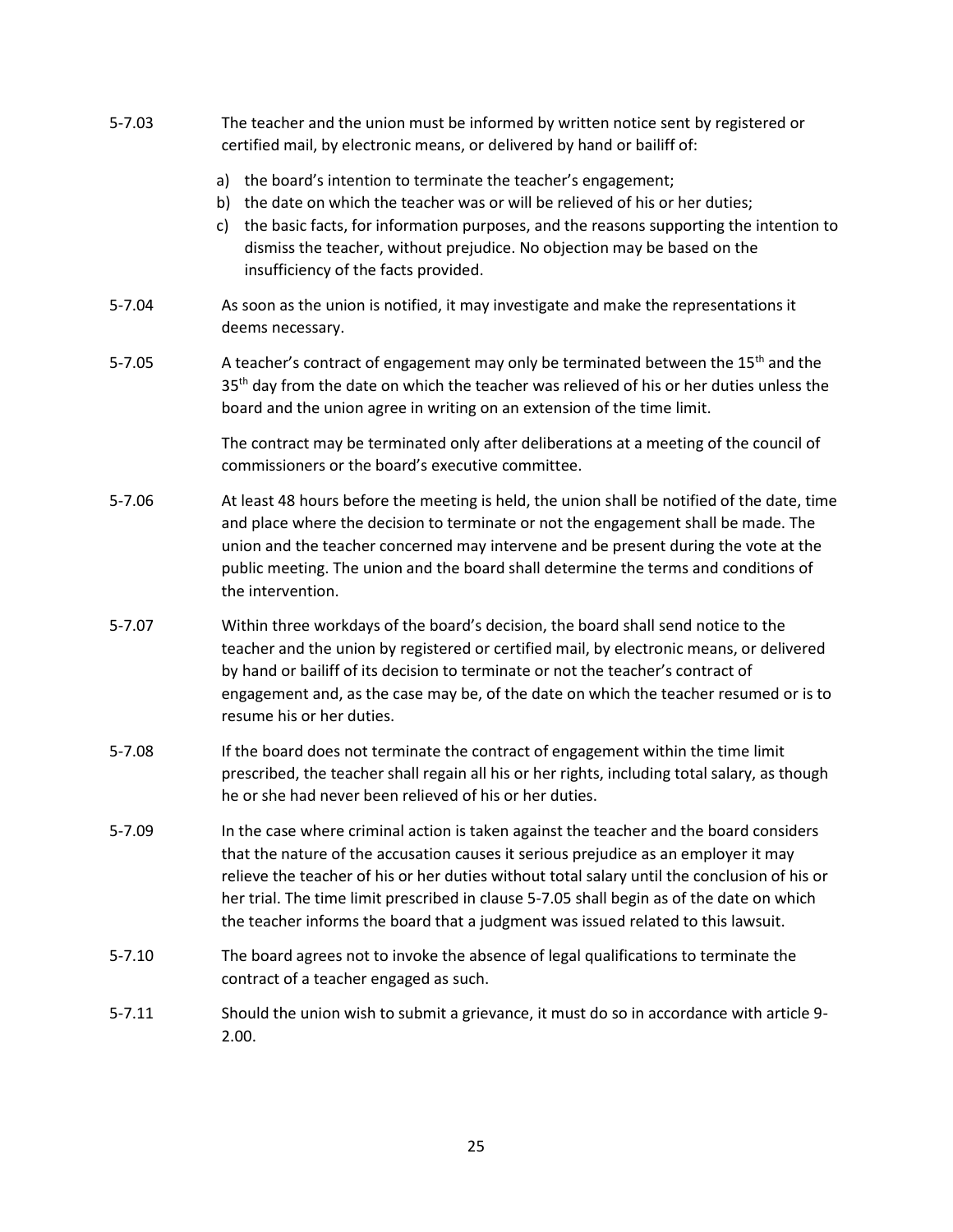5-7.03 The teacher and the union must be informed by written notice sent by registered or certified mail, by electronic means, or delivered by hand or bailiff of:

a) the board's intention to terminate the teacher's engagement;
b) the date on which the teacher was or will be relieved of his or her duties;
c) the basic facts, for information purposes, and the reasons supporting the intention to dismiss the teacher, without prejudice. No objection may be based on the insufficiency of the facts provided.

5-7.04 As soon as the union is notified, it may investigate and make the representations it deems necessary.

5-7.05 A teacher's contract of engagement may only be terminated between the 15th and the 35th day from the date on which the teacher was relieved of his or her duties unless the board and the union agree in writing on an extension of the time limit.

The contract may be terminated only after deliberations at a meeting of the council of commissioners or the board's executive committee.

5-7.06 At least 48 hours before the meeting is held, the union shall be notified of the date, time and place where the decision to terminate or not the engagement shall be made. The union and the teacher concerned may intervene and be present during the vote at the public meeting. The union and the board shall determine the terms and conditions of the intervention.

5-7.07 Within three workdays of the board's decision, the board shall send notice to the teacher and the union by registered or certified mail, by electronic means, or delivered by hand or bailiff of its decision to terminate or not the teacher's contract of engagement and, as the case may be, of the date on which the teacher resumed or is to resume his or her duties.

5-7.08 If the board does not terminate the contract of engagement within the time limit prescribed, the teacher shall regain all his or her rights, including total salary, as though he or she had never been relieved of his or her duties.

5-7.09 In the case where criminal action is taken against the teacher and the board considers that the nature of the accusation causes it serious prejudice as an employer it may relieve the teacher of his or her duties without total salary until the conclusion of his or her trial. The time limit prescribed in clause 5-7.05 shall begin as of the date on which the teacher informs the board that a judgment was issued related to this lawsuit.

5-7.10 The board agrees not to invoke the absence of legal qualifications to terminate the contract of a teacher engaged as such.

5-7.11 Should the union wish to submit a grievance, it must do so in accordance with article 9-2.00.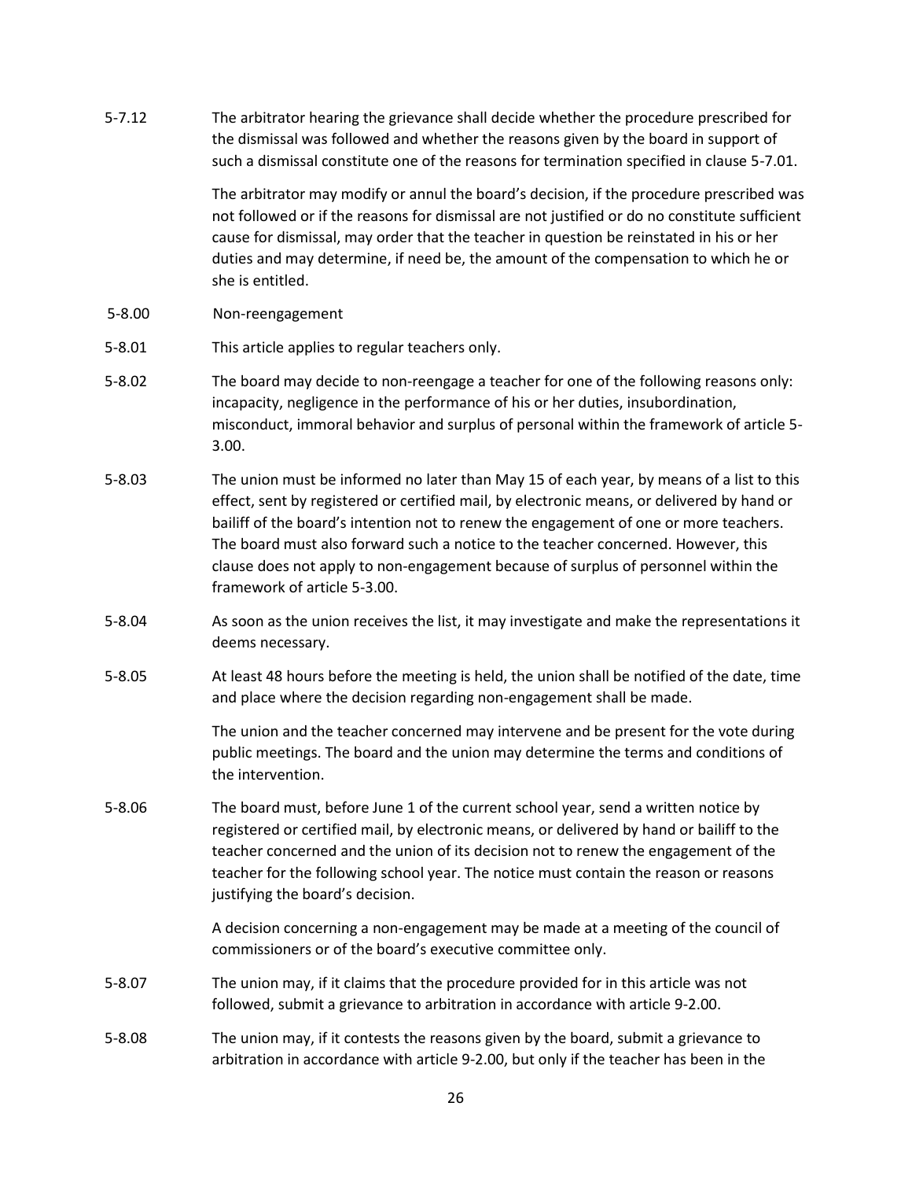5-7.12 The arbitrator hearing the grievance shall decide whether the procedure prescribed for the dismissal was followed and whether the reasons given by the board in support of such a dismissal constitute one of the reasons for termination specified in clause 5-7.01.

The arbitrator may modify or annul the board's decision, if the procedure prescribed was not followed or if the reasons for dismissal are not justified or do no constitute sufficient cause for dismissal, may order that the teacher in question be reinstated in his or her duties and may determine, if need be, the amount of the compensation to which he or she is entitled.

5-8.00 Non-reengagement

5-8.01 This article applies to regular teachers only.

5-8.02 The board may decide to non-reengage a teacher for one of the following reasons only: incapacity, negligence in the performance of his or her duties, insubordination, misconduct, immoral behavior and surplus of personal within the framework of article 5-3.00.

5-8.03 The union must be informed no later than May 15 of each year, by means of a list to this effect, sent by registered or certified mail, by electronic means, or delivered by hand or bailiff of the board's intention not to renew the engagement of one or more teachers. The board must also forward such a notice to the teacher concerned. However, this clause does not apply to non-engagement because of surplus of personnel within the framework of article 5-3.00.

5-8.04 As soon as the union receives the list, it may investigate and make the representations it deems necessary.

5-8.05 At least 48 hours before the meeting is held, the union shall be notified of the date, time and place where the decision regarding non-engagement shall be made.

The union and the teacher concerned may intervene and be present for the vote during public meetings. The board and the union may determine the terms and conditions of the intervention.

5-8.06 The board must, before June 1 of the current school year, send a written notice by registered or certified mail, by electronic means, or delivered by hand or bailiff to the teacher concerned and the union of its decision not to renew the engagement of the teacher for the following school year. The notice must contain the reason or reasons justifying the board's decision.

A decision concerning a non-engagement may be made at a meeting of the council of commissioners or of the board's executive committee only.

5-8.07 The union may, if it claims that the procedure provided for in this article was not followed, submit a grievance to arbitration in accordance with article 9-2.00.

5-8.08 The union may, if it contests the reasons given by the board, submit a grievance to arbitration in accordance with article 9-2.00, but only if the teacher has been in the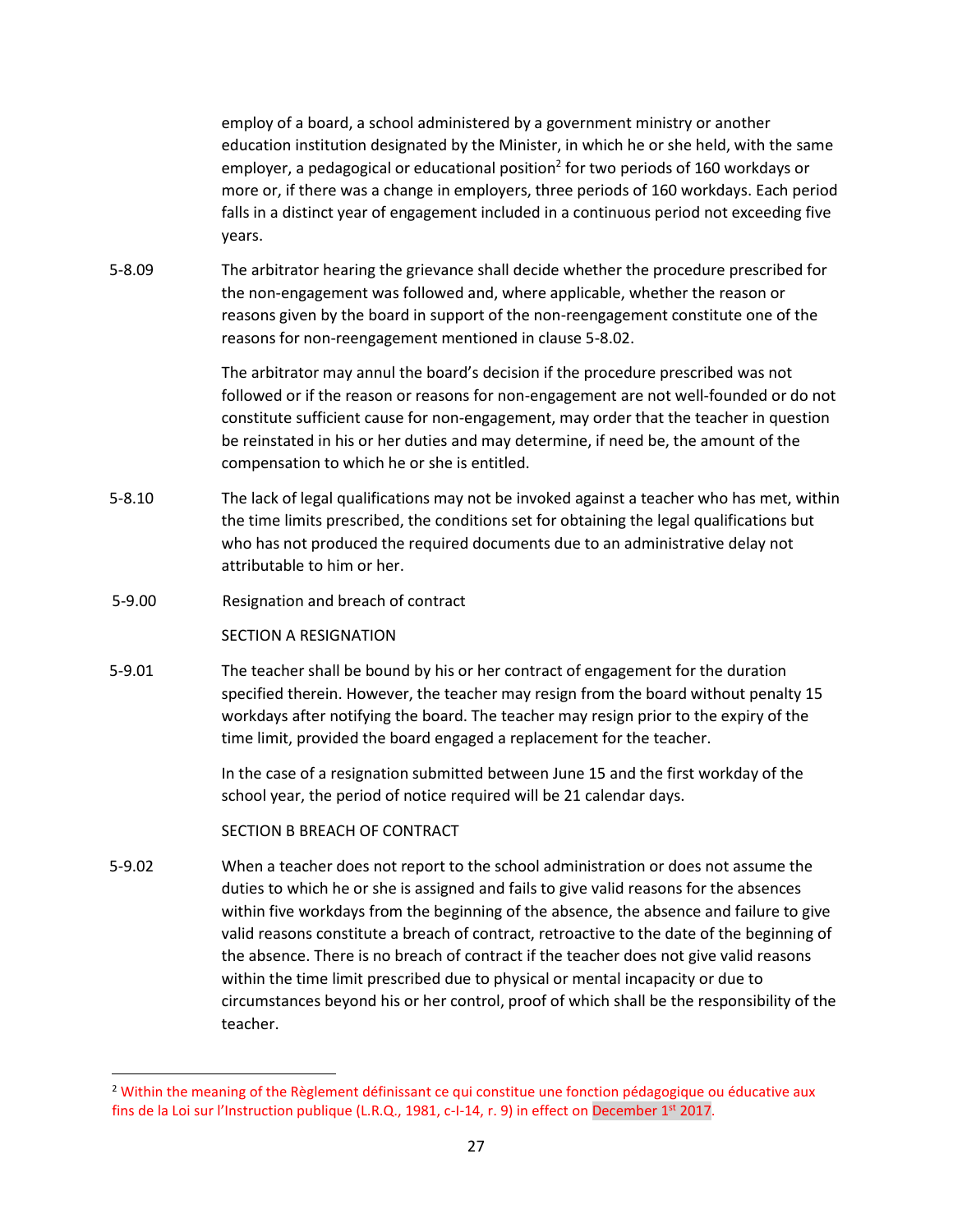employ of a board, a school administered by a government ministry or another education institution designated by the Minister, in which he or she held, with the same employer, a pedagogical or educational position[2] for two periods of 160 workdays or more or, if there was a change in employers, three periods of 160 workdays. Each period falls in a distinct year of engagement included in a continuous period not exceeding five years.

5-8.09 The arbitrator hearing the grievance shall decide whether the procedure prescribed for the non-engagement was followed and, where applicable, whether the reason or reasons given by the board in support of the non-reengagement constitute one of the reasons for non-reengagement mentioned in clause 5-8.02.

The arbitrator may annul the board's decision if the procedure prescribed was not followed or if the reason or reasons for non-engagement are not well-founded or do not constitute sufficient cause for non-engagement, may order that the teacher in question be reinstated in his or her duties and may determine, if need be, the amount of the compensation to which he or she is entitled.

5-8.10 The lack of legal qualifications may not be invoked against a teacher who has met, within the time limits prescribed, the conditions set for obtaining the legal qualifications but who has not produced the required documents due to an administrative delay not attributable to him or her.

## 5-9.00 Resignation and breach of contract

### SECTION A RESIGNATION

5-9.01 The teacher shall be bound by his or her contract of engagement for the duration specified therein. However, the teacher may resign from the board without penalty 15 workdays after notifying the board. The teacher may resign prior to the expiry of the time limit, provided the board engaged a replacement for the teacher.

In the case of a resignation submitted between June 15 and the first workday of the school year, the period of notice required will be 21 calendar days.

### SECTION B BREACH OF CONTRACT

5-9.02 When a teacher does not report to the school administration or does not assume the duties to which he or she is assigned and fails to give valid reasons for the absences within five workdays from the beginning of the absence, the absence and failure to give valid reasons constitute a breach of contract, retroactive to the date of the beginning of the absence. There is no breach of contract if the teacher does not give valid reasons within the time limit prescribed due to physical or mental incapacity or due to circumstances beyond his or her control, proof of which shall be the responsibility of the teacher.

---

[2] Within the meaning of the Règlement définissant ce qui constitue une fonction pédagogique ou éducative aux fins de la Loi sur l'Instruction publique (L.R.Q., 1981, c-I-14, r. 9) in effect on December 1st 2017.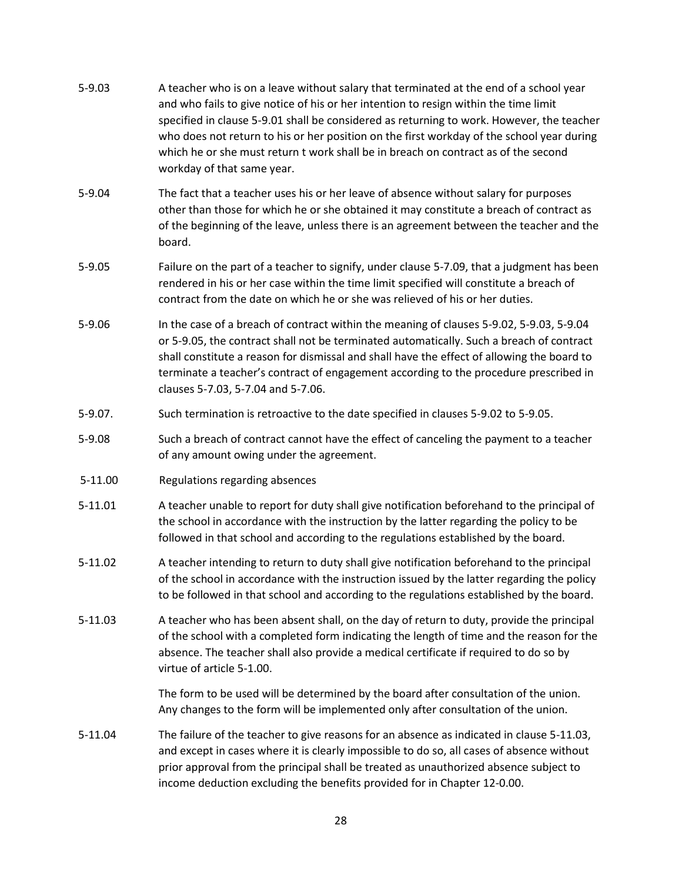5-9.03 A teacher who is on a leave without salary that terminated at the end of a school year and who fails to give notice of his or her intention to resign within the time limit specified in clause 5-9.01 shall be considered as returning to work. However, the teacher who does not return to his or her position on the first workday of the school year during which he or she must return t work shall be in breach on contract as of the second workday of that same year.

5-9.04 The fact that a teacher uses his or her leave of absence without salary for purposes other than those for which he or she obtained it may constitute a breach of contract as of the beginning of the leave, unless there is an agreement between the teacher and the board.

5-9.05 Failure on the part of a teacher to signify, under clause 5-7.09, that a judgment has been rendered in his or her case within the time limit specified will constitute a breach of contract from the date on which he or she was relieved of his or her duties.

5-9.06 In the case of a breach of contract within the meaning of clauses 5-9.02, 5-9.03, 5-9.04 or 5-9.05, the contract shall not be terminated automatically. Such a breach of contract shall constitute a reason for dismissal and shall have the effect of allowing the board to terminate a teacher's contract of engagement according to the procedure prescribed in clauses 5-7.03, 5-7.04 and 5-7.06.

5-9.07. Such termination is retroactive to the date specified in clauses 5-9.02 to 5-9.05.

5-9.08 Such a breach of contract cannot have the effect of canceling the payment to a teacher of any amount owing under the agreement.

5-11.00 Regulations regarding absences

5-11.01 A teacher unable to report for duty shall give notification beforehand to the principal of the school in accordance with the instruction by the latter regarding the policy to be followed in that school and according to the regulations established by the board.

5-11.02 A teacher intending to return to duty shall give notification beforehand to the principal of the school in accordance with the instruction issued by the latter regarding the policy to be followed in that school and according to the regulations established by the board.

5-11.03 A teacher who has been absent shall, on the day of return to duty, provide the principal of the school with a completed form indicating the length of time and the reason for the absence. The teacher shall also provide a medical certificate if required to do so by virtue of article 5-1.00.

The form to be used will be determined by the board after consultation of the union. Any changes to the form will be implemented only after consultation of the union.

5-11.04 The failure of the teacher to give reasons for an absence as indicated in clause 5-11.03, and except in cases where it is clearly impossible to do so, all cases of absence without prior approval from the principal shall be treated as unauthorized absence subject to income deduction excluding the benefits provided for in Chapter 12-0.00.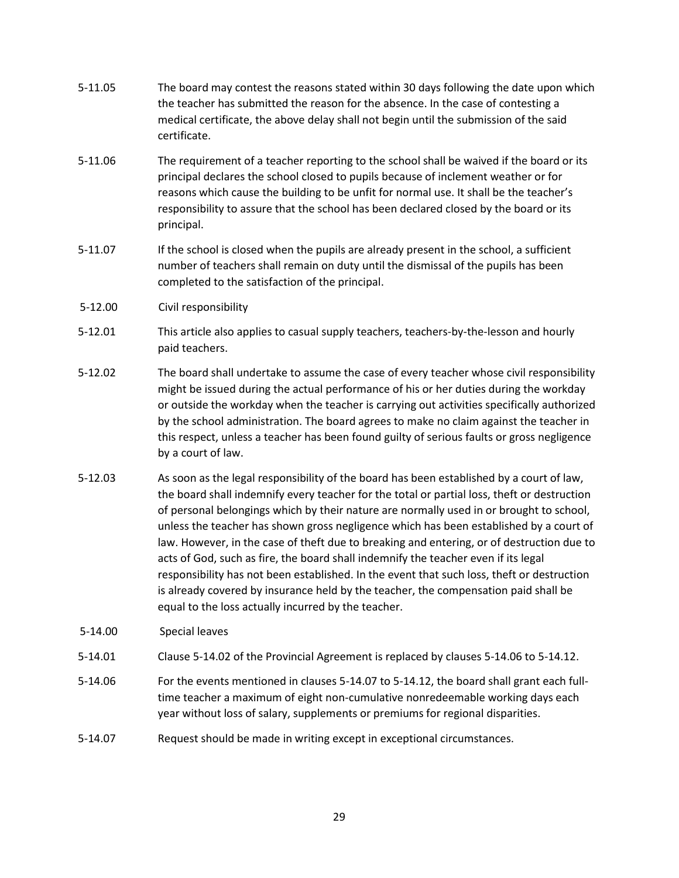5-11.05 The board may contest the reasons stated within 30 days following the date upon which the teacher has submitted the reason for the absence. In the case of contesting a medical certificate, the above delay shall not begin until the submission of the said certificate.

5-11.06 The requirement of a teacher reporting to the school shall be waived if the board or its principal declares the school closed to pupils because of inclement weather or for reasons which cause the building to be unfit for normal use. It shall be the teacher's responsibility to assure that the school has been declared closed by the board or its principal.

5-11.07 If the school is closed when the pupils are already present in the school, a sufficient number of teachers shall remain on duty until the dismissal of the pupils has been completed to the satisfaction of the principal.

5-12.00 Civil responsibility

5-12.01 This article also applies to casual supply teachers, teachers-by-the-lesson and hourly paid teachers.

5-12.02 The board shall undertake to assume the case of every teacher whose civil responsibility might be issued during the actual performance of his or her duties during the workday or outside the workday when the teacher is carrying out activities specifically authorized by the school administration. The board agrees to make no claim against the teacher in this respect, unless a teacher has been found guilty of serious faults or gross negligence by a court of law.

5-12.03 As soon as the legal responsibility of the board has been established by a court of law, the board shall indemnify every teacher for the total or partial loss, theft or destruction of personal belongings which by their nature are normally used in or brought to school, unless the teacher has shown gross negligence which has been established by a court of law. However, in the case of theft due to breaking and entering, or of destruction due to acts of God, such as fire, the board shall indemnify the teacher even if its legal responsibility has not been established. In the event that such loss, theft or destruction is already covered by insurance held by the teacher, the compensation paid shall be equal to the loss actually incurred by the teacher.

5-14.00 Special leaves

5-14.01 Clause 5-14.02 of the Provincial Agreement is replaced by clauses 5-14.06 to 5-14.12.

5-14.06 For the events mentioned in clauses 5-14.07 to 5-14.12, the board shall grant each full-time teacher a maximum of eight non-cumulative nonredeemable working days each year without loss of salary, supplements or premiums for regional disparities.

5-14.07 Request should be made in writing except in exceptional circumstances.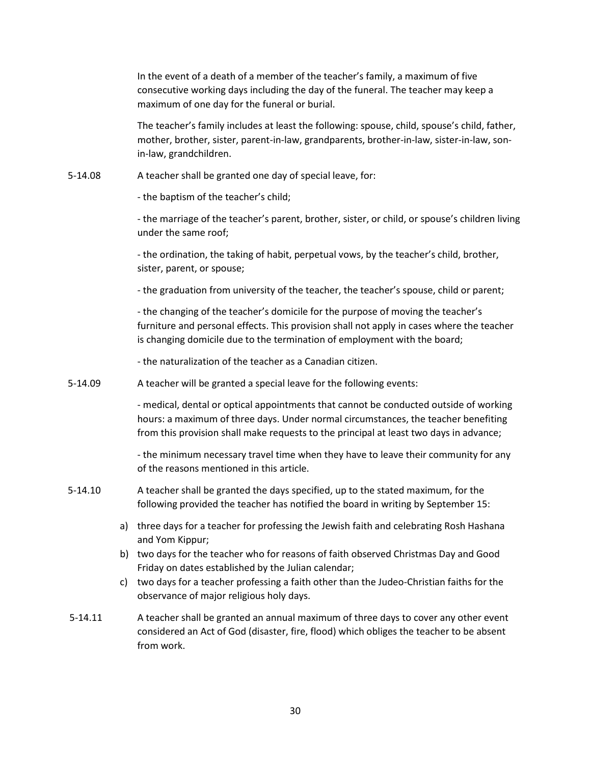In the event of a death of a member of the teacher's family, a maximum of five consecutive working days including the day of the funeral. The teacher may keep a maximum of one day for the funeral or burial.

The teacher's family includes at least the following: spouse, child, spouse's child, father, mother, brother, sister, parent-in-law, grandparents, brother-in-law, sister-in-law, son-in-law, grandchildren.

5-14.08 A teacher shall be granted one day of special leave, for:

- the baptism of the teacher's child;

- the marriage of the teacher's parent, brother, sister, or child, or spouse's children living under the same roof;

- the ordination, the taking of habit, perpetual vows, by the teacher's child, brother, sister, parent, or spouse;

- the graduation from university of the teacher, the teacher's spouse, child or parent;

- the changing of the teacher's domicile for the purpose of moving the teacher's furniture and personal effects. This provision shall not apply in cases where the teacher is changing domicile due to the termination of employment with the board;

- the naturalization of the teacher as a Canadian citizen.

5-14.09 A teacher will be granted a special leave for the following events:

- medical, dental or optical appointments that cannot be conducted outside of working hours: a maximum of three days. Under normal circumstances, the teacher benefiting from this provision shall make requests to the principal at least two days in advance;

- the minimum necessary travel time when they have to leave their community for any of the reasons mentioned in this article.

5-14.10 A teacher shall be granted the days specified, up to the stated maximum, for the following provided the teacher has notified the board in writing by September 15:

a) three days for a teacher for professing the Jewish faith and celebrating Rosh Hashana and Yom Kippur;
b) two days for the teacher who for reasons of faith observed Christmas Day and Good Friday on dates established by the Julian calendar;
c) two days for a teacher professing a faith other than the Judeo-Christian faiths for the observance of major religious holy days.

5-14.11 A teacher shall be granted an annual maximum of three days to cover any other event considered an Act of God (disaster, fire, flood) which obliges the teacher to be absent from work.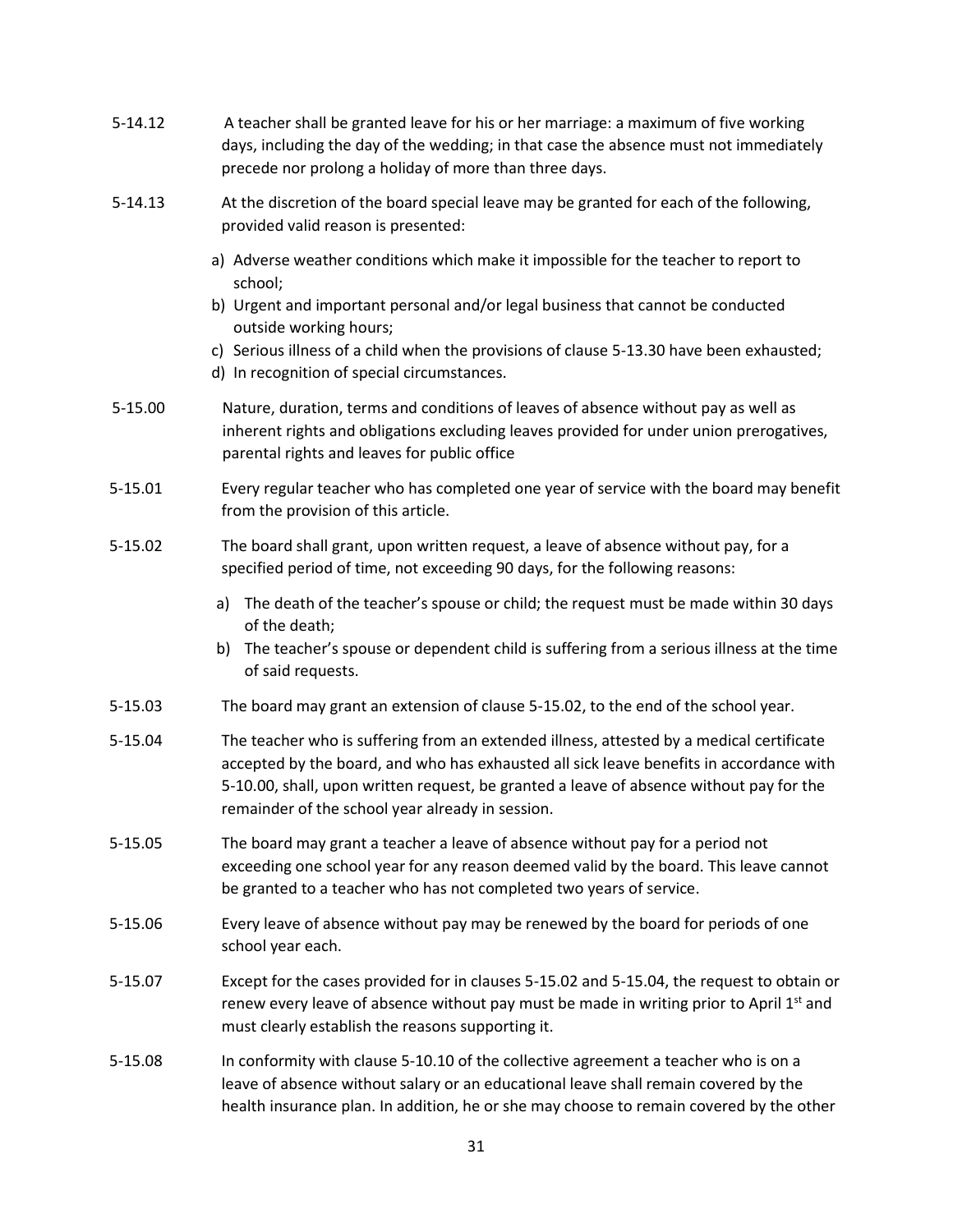5-14.12 A teacher shall be granted leave for his or her marriage: a maximum of five working days, including the day of the wedding; in that case the absence must not immediately precede nor prolong a holiday of more than three days.

5-14.13 At the discretion of the board special leave may be granted for each of the following, provided valid reason is presented:

a) Adverse weather conditions which make it impossible for the teacher to report to school;
b) Urgent and important personal and/or legal business that cannot be conducted outside working hours;
c) Serious illness of a child when the provisions of clause 5-13.30 have been exhausted;
d) In recognition of special circumstances.

5-15.00 Nature, duration, terms and conditions of leaves of absence without pay as well as inherent rights and obligations excluding leaves provided for under union prerogatives, parental rights and leaves for public office

5-15.01 Every regular teacher who has completed one year of service with the board may benefit from the provision of this article.

5-15.02 The board shall grant, upon written request, a leave of absence without pay, for a specified period of time, not exceeding 90 days, for the following reasons:

a) The death of the teacher's spouse or child; the request must be made within 30 days of the death;
b) The teacher's spouse or dependent child is suffering from a serious illness at the time of said requests.

5-15.03 The board may grant an extension of clause 5-15.02, to the end of the school year.

5-15.04 The teacher who is suffering from an extended illness, attested by a medical certificate accepted by the board, and who has exhausted all sick leave benefits in accordance with 5-10.00, shall, upon written request, be granted a leave of absence without pay for the remainder of the school year already in session.

5-15.05 The board may grant a teacher a leave of absence without pay for a period not exceeding one school year for any reason deemed valid by the board. This leave cannot be granted to a teacher who has not completed two years of service.

5-15.06 Every leave of absence without pay may be renewed by the board for periods of one school year each.

5-15.07 Except for the cases provided for in clauses 5-15.02 and 5-15.04, the request to obtain or renew every leave of absence without pay must be made in writing prior to April 1st and must clearly establish the reasons supporting it.

5-15.08 In conformity with clause 5-10.10 of the collective agreement a teacher who is on a leave of absence without salary or an educational leave shall remain covered by the health insurance plan. In addition, he or she may choose to remain covered by the other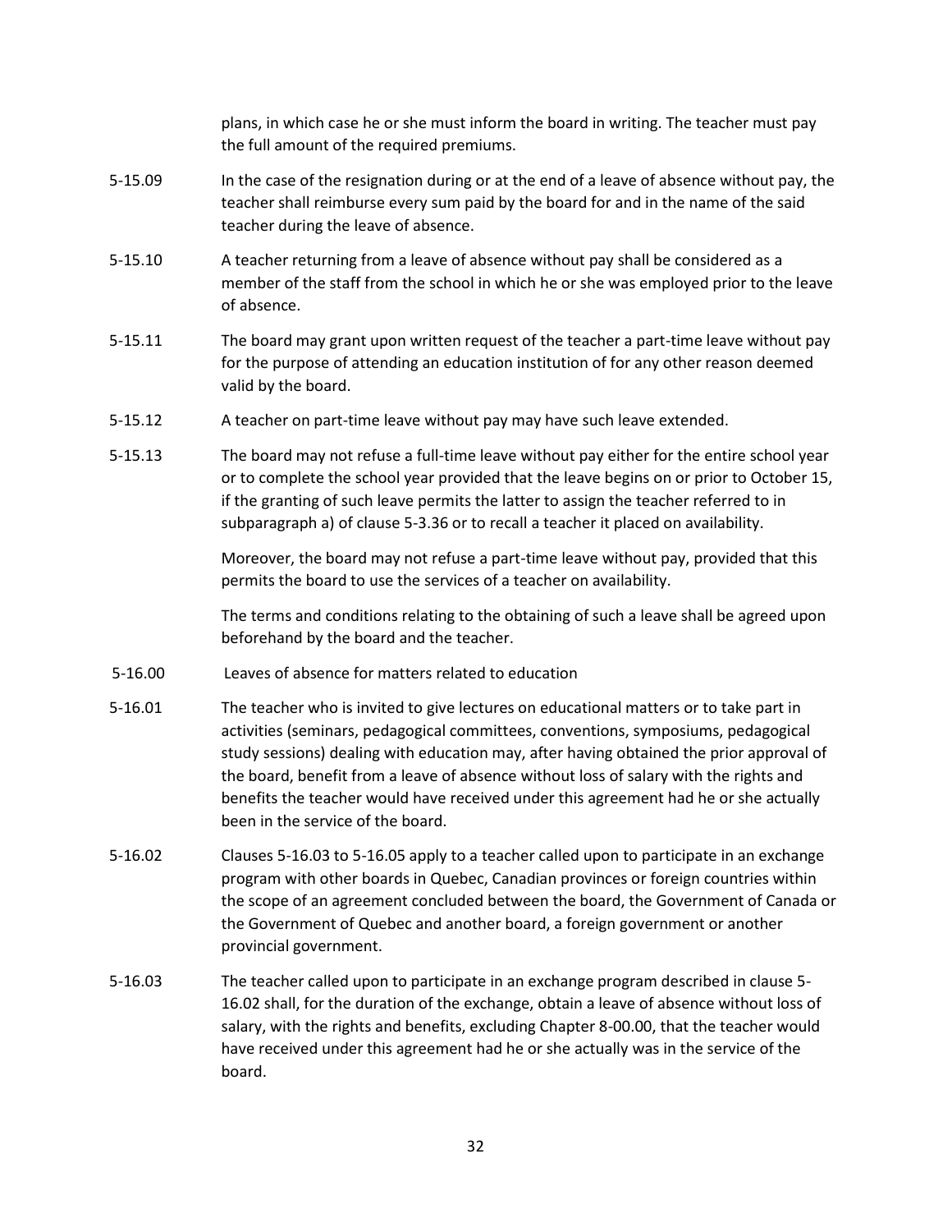plans, in which case he or she must inform the board in writing. The teacher must pay the full amount of the required premiums.

5-15.09 In the case of the resignation during or at the end of a leave of absence without pay, the teacher shall reimburse every sum paid by the board for and in the name of the said teacher during the leave of absence.

5-15.10 A teacher returning from a leave of absence without pay shall be considered as a member of the staff from the school in which he or she was employed prior to the leave of absence.

5-15.11 The board may grant upon written request of the teacher a part-time leave without pay for the purpose of attending an education institution of for any other reason deemed valid by the board.

5-15.12 A teacher on part-time leave without pay may have such leave extended.

5-15.13 The board may not refuse a full-time leave without pay either for the entire school year or to complete the school year provided that the leave begins on or prior to October 15, if the granting of such leave permits the latter to assign the teacher referred to in subparagraph a) of clause 5-3.36 or to recall a teacher it placed on availability.

Moreover, the board may not refuse a part-time leave without pay, provided that this permits the board to use the services of a teacher on availability.

The terms and conditions relating to the obtaining of such a leave shall be agreed upon beforehand by the board and the teacher.

5-16.00 Leaves of absence for matters related to education

5-16.01 The teacher who is invited to give lectures on educational matters or to take part in activities (seminars, pedagogical committees, conventions, symposiums, pedagogical study sessions) dealing with education may, after having obtained the prior approval of the board, benefit from a leave of absence without loss of salary with the rights and benefits the teacher would have received under this agreement had he or she actually been in the service of the board.

5-16.02 Clauses 5-16.03 to 5-16.05 apply to a teacher called upon to participate in an exchange program with other boards in Quebec, Canadian provinces or foreign countries within the scope of an agreement concluded between the board, the Government of Canada or the Government of Quebec and another board, a foreign government or another provincial government.

5-16.03 The teacher called upon to participate in an exchange program described in clause 5-16.02 shall, for the duration of the exchange, obtain a leave of absence without loss of salary, with the rights and benefits, excluding Chapter 8-00.00, that the teacher would have received under this agreement had he or she actually was in the service of the board.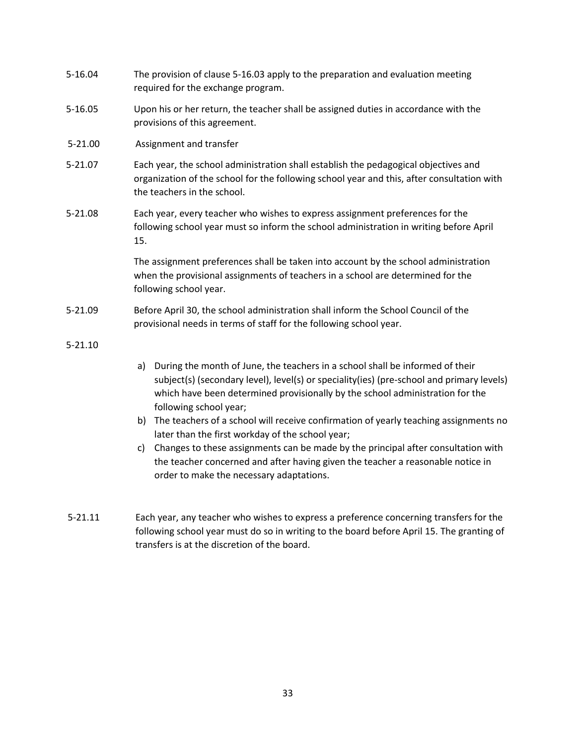5-16.04 The provision of clause 5-16.03 apply to the preparation and evaluation meeting required for the exchange program.

5-16.05 Upon his or her return, the teacher shall be assigned duties in accordance with the provisions of this agreement.

5-21.00 Assignment and transfer

5-21.07 Each year, the school administration shall establish the pedagogical objectives and organization of the school for the following school year and this, after consultation with the teachers in the school.

5-21.08 Each year, every teacher who wishes to express assignment preferences for the following school year must so inform the school administration in writing before April 15.

The assignment preferences shall be taken into account by the school administration when the provisional assignments of teachers in a school are determined for the following school year.

5-21.09 Before April 30, the school administration shall inform the School Council of the provisional needs in terms of staff for the following school year.

5-21.10

a) During the month of June, the teachers in a school shall be informed of their subject(s) (secondary level), level(s) or speciality(ies) (pre-school and primary levels) which have been determined provisionally by the school administration for the following school year;
b) The teachers of a school will receive confirmation of yearly teaching assignments no later than the first workday of the school year;
c) Changes to these assignments can be made by the principal after consultation with the teacher concerned and after having given the teacher a reasonable notice in order to make the necessary adaptations.

5-21.11 Each year, any teacher who wishes to express a preference concerning transfers for the following school year must do so in writing to the board before April 15. The granting of transfers is at the discretion of the board.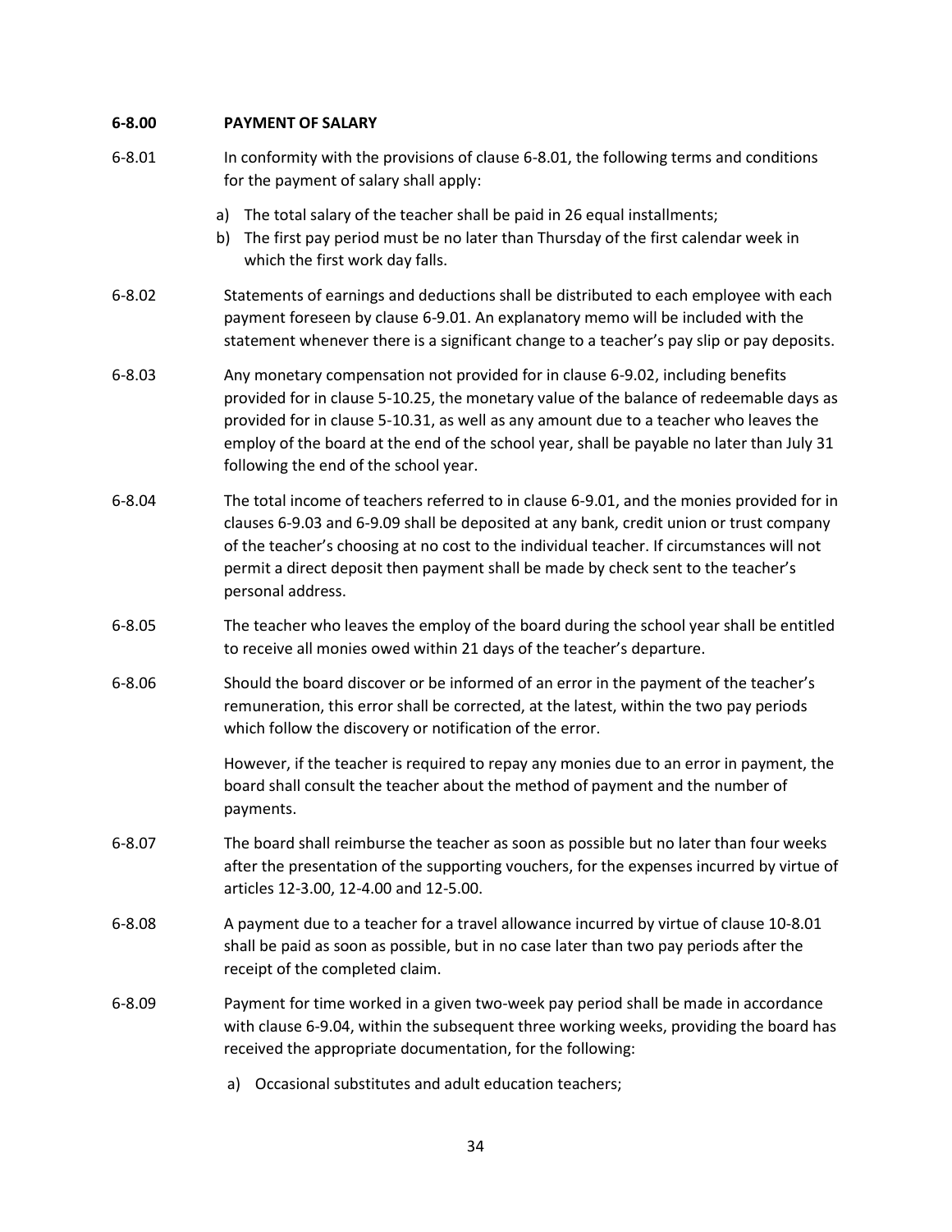**6-8.00 PAYMENT OF SALARY**

6-8.01 In conformity with the provisions of clause 6-8.01, the following terms and conditions for the payment of salary shall apply:

a) The total salary of the teacher shall be paid in 26 equal installments;
b) The first pay period must be no later than Thursday of the first calendar week in which the first work day falls.

6-8.02 Statements of earnings and deductions shall be distributed to each employee with each payment foreseen by clause 6-9.01. An explanatory memo will be included with the statement whenever there is a significant change to a teacher's pay slip or pay deposits.

6-8.03 Any monetary compensation not provided for in clause 6-9.02, including benefits provided for in clause 5-10.25, the monetary value of the balance of redeemable days as provided for in clause 5-10.31, as well as any amount due to a teacher who leaves the employ of the board at the end of the school year, shall be payable no later than July 31 following the end of the school year.

6-8.04 The total income of teachers referred to in clause 6-9.01, and the monies provided for in clauses 6-9.03 and 6-9.09 shall be deposited at any bank, credit union or trust company of the teacher's choosing at no cost to the individual teacher. If circumstances will not permit a direct deposit then payment shall be made by check sent to the teacher's personal address.

6-8.05 The teacher who leaves the employ of the board during the school year shall be entitled to receive all monies owed within 21 days of the teacher's departure.

6-8.06 Should the board discover or be informed of an error in the payment of the teacher's remuneration, this error shall be corrected, at the latest, within the two pay periods which follow the discovery or notification of the error.

However, if the teacher is required to repay any monies due to an error in payment, the board shall consult the teacher about the method of payment and the number of payments.

6-8.07 The board shall reimburse the teacher as soon as possible but no later than four weeks after the presentation of the supporting vouchers, for the expenses incurred by virtue of articles 12-3.00, 12-4.00 and 12-5.00.

6-8.08 A payment due to a teacher for a travel allowance incurred by virtue of clause 10-8.01 shall be paid as soon as possible, but in no case later than two pay periods after the receipt of the completed claim.

6-8.09 Payment for time worked in a given two-week pay period shall be made in accordance with clause 6-9.04, within the subsequent three working weeks, providing the board has received the appropriate documentation, for the following:

a) Occasional substitutes and adult education teachers;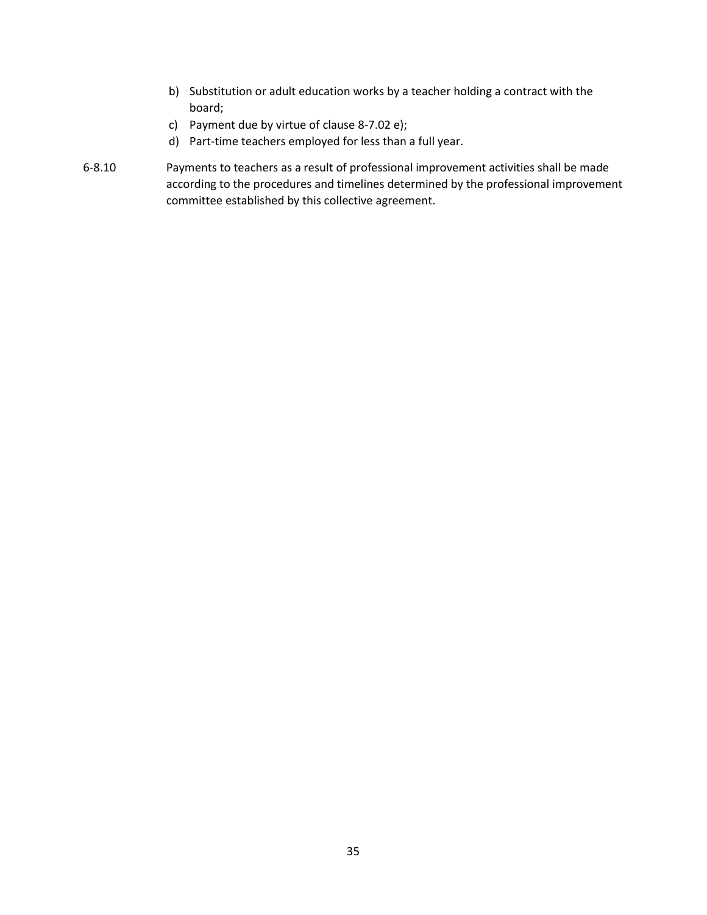b) Substitution or adult education works by a teacher holding a contract with the board;
c) Payment due by virtue of clause 8-7.02 e);
d) Part-time teachers employed for less than a full year.

6-8.10 Payments to teachers as a result of professional improvement activities shall be made according to the procedures and timelines determined by the professional improvement committee established by this collective agreement.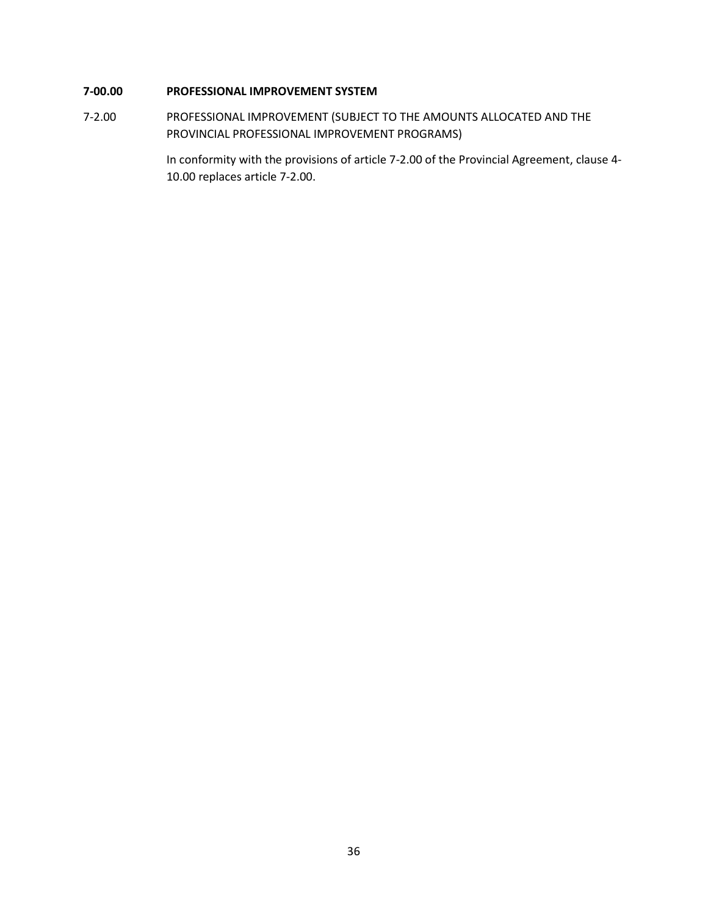**7-00.00 PROFESSIONAL IMPROVEMENT SYSTEM**

7-2.00 PROFESSIONAL IMPROVEMENT (SUBJECT TO THE AMOUNTS ALLOCATED AND THE PROVINCIAL PROFESSIONAL IMPROVEMENT PROGRAMS)

In conformity with the provisions of article 7-2.00 of the Provincial Agreement, clause 4-10.00 replaces article 7-2.00.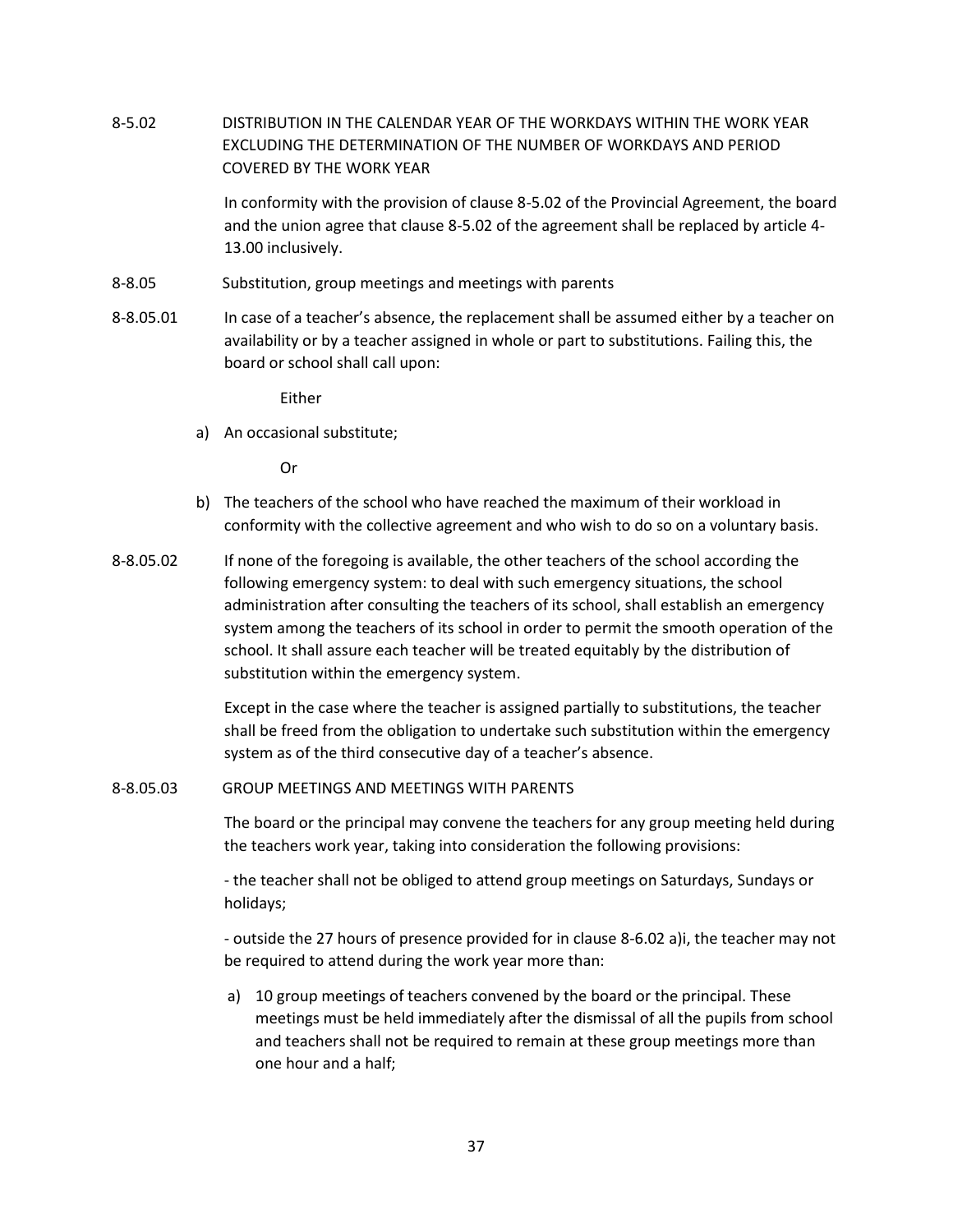8-5.02 DISTRIBUTION IN THE CALENDAR YEAR OF THE WORKDAYS WITHIN THE WORK YEAR EXCLUDING THE DETERMINATION OF THE NUMBER OF WORKDAYS AND PERIOD COVERED BY THE WORK YEAR

In conformity with the provision of clause 8-5.02 of the Provincial Agreement, the board and the union agree that clause 8-5.02 of the agreement shall be replaced by article 4-13.00 inclusively.

8-8.05 Substitution, group meetings and meetings with parents

8-8.05.01 In case of a teacher's absence, the replacement shall be assumed either by a teacher on availability or by a teacher assigned in whole or part to substitutions. Failing this, the board or school shall call upon:

Either

a) An occasional substitute;

Or

b) The teachers of the school who have reached the maximum of their workload in conformity with the collective agreement and who wish to do so on a voluntary basis.

8-8.05.02 If none of the foregoing is available, the other teachers of the school according the following emergency system: to deal with such emergency situations, the school administration after consulting the teachers of its school, shall establish an emergency system among the teachers of its school in order to permit the smooth operation of the school. It shall assure each teacher will be treated equitably by the distribution of substitution within the emergency system.

Except in the case where the teacher is assigned partially to substitutions, the teacher shall be freed from the obligation to undertake such substitution within the emergency system as of the third consecutive day of a teacher's absence.

8-8.05.03 GROUP MEETINGS AND MEETINGS WITH PARENTS

The board or the principal may convene the teachers for any group meeting held during the teachers work year, taking into consideration the following provisions:

- the teacher shall not be obliged to attend group meetings on Saturdays, Sundays or holidays;

- outside the 27 hours of presence provided for in clause 8-6.02 a)i, the teacher may not be required to attend during the work year more than:

a) 10 group meetings of teachers convened by the board or the principal. These meetings must be held immediately after the dismissal of all the pupils from school and teachers shall not be required to remain at these group meetings more than one hour and a half;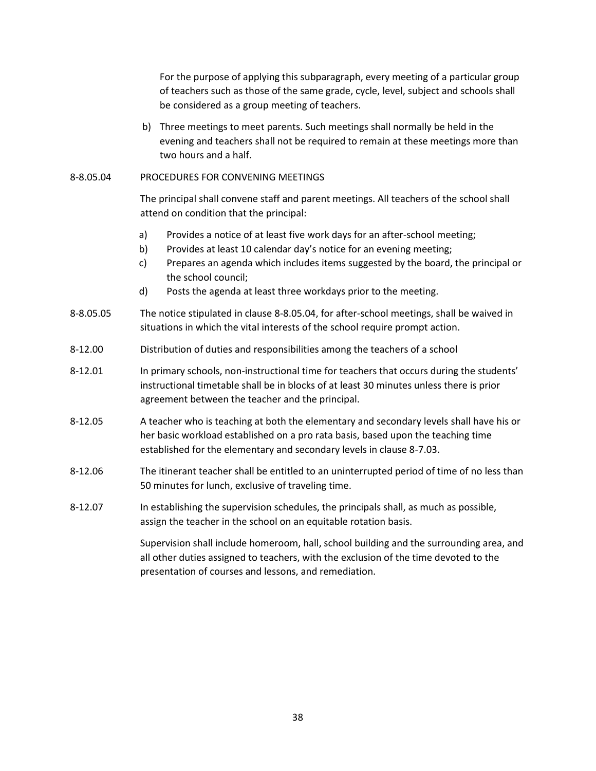For the purpose of applying this subparagraph, every meeting of a particular group of teachers such as those of the same grade, cycle, level, subject and schools shall be considered as a group meeting of teachers.

b) Three meetings to meet parents. Such meetings shall normally be held in the evening and teachers shall not be required to remain at these meetings more than two hours and a half.

8-8.05.04 PROCEDURES FOR CONVENING MEETINGS

The principal shall convene staff and parent meetings. All teachers of the school shall attend on condition that the principal:

a) Provides a notice of at least five work days for an after-school meeting;
b) Provides at least 10 calendar day's notice for an evening meeting;
c) Prepares an agenda which includes items suggested by the board, the principal or the school council;
d) Posts the agenda at least three workdays prior to the meeting.

8-8.05.05 The notice stipulated in clause 8-8.05.04, for after-school meetings, shall be waived in situations in which the vital interests of the school require prompt action.

8-12.00 Distribution of duties and responsibilities among the teachers of a school

8-12.01 In primary schools, non-instructional time for teachers that occurs during the students' instructional timetable shall be in blocks of at least 30 minutes unless there is prior agreement between the teacher and the principal.

8-12.05 A teacher who is teaching at both the elementary and secondary levels shall have his or her basic workload established on a pro rata basis, based upon the teaching time established for the elementary and secondary levels in clause 8-7.03.

8-12.06 The itinerant teacher shall be entitled to an uninterrupted period of time of no less than 50 minutes for lunch, exclusive of traveling time.

8-12.07 In establishing the supervision schedules, the principals shall, as much as possible, assign the teacher in the school on an equitable rotation basis.

Supervision shall include homeroom, hall, school building and the surrounding area, and all other duties assigned to teachers, with the exclusion of the time devoted to the presentation of courses and lessons, and remediation.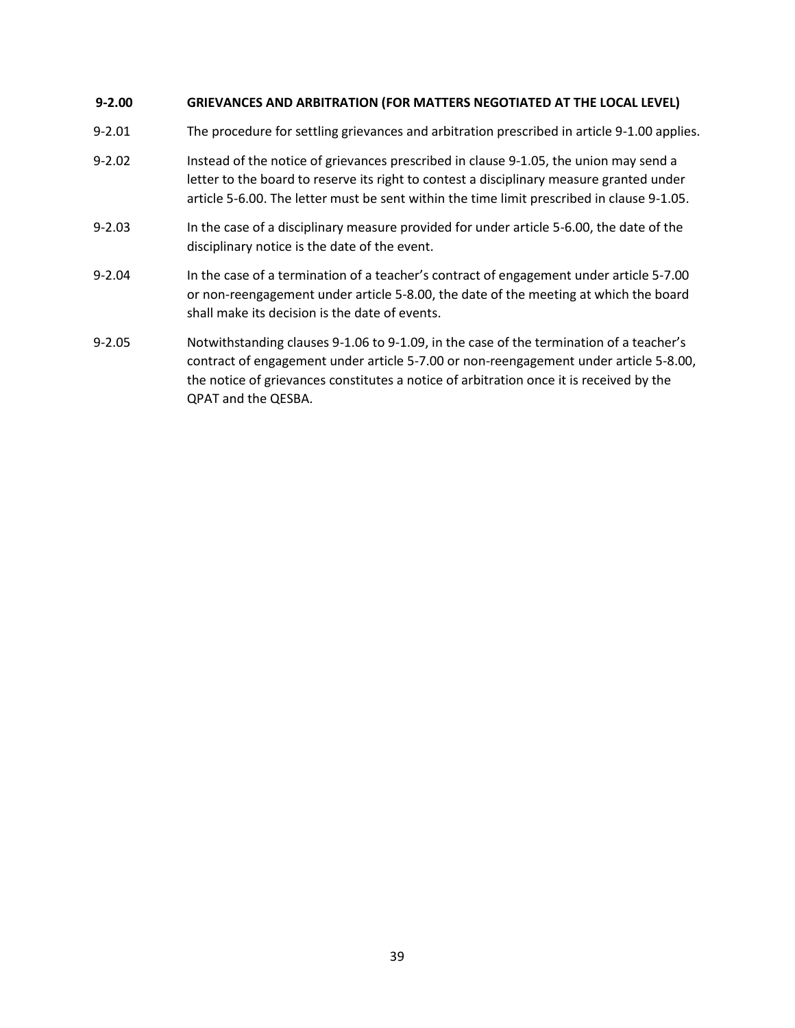**9-2.00 GRIEVANCES AND ARBITRATION (FOR MATTERS NEGOTIATED AT THE LOCAL LEVEL)**

9-2.01 The procedure for settling grievances and arbitration prescribed in article 9-1.00 applies.

9-2.02 Instead of the notice of grievances prescribed in clause 9-1.05, the union may send a letter to the board to reserve its right to contest a disciplinary measure granted under article 5-6.00. The letter must be sent within the time limit prescribed in clause 9-1.05.

9-2.03 In the case of a disciplinary measure provided for under article 5-6.00, the date of the disciplinary notice is the date of the event.

9-2.04 In the case of a termination of a teacher's contract of engagement under article 5-7.00 or non-reengagement under article 5-8.00, the date of the meeting at which the board shall make its decision is the date of events.

9-2.05 Notwithstanding clauses 9-1.06 to 9-1.09, in the case of the termination of a teacher's contract of engagement under article 5-7.00 or non-reengagement under article 5-8.00, the notice of grievances constitutes a notice of arbitration once it is received by the QPAT and the QESBA.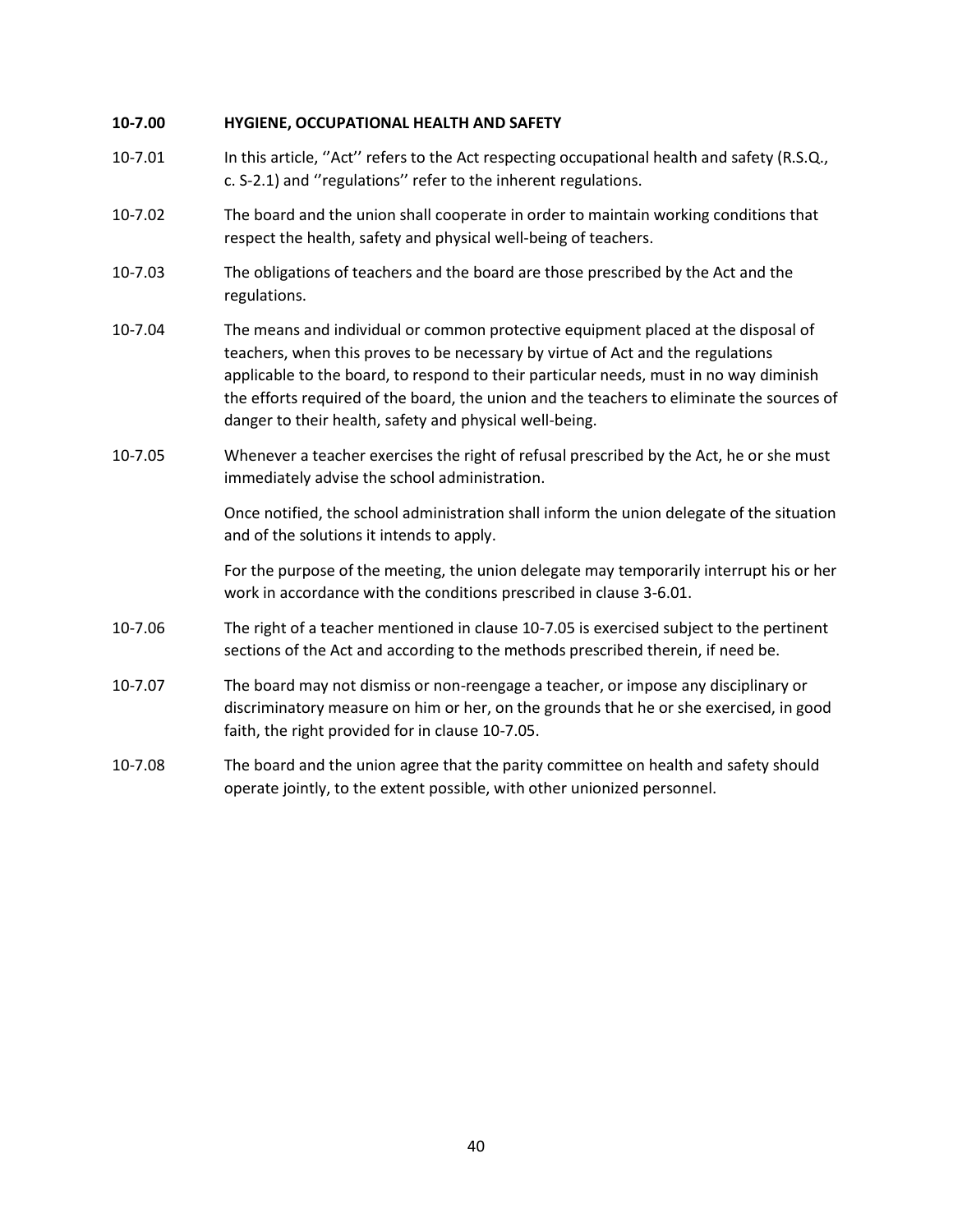**10-7.00 HYGIENE, OCCUPATIONAL HEALTH AND SAFETY**

10-7.01 In this article, ''Act'' refers to the Act respecting occupational health and safety (R.S.Q., c. S-2.1) and ''regulations'' refer to the inherent regulations.

10-7.02 The board and the union shall cooperate in order to maintain working conditions that respect the health, safety and physical well-being of teachers.

10-7.03 The obligations of teachers and the board are those prescribed by the Act and the regulations.

10-7.04 The means and individual or common protective equipment placed at the disposal of teachers, when this proves to be necessary by virtue of Act and the regulations applicable to the board, to respond to their particular needs, must in no way diminish the efforts required of the board, the union and the teachers to eliminate the sources of danger to their health, safety and physical well-being.

10-7.05 Whenever a teacher exercises the right of refusal prescribed by the Act, he or she must immediately advise the school administration.

Once notified, the school administration shall inform the union delegate of the situation and of the solutions it intends to apply.

For the purpose of the meeting, the union delegate may temporarily interrupt his or her work in accordance with the conditions prescribed in clause 3-6.01.

10-7.06 The right of a teacher mentioned in clause 10-7.05 is exercised subject to the pertinent sections of the Act and according to the methods prescribed therein, if need be.

10-7.07 The board may not dismiss or non-reengage a teacher, or impose any disciplinary or discriminatory measure on him or her, on the grounds that he or she exercised, in good faith, the right provided for in clause 10-7.05.

10-7.08 The board and the union agree that the parity committee on health and safety should operate jointly, to the extent possible, with other unionized personnel.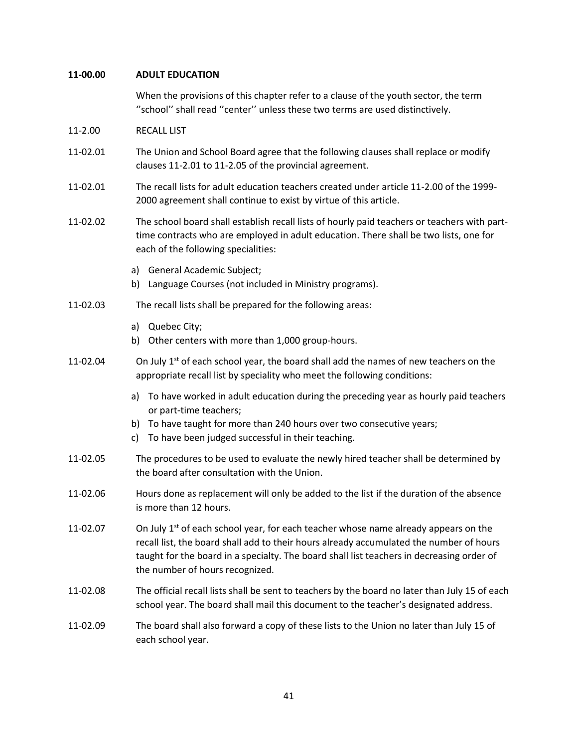**11-00.00 ADULT EDUCATION**

When the provisions of this chapter refer to a clause of the youth sector, the term ''school'' shall read ''center'' unless these two terms are used distinctively.

11-2.00 RECALL LIST

11-02.01 The Union and School Board agree that the following clauses shall replace or modify clauses 11-2.01 to 11-2.05 of the provincial agreement.

11-02.01 The recall lists for adult education teachers created under article 11-2.00 of the 1999-2000 agreement shall continue to exist by virtue of this article.

11-02.02 The school board shall establish recall lists of hourly paid teachers or teachers with part-time contracts who are employed in adult education. There shall be two lists, one for each of the following specialities:

a) General Academic Subject;
b) Language Courses (not included in Ministry programs).

11-02.03 The recall lists shall be prepared for the following areas:

a) Quebec City;
b) Other centers with more than 1,000 group-hours.

11-02.04 On July 1st of each school year, the board shall add the names of new teachers on the appropriate recall list by speciality who meet the following conditions:

a) To have worked in adult education during the preceding year as hourly paid teachers or part-time teachers;
b) To have taught for more than 240 hours over two consecutive years;
c) To have been judged successful in their teaching.

11-02.05 The procedures to be used to evaluate the newly hired teacher shall be determined by the board after consultation with the Union.

11-02.06 Hours done as replacement will only be added to the list if the duration of the absence is more than 12 hours.

11-02.07 On July 1st of each school year, for each teacher whose name already appears on the recall list, the board shall add to their hours already accumulated the number of hours taught for the board in a specialty. The board shall list teachers in decreasing order of the number of hours recognized.

11-02.08 The official recall lists shall be sent to teachers by the board no later than July 15 of each school year. The board shall mail this document to the teacher's designated address.

11-02.09 The board shall also forward a copy of these lists to the Union no later than July 15 of each school year.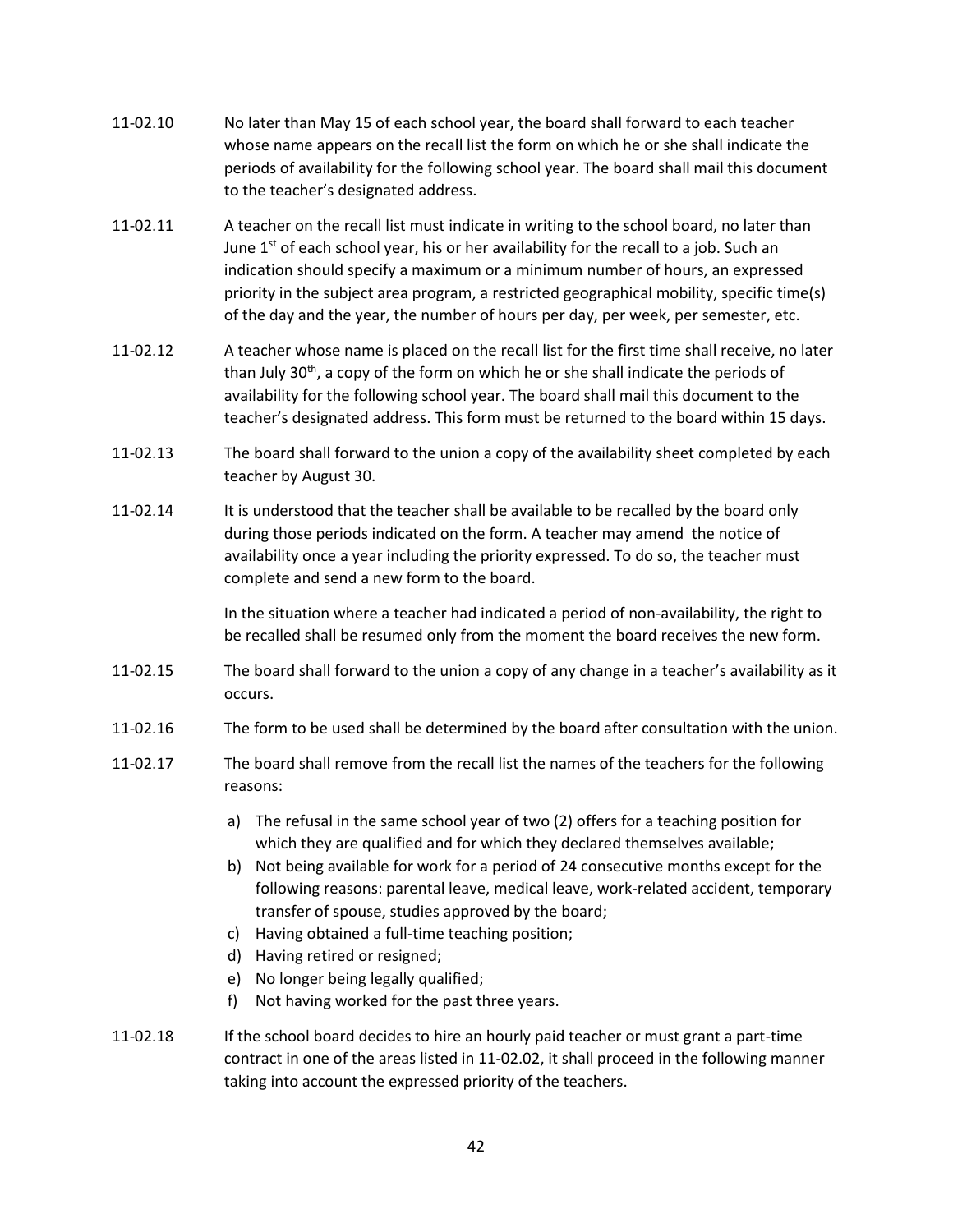11-02.10 No later than May 15 of each school year, the board shall forward to each teacher whose name appears on the recall list the form on which he or she shall indicate the periods of availability for the following school year. The board shall mail this document to the teacher's designated address.

11-02.11 A teacher on the recall list must indicate in writing to the school board, no later than June 1st of each school year, his or her availability for the recall to a job. Such an indication should specify a maximum or a minimum number of hours, an expressed priority in the subject area program, a restricted geographical mobility, specific time(s) of the day and the year, the number of hours per day, per week, per semester, etc.

11-02.12 A teacher whose name is placed on the recall list for the first time shall receive, no later than July 30th, a copy of the form on which he or she shall indicate the periods of availability for the following school year. The board shall mail this document to the teacher's designated address. This form must be returned to the board within 15 days.

11-02.13 The board shall forward to the union a copy of the availability sheet completed by each teacher by August 30.

11-02.14 It is understood that the teacher shall be available to be recalled by the board only during those periods indicated on the form. A teacher may amend the notice of availability once a year including the priority expressed. To do so, the teacher must complete and send a new form to the board.

In the situation where a teacher had indicated a period of non-availability, the right to be recalled shall be resumed only from the moment the board receives the new form.

11-02.15 The board shall forward to the union a copy of any change in a teacher's availability as it occurs.

11-02.16 The form to be used shall be determined by the board after consultation with the union.

11-02.17 The board shall remove from the recall list the names of the teachers for the following reasons:

a) The refusal in the same school year of two (2) offers for a teaching position for which they are qualified and for which they declared themselves available;
b) Not being available for work for a period of 24 consecutive months except for the following reasons: parental leave, medical leave, work-related accident, temporary transfer of spouse, studies approved by the board;
c) Having obtained a full-time teaching position;
d) Having retired or resigned;
e) No longer being legally qualified;
f) Not having worked for the past three years.

11-02.18 If the school board decides to hire an hourly paid teacher or must grant a part-time contract in one of the areas listed in 11-02.02, it shall proceed in the following manner taking into account the expressed priority of the teachers.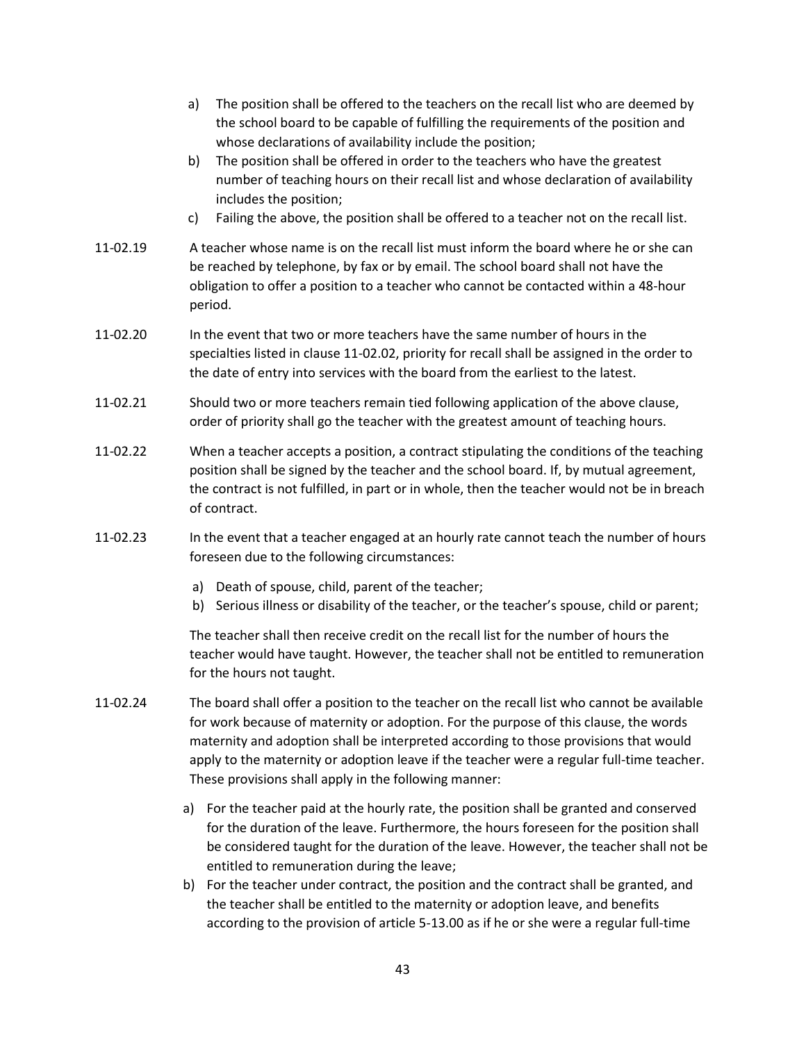a) The position shall be offered to the teachers on the recall list who are deemed by the school board to be capable of fulfilling the requirements of the position and whose declarations of availability include the position;
b) The position shall be offered in order to the teachers who have the greatest number of teaching hours on their recall list and whose declaration of availability includes the position;
c) Failing the above, the position shall be offered to a teacher not on the recall list.

11-02.19 A teacher whose name is on the recall list must inform the board where he or she can be reached by telephone, by fax or by email. The school board shall not have the obligation to offer a position to a teacher who cannot be contacted within a 48-hour period.

11-02.20 In the event that two or more teachers have the same number of hours in the specialties listed in clause 11-02.02, priority for recall shall be assigned in the order to the date of entry into services with the board from the earliest to the latest.

11-02.21 Should two or more teachers remain tied following application of the above clause, order of priority shall go the teacher with the greatest amount of teaching hours.

11-02.22 When a teacher accepts a position, a contract stipulating the conditions of the teaching position shall be signed by the teacher and the school board. If, by mutual agreement, the contract is not fulfilled, in part or in whole, then the teacher would not be in breach of contract.

11-02.23 In the event that a teacher engaged at an hourly rate cannot teach the number of hours foreseen due to the following circumstances:

a) Death of spouse, child, parent of the teacher;
b) Serious illness or disability of the teacher, or the teacher's spouse, child or parent;

The teacher shall then receive credit on the recall list for the number of hours the teacher would have taught. However, the teacher shall not be entitled to remuneration for the hours not taught.

11-02.24 The board shall offer a position to the teacher on the recall list who cannot be available for work because of maternity or adoption. For the purpose of this clause, the words maternity and adoption shall be interpreted according to those provisions that would apply to the maternity or adoption leave if the teacher were a regular full-time teacher. These provisions shall apply in the following manner:

a) For the teacher paid at the hourly rate, the position shall be granted and conserved for the duration of the leave. Furthermore, the hours foreseen for the position shall be considered taught for the duration of the leave. However, the teacher shall not be entitled to remuneration during the leave;
b) For the teacher under contract, the position and the contract shall be granted, and the teacher shall be entitled to the maternity or adoption leave, and benefits according to the provision of article 5-13.00 as if he or she were a regular full-time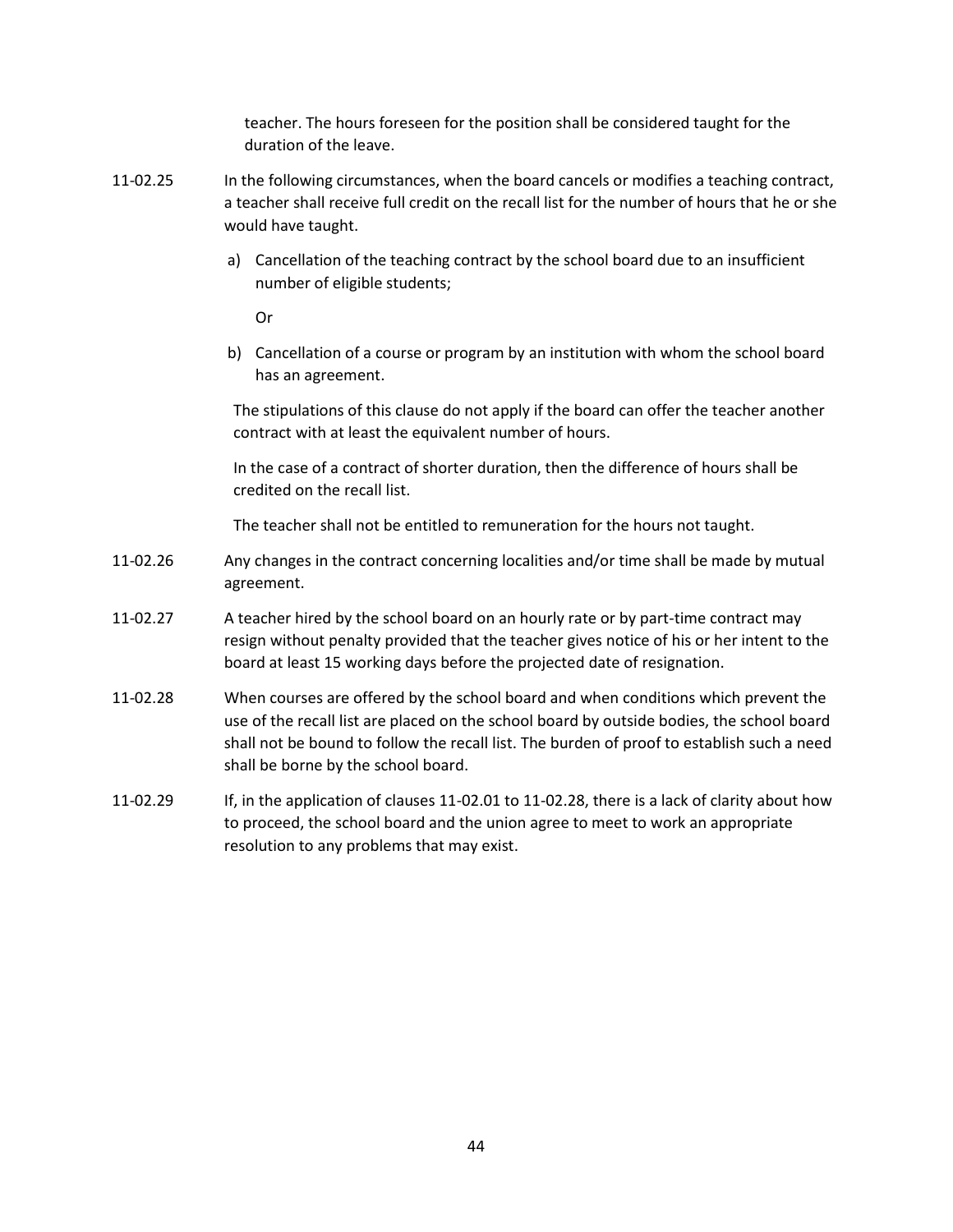teacher. The hours foreseen for the position shall be considered taught for the duration of the leave.

11-02.25 In the following circumstances, when the board cancels or modifies a teaching contract, a teacher shall receive full credit on the recall list for the number of hours that he or she would have taught.

a) Cancellation of the teaching contract by the school board due to an insufficient number of eligible students;

Or

b) Cancellation of a course or program by an institution with whom the school board has an agreement.

The stipulations of this clause do not apply if the board can offer the teacher another contract with at least the equivalent number of hours.

In the case of a contract of shorter duration, then the difference of hours shall be credited on the recall list.

The teacher shall not be entitled to remuneration for the hours not taught.

11-02.26 Any changes in the contract concerning localities and/or time shall be made by mutual agreement.

11-02.27 A teacher hired by the school board on an hourly rate or by part-time contract may resign without penalty provided that the teacher gives notice of his or her intent to the board at least 15 working days before the projected date of resignation.

11-02.28 When courses are offered by the school board and when conditions which prevent the use of the recall list are placed on the school board by outside bodies, the school board shall not be bound to follow the recall list. The burden of proof to establish such a need shall be borne by the school board.

11-02.29 If, in the application of clauses 11-02.01 to 11-02.28, there is a lack of clarity about how to proceed, the school board and the union agree to meet to work an appropriate resolution to any problems that may exist.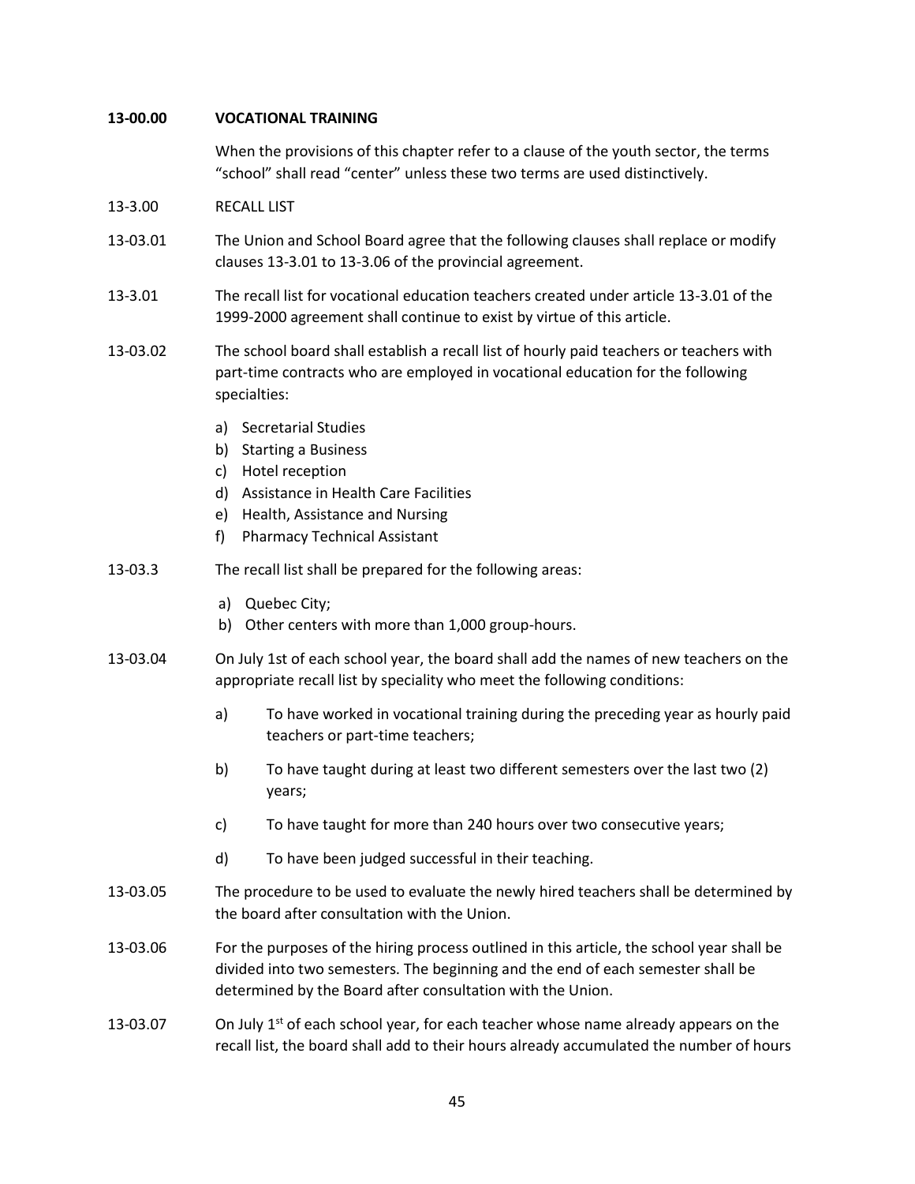**13-00.00 VOCATIONAL TRAINING**

When the provisions of this chapter refer to a clause of the youth sector, the terms "school" shall read "center" unless these two terms are used distinctively.

13-3.00 RECALL LIST

13-03.01 The Union and School Board agree that the following clauses shall replace or modify clauses 13-3.01 to 13-3.06 of the provincial agreement.

13-3.01 The recall list for vocational education teachers created under article 13-3.01 of the 1999-2000 agreement shall continue to exist by virtue of this article.

13-03.02 The school board shall establish a recall list of hourly paid teachers or teachers with part-time contracts who are employed in vocational education for the following specialties:

a) Secretarial Studies
b) Starting a Business
c) Hotel reception
d) Assistance in Health Care Facilities
e) Health, Assistance and Nursing
f) Pharmacy Technical Assistant

13-03.3 The recall list shall be prepared for the following areas:

a) Quebec City;
b) Other centers with more than 1,000 group-hours.

13-03.04 On July 1st of each school year, the board shall add the names of new teachers on the appropriate recall list by speciality who meet the following conditions:

a) To have worked in vocational training during the preceding year as hourly paid teachers or part-time teachers;

b) To have taught during at least two different semesters over the last two (2) years;

c) To have taught for more than 240 hours over two consecutive years;

d) To have been judged successful in their teaching.

13-03.05 The procedure to be used to evaluate the newly hired teachers shall be determined by the board after consultation with the Union.

13-03.06 For the purposes of the hiring process outlined in this article, the school year shall be divided into two semesters. The beginning and the end of each semester shall be determined by the Board after consultation with the Union.

13-03.07 On July 1st of each school year, for each teacher whose name already appears on the recall list, the board shall add to their hours already accumulated the number of hours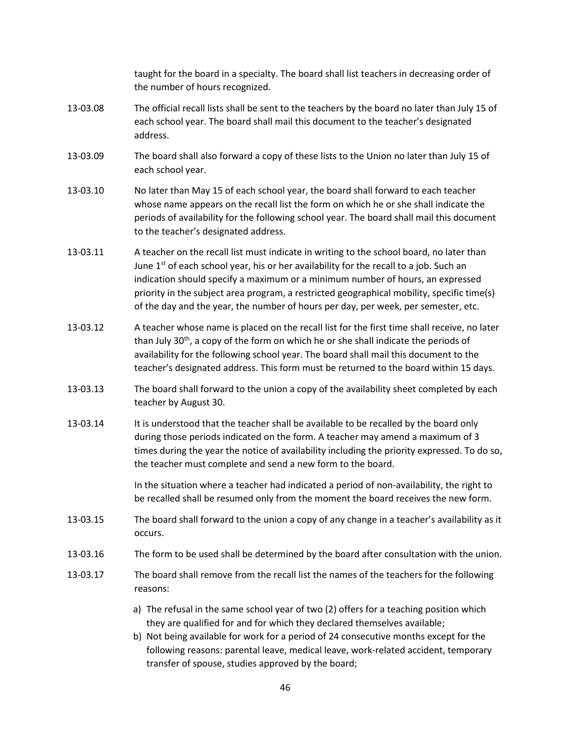taught for the board in a specialty. The board shall list teachers in decreasing order of the number of hours recognized.

13-03.08 The official recall lists shall be sent to the teachers by the board no later than July 15 of each school year. The board shall mail this document to the teacher's designated address.

13-03.09 The board shall also forward a copy of these lists to the Union no later than July 15 of each school year.

13-03.10 No later than May 15 of each school year, the board shall forward to each teacher whose name appears on the recall list the form on which he or she shall indicate the periods of availability for the following school year. The board shall mail this document to the teacher's designated address.

13-03.11 A teacher on the recall list must indicate in writing to the school board, no later than June 1st of each school year, his or her availability for the recall to a job. Such an indication should specify a maximum or a minimum number of hours, an expressed priority in the subject area program, a restricted geographical mobility, specific time(s) of the day and the year, the number of hours per day, per week, per semester, etc.

13-03.12 A teacher whose name is placed on the recall list for the first time shall receive, no later than July 30th, a copy of the form on which he or she shall indicate the periods of availability for the following school year. The board shall mail this document to the teacher's designated address. This form must be returned to the board within 15 days.

13-03.13 The board shall forward to the union a copy of the availability sheet completed by each teacher by August 30.

13-03.14 It is understood that the teacher shall be available to be recalled by the board only during those periods indicated on the form. A teacher may amend a maximum of 3 times during the year the notice of availability including the priority expressed. To do so, the teacher must complete and send a new form to the board.

In the situation where a teacher had indicated a period of non-availability, the right to be recalled shall be resumed only from the moment the board receives the new form.

13-03.15 The board shall forward to the union a copy of any change in a teacher's availability as it occurs.

13-03.16 The form to be used shall be determined by the board after consultation with the union.

13-03.17 The board shall remove from the recall list the names of the teachers for the following reasons:

a) The refusal in the same school year of two (2) offers for a teaching position which they are qualified for and for which they declared themselves available;
b) Not being available for work for a period of 24 consecutive months except for the following reasons: parental leave, medical leave, work-related accident, temporary transfer of spouse, studies approved by the board;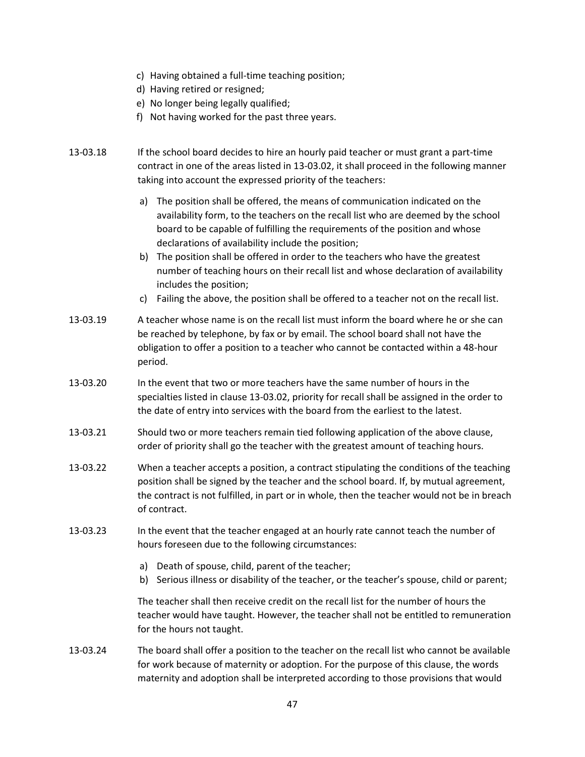c) Having obtained a full-time teaching position;
d) Having retired or resigned;
e) No longer being legally qualified;
f) Not having worked for the past three years.

13-03.18 If the school board decides to hire an hourly paid teacher or must grant a part-time contract in one of the areas listed in 13-03.02, it shall proceed in the following manner taking into account the expressed priority of the teachers:

a) The position shall be offered, the means of communication indicated on the availability form, to the teachers on the recall list who are deemed by the school board to be capable of fulfilling the requirements of the position and whose declarations of availability include the position;
b) The position shall be offered in order to the teachers who have the greatest number of teaching hours on their recall list and whose declaration of availability includes the position;
c) Failing the above, the position shall be offered to a teacher not on the recall list.

13-03.19 A teacher whose name is on the recall list must inform the board where he or she can be reached by telephone, by fax or by email. The school board shall not have the obligation to offer a position to a teacher who cannot be contacted within a 48-hour period.

13-03.20 In the event that two or more teachers have the same number of hours in the specialties listed in clause 13-03.02, priority for recall shall be assigned in the order to the date of entry into services with the board from the earliest to the latest.

13-03.21 Should two or more teachers remain tied following application of the above clause, order of priority shall go the teacher with the greatest amount of teaching hours.

13-03.22 When a teacher accepts a position, a contract stipulating the conditions of the teaching position shall be signed by the teacher and the school board. If, by mutual agreement, the contract is not fulfilled, in part or in whole, then the teacher would not be in breach of contract.

13-03.23 In the event that the teacher engaged at an hourly rate cannot teach the number of hours foreseen due to the following circumstances:

a) Death of spouse, child, parent of the teacher;
b) Serious illness or disability of the teacher, or the teacher's spouse, child or parent;

The teacher shall then receive credit on the recall list for the number of hours the teacher would have taught. However, the teacher shall not be entitled to remuneration for the hours not taught.

13-03.24 The board shall offer a position to the teacher on the recall list who cannot be available for work because of maternity or adoption. For the purpose of this clause, the words maternity and adoption shall be interpreted according to those provisions that would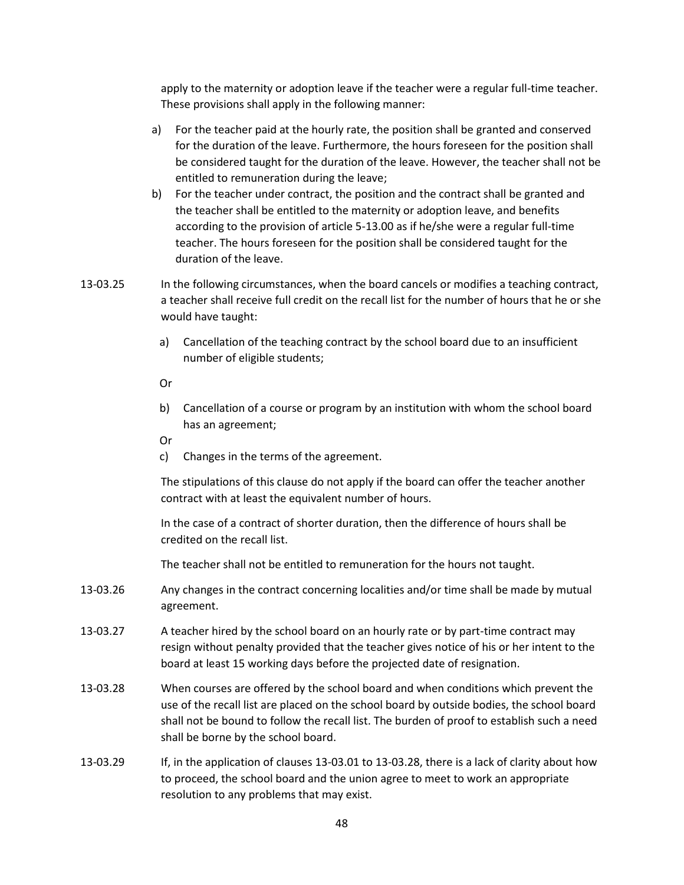apply to the maternity or adoption leave if the teacher were a regular full-time teacher. These provisions shall apply in the following manner:

a) For the teacher paid at the hourly rate, the position shall be granted and conserved for the duration of the leave. Furthermore, the hours foreseen for the position shall be considered taught for the duration of the leave. However, the teacher shall not be entitled to remuneration during the leave;

b) For the teacher under contract, the position and the contract shall be granted and the teacher shall be entitled to the maternity or adoption leave, and benefits according to the provision of article 5-13.00 as if he/she were a regular full-time teacher. The hours foreseen for the position shall be considered taught for the duration of the leave.

13-03.25 In the following circumstances, when the board cancels or modifies a teaching contract, a teacher shall receive full credit on the recall list for the number of hours that he or she would have taught:

a) Cancellation of the teaching contract by the school board due to an insufficient number of eligible students;

Or

b) Cancellation of a course or program by an institution with whom the school board has an agreement;

Or

c) Changes in the terms of the agreement.

The stipulations of this clause do not apply if the board can offer the teacher another contract with at least the equivalent number of hours.

In the case of a contract of shorter duration, then the difference of hours shall be credited on the recall list.

The teacher shall not be entitled to remuneration for the hours not taught.

13-03.26 Any changes in the contract concerning localities and/or time shall be made by mutual agreement.

13-03.27 A teacher hired by the school board on an hourly rate or by part-time contract may resign without penalty provided that the teacher gives notice of his or her intent to the board at least 15 working days before the projected date of resignation.

13-03.28 When courses are offered by the school board and when conditions which prevent the use of the recall list are placed on the school board by outside bodies, the school board shall not be bound to follow the recall list. The burden of proof to establish such a need shall be borne by the school board.

13-03.29 If, in the application of clauses 13-03.01 to 13-03.28, there is a lack of clarity about how to proceed, the school board and the union agree to meet to work an appropriate resolution to any problems that may exist.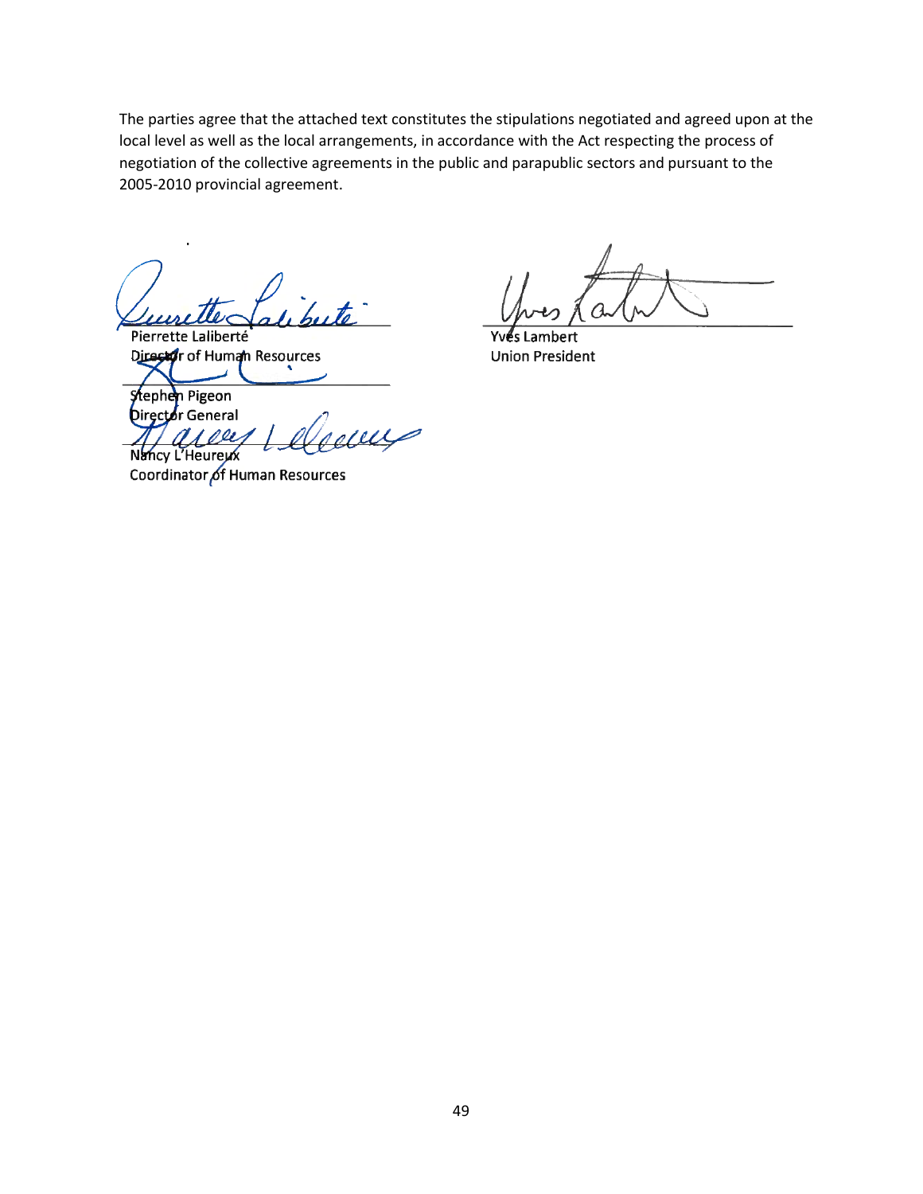The parties agree that the attached text constitutes the stipulations negotiated and agreed upon at the local level as well as the local arrangements, in accordance with the Act respecting the process of negotiation of the collective agreements in the public and parapublic sectors and pursuant to the 2005-2010 provincial agreement.

Pierrette Laliberté
Director of Human Resources

Stephen Pigeon
Director General

Nancy L'Heureux
Coordinator of Human Resources

Yves Lambert
Union President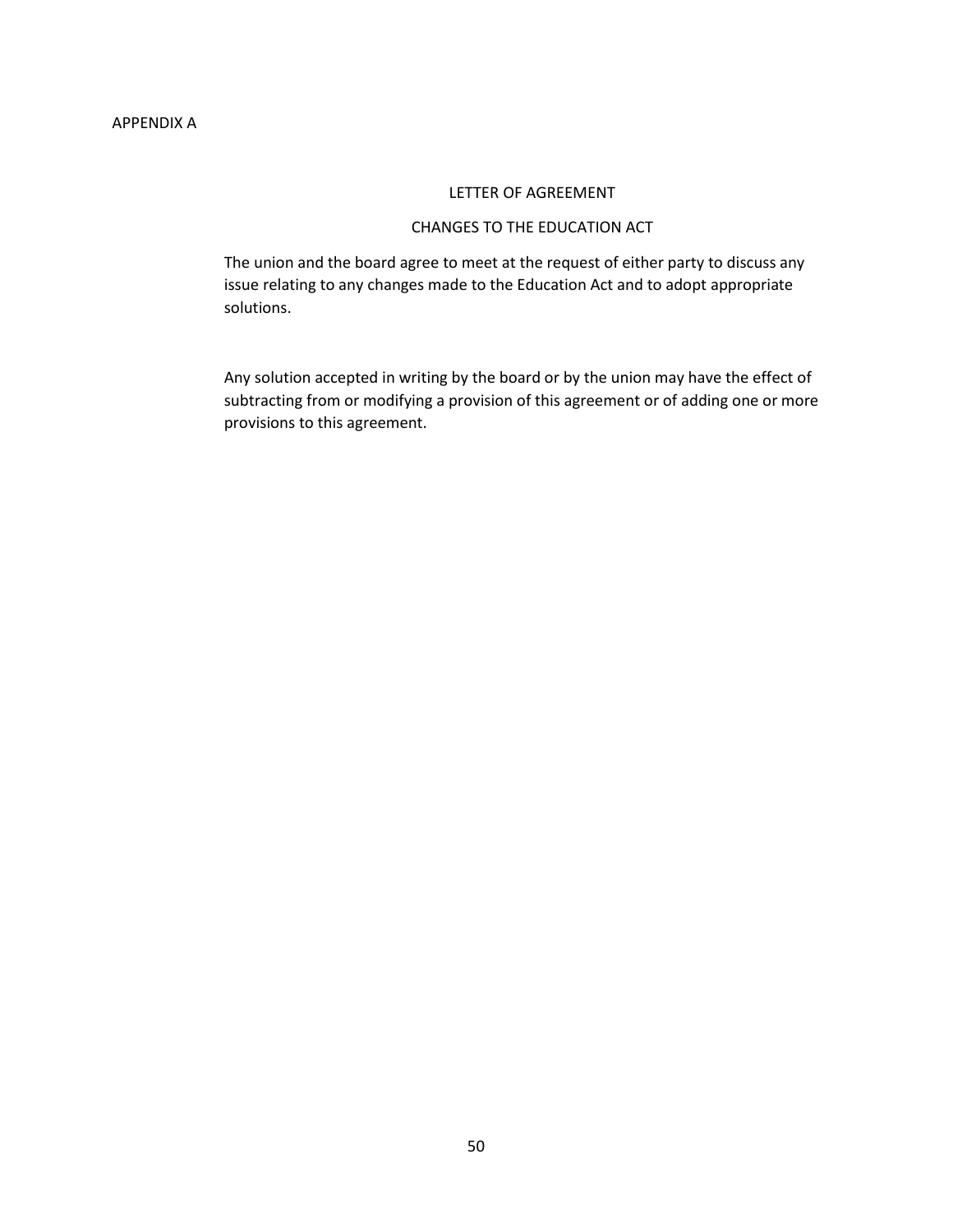APPENDIX A

## LETTER OF AGREEMENT

## CHANGES TO THE EDUCATION ACT

The union and the board agree to meet at the request of either party to discuss any issue relating to any changes made to the Education Act and to adopt appropriate solutions.

Any solution accepted in writing by the board or by the union may have the effect of subtracting from or modifying a provision of this agreement or of adding one or more provisions to this agreement.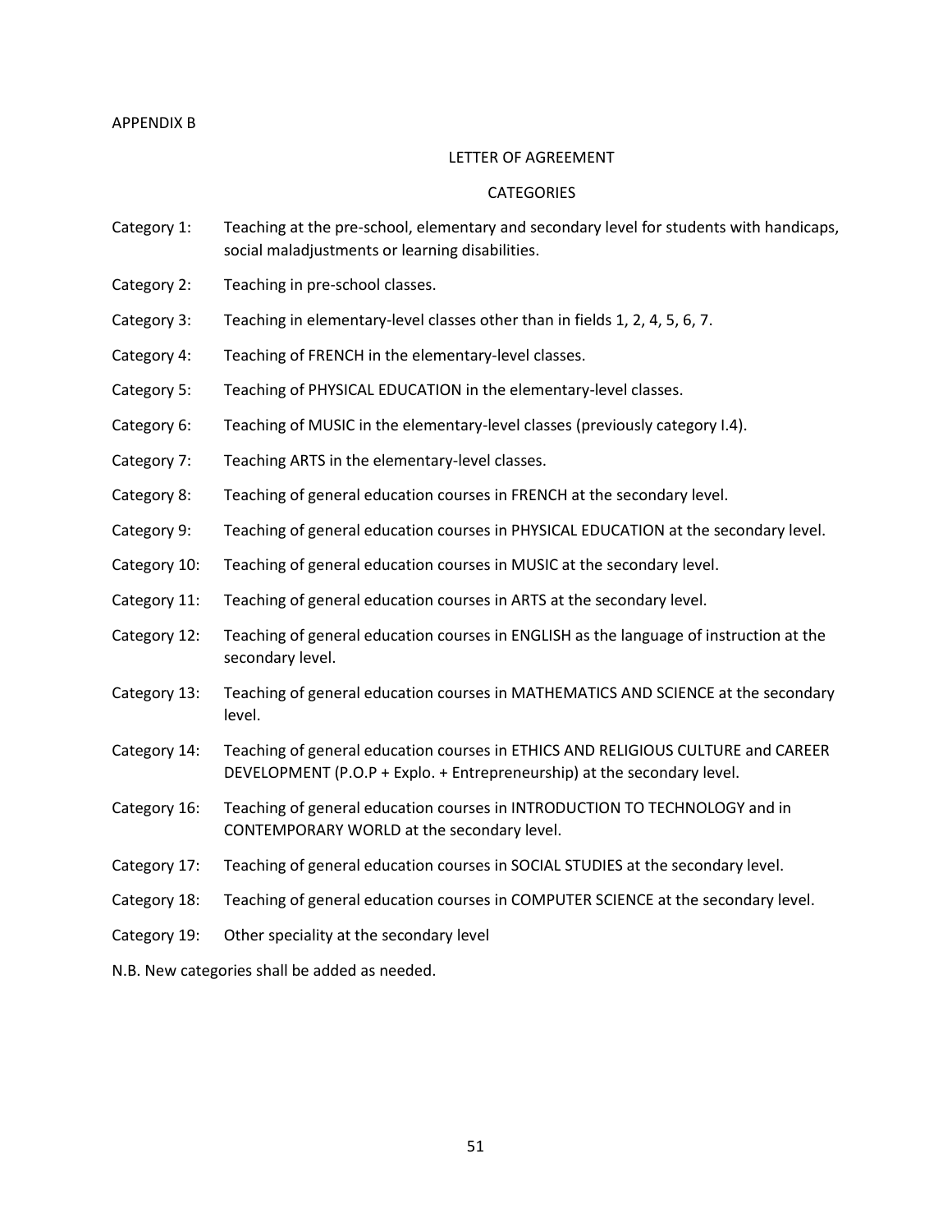APPENDIX B

LETTER OF AGREEMENT

CATEGORIES

| | |
|---|---|
| Category 1: | Teaching at the pre-school, elementary and secondary level for students with handicaps, social maladjustments or learning disabilities. |
| Category 2: | Teaching in pre-school classes. |
| Category 3: | Teaching in elementary-level classes other than in fields 1, 2, 4, 5, 6, 7. |
| Category 4: | Teaching of FRENCH in the elementary-level classes. |
| Category 5: | Teaching of PHYSICAL EDUCATION in the elementary-level classes. |
| Category 6: | Teaching of MUSIC in the elementary-level classes (previously category I.4). |
| Category 7: | Teaching ARTS in the elementary-level classes. |
| Category 8: | Teaching of general education courses in FRENCH at the secondary level. |
| Category 9: | Teaching of general education courses in PHYSICAL EDUCATION at the secondary level. |
| Category 10: | Teaching of general education courses in MUSIC at the secondary level. |
| Category 11: | Teaching of general education courses in ARTS at the secondary level. |
| Category 12: | Teaching of general education courses in ENGLISH as the language of instruction at the secondary level. |
| Category 13: | Teaching of general education courses in MATHEMATICS AND SCIENCE at the secondary level. |
| Category 14: | Teaching of general education courses in ETHICS AND RELIGIOUS CULTURE and CAREER DEVELOPMENT (P.O.P + Explo. + Entrepreneurship) at the secondary level. |
| Category 16: | Teaching of general education courses in INTRODUCTION TO TECHNOLOGY and in CONTEMPORARY WORLD at the secondary level. |
| Category 17: | Teaching of general education courses in SOCIAL STUDIES at the secondary level. |
| Category 18: | Teaching of general education courses in COMPUTER SCIENCE at the secondary level. |
| Category 19: | Other speciality at the secondary level |

N.B. New categories shall be added as needed.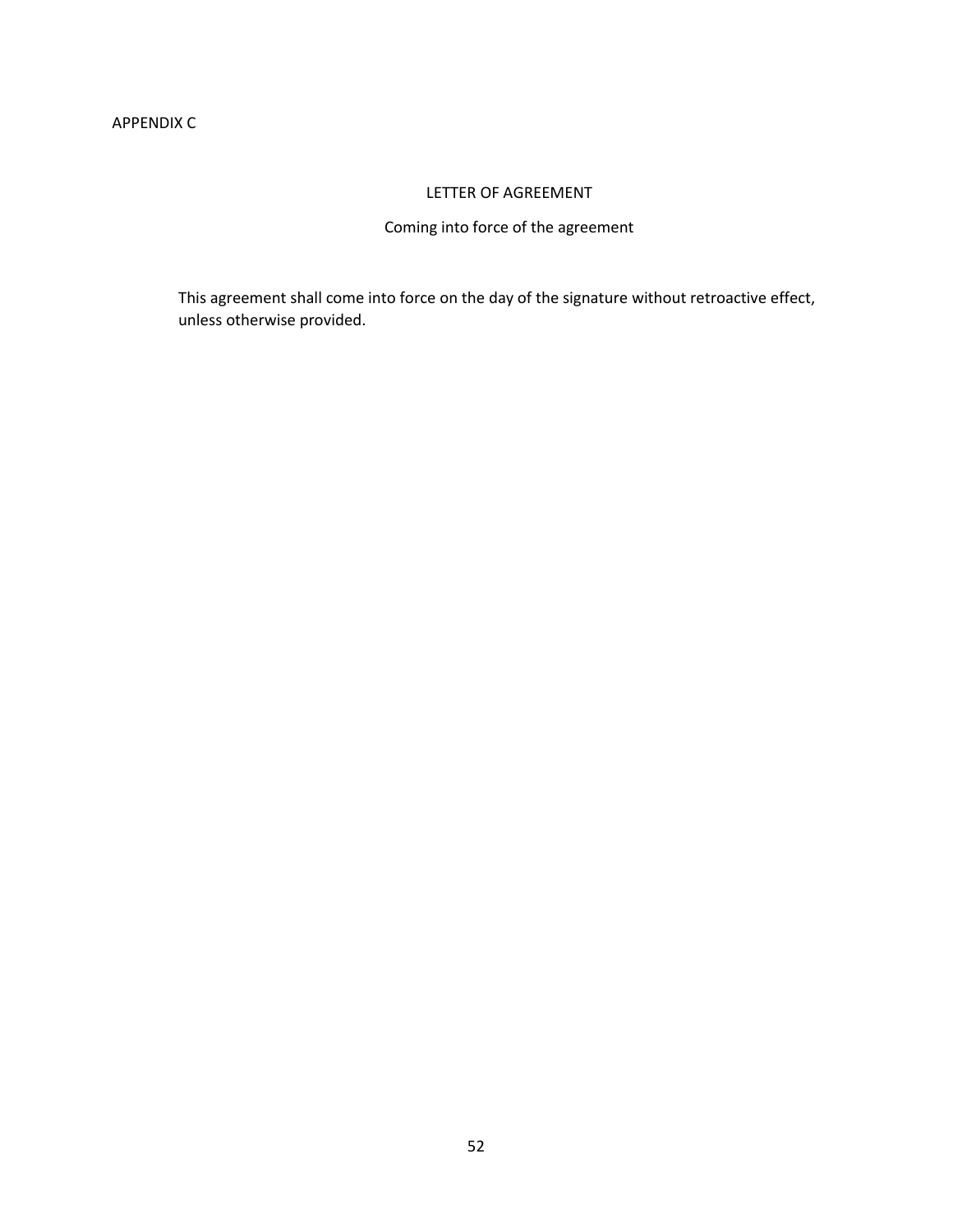APPENDIX C

## LETTER OF AGREEMENT

### Coming into force of the agreement

This agreement shall come into force on the day of the signature without retroactive effect, unless otherwise provided.